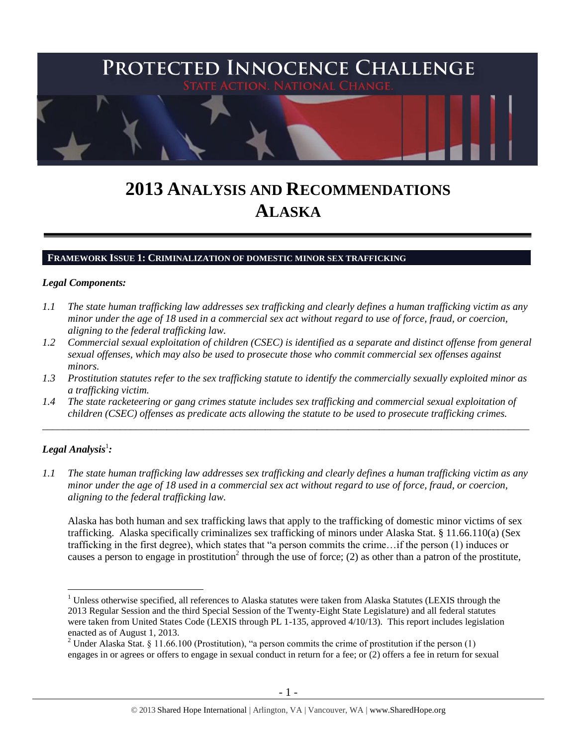# PROTECTED INNOCENCE CHALLENGE

STATE ACTION. NATIONAL CHANGE.

# 2013 ANALYSIS AND RECOMMENDATIONS ALASKA

## FRAMEWORK ISSUE 1: CRIMINALIZATION OF DOMESTIC MINOR SEX TRAFFICKING

### *Legal Components:*

*1.1 The state human trafficking law addresses sex trafficking and clearly defines a human trafficking victim as any minor under the age of 18 used in a commercial sex act without regard to use of force, fraud, or coercion, aligning to the federal trafficking law.*

*1.2 Commercial sexual exploitation of children (CSEC) is identified as a separate and distinct offense from general sexual offenses, which may also be used to prosecute those who commit commercial sex offenses against minors.*

*1.3 Prostitution statutes refer to the sex trafficking statute to identify the commercially sexually exploited minor as a trafficking victim.*

*1.4 The state racketeering or gang crimes statute includes sex trafficking and commercial sexual exploitation of children (CSEC) offenses as predicate acts allowing the statute to be used to prosecute trafficking crimes.*

---

### *Legal Analysis*[1]*:*

*1.1 The state human trafficking law addresses sex trafficking and clearly defines a human trafficking victim as any minor under the age of 18 used in a commercial sex act without regard to use of force, fraud, or coercion, aligning to the federal trafficking law.*

Alaska has both human and sex trafficking laws that apply to the trafficking of domestic minor victims of sex trafficking. Alaska specifically criminalizes sex trafficking of minors under Alaska Stat. § 11.66.110(a) (Sex trafficking in the first degree), which states that "a person commits the crime…if the person (1) induces or causes a person to engage in prostitution[2] through the use of force; (2) as other than a patron of the prostitute,

---

[1] Unless otherwise specified, all references to Alaska statutes were taken from Alaska Statutes (LEXIS through the 2013 Regular Session and the third Special Session of the Twenty-Eight State Legislature) and all federal statutes were taken from United States Code (LEXIS through PL 1-135, approved 4/10/13). This report includes legislation enacted as of August 1, 2013.

[2] Under Alaska Stat. § 11.66.100 (Prostitution), "a person commits the crime of prostitution if the person (1) engages in or agrees or offers to engage in sexual conduct in return for a fee; or (2) offers a fee in return for sexual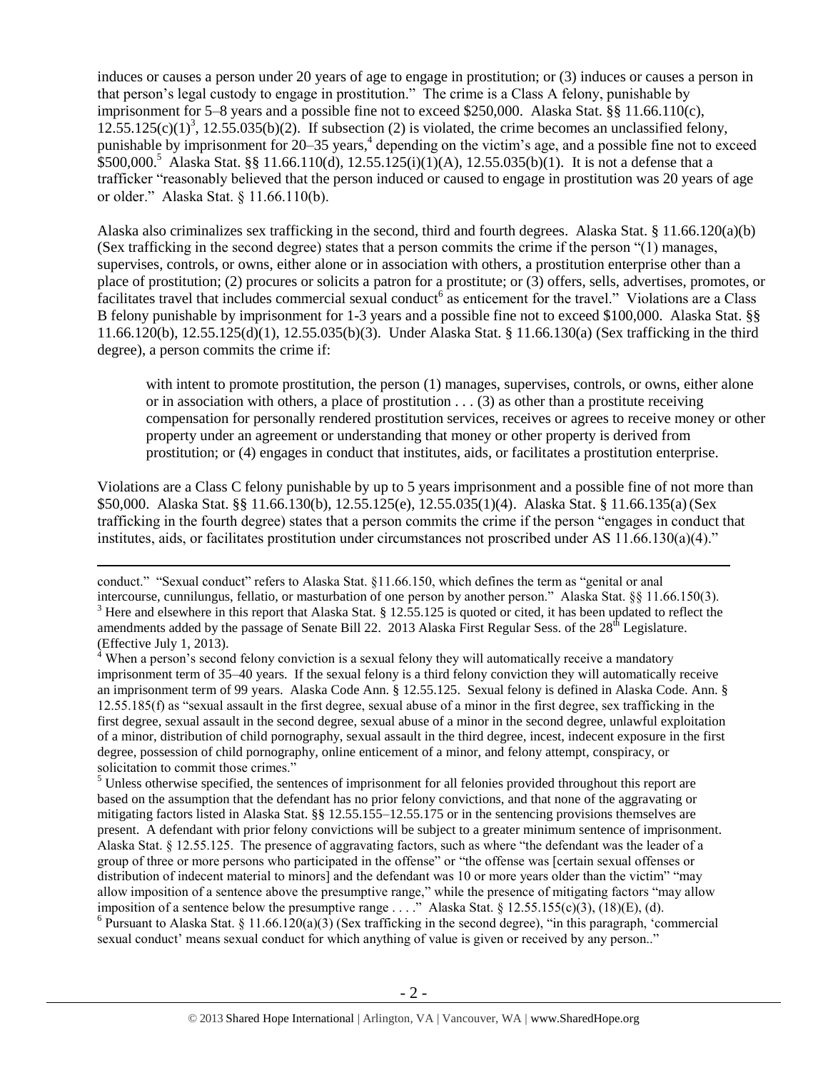induces or causes a person under 20 years of age to engage in prostitution; or (3) induces or causes a person in that person's legal custody to engage in prostitution." The crime is a Class A felony, punishable by imprisonment for 5–8 years and a possible fine not to exceed $250,000. Alaska Stat. §§ 11.66.110(c), 12.55.125(c)(1)[3], 12.55.035(b)(2). If subsection (2) is violated, the crime becomes an unclassified felony, punishable by imprisonment for 20–35 years,[4] depending on the victim's age, and a possible fine not to exceed $500,000.[5] Alaska Stat. §§ 11.66.110(d), 12.55.125(i)(1)(A), 12.55.035(b)(1). It is not a defense that a trafficker "reasonably believed that the person induced or caused to engage in prostitution was 20 years of age or older." Alaska Stat. § 11.66.110(b).

Alaska also criminalizes sex trafficking in the second, third and fourth degrees. Alaska Stat. § 11.66.120(a)(b) (Sex trafficking in the second degree) states that a person commits the crime if the person "(1) manages, supervises, controls, or owns, either alone or in association with others, a prostitution enterprise other than a place of prostitution; (2) procures or solicits a patron for a prostitute; or (3) offers, sells, advertises, promotes, or facilitates travel that includes commercial sexual conduct[6] as enticement for the travel." Violations are a Class B felony punishable by imprisonment for 1-3 years and a possible fine not to exceed $100,000. Alaska Stat. §§ 11.66.120(b), 12.55.125(d)(1), 12.55.035(b)(3). Under Alaska Stat. § 11.66.130(a) (Sex trafficking in the third degree), a person commits the crime if:

> with intent to promote prostitution, the person (1) manages, supervises, controls, or owns, either alone or in association with others, a place of prostitution . . . (3) as other than a prostitute receiving compensation for personally rendered prostitution services, receives or agrees to receive money or other property under an agreement or understanding that money or other property is derived from prostitution; or (4) engages in conduct that institutes, aids, or facilitates a prostitution enterprise.

Violations are a Class C felony punishable by up to 5 years imprisonment and a possible fine of not more than $50,000. Alaska Stat. §§ 11.66.130(b), 12.55.125(e), 12.55.035(1)(4). Alaska Stat. § 11.66.135(a) (Sex trafficking in the fourth degree) states that a person commits the crime if the person "engages in conduct that institutes, aids, or facilitates prostitution under circumstances not proscribed under AS 11.66.130(a)(4)."

---

conduct." "Sexual conduct" refers to Alaska Stat. §11.66.150, which defines the term as "genital or anal intercourse, cunnilungus, fellatio, or masturbation of one person by another person." Alaska Stat. §§ 11.66.150(3).

[3] Here and elsewhere in this report that Alaska Stat. § 12.55.125 is quoted or cited, it has been updated to reflect the amendments added by the passage of Senate Bill 22. 2013 Alaska First Regular Sess. of the 28th Legislature. (Effective July 1, 2013).

[4] When a person's second felony conviction is a sexual felony they will automatically receive a mandatory imprisonment term of 35–40 years. If the sexual felony is a third felony conviction they will automatically receive an imprisonment term of 99 years. Alaska Code Ann. § 12.55.125. Sexual felony is defined in Alaska Code. Ann. § 12.55.185(f) as "sexual assault in the first degree, sexual abuse of a minor in the first degree, sex trafficking in the first degree, sexual assault in the second degree, sexual abuse of a minor in the second degree, unlawful exploitation of a minor, distribution of child pornography, sexual assault in the third degree, incest, indecent exposure in the first degree, possession of child pornography, online enticement of a minor, and felony attempt, conspiracy, or solicitation to commit those crimes."

[5] Unless otherwise specified, the sentences of imprisonment for all felonies provided throughout this report are based on the assumption that the defendant has no prior felony convictions, and that none of the aggravating or mitigating factors listed in Alaska Stat. §§ 12.55.155–12.55.175 or in the sentencing provisions themselves are present. A defendant with prior felony convictions will be subject to a greater minimum sentence of imprisonment. Alaska Stat. § 12.55.125. The presence of aggravating factors, such as where "the defendant was the leader of a group of three or more persons who participated in the offense" or "the offense was [certain sexual offenses or distribution of indecent material to minors] and the defendant was 10 or more years older than the victim" "may allow imposition of a sentence above the presumptive range," while the presence of mitigating factors "may allow imposition of a sentence below the presumptive range . . . ." Alaska Stat. § 12.55.155(c)(3), (18)(E), (d).

[6] Pursuant to Alaska Stat. § 11.66.120(a)(3) (Sex trafficking in the second degree), "in this paragraph, 'commercial sexual conduct' means sexual conduct for which anything of value is given or received by any person.."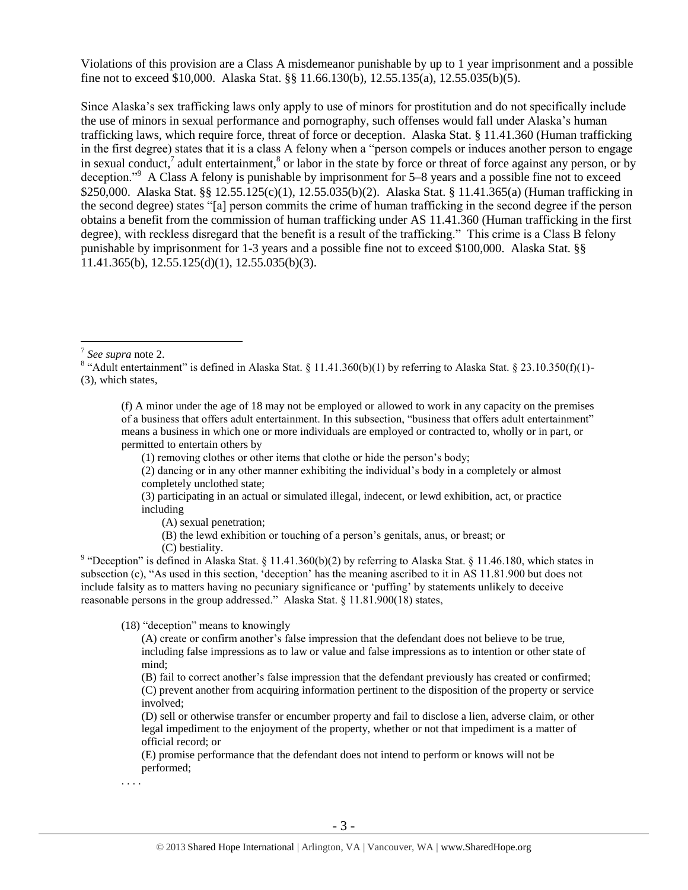Violations of this provision are a Class A misdemeanor punishable by up to 1 year imprisonment and a possible fine not to exceed $10,000. Alaska Stat. §§ 11.66.130(b), 12.55.135(a), 12.55.035(b)(5).

Since Alaska's sex trafficking laws only apply to use of minors for prostitution and do not specifically include the use of minors in sexual performance and pornography, such offenses would fall under Alaska's human trafficking laws, which require force, threat of force or deception. Alaska Stat. § 11.41.360 (Human trafficking in the first degree) states that it is a class A felony when a "person compels or induces another person to engage in sexual conduct,[7] adult entertainment,[8] or labor in the state by force or threat of force against any person, or by deception."[9] A Class A felony is punishable by imprisonment for 5–8 years and a possible fine not to exceed $250,000. Alaska Stat. §§ 12.55.125(c)(1), 12.55.035(b)(2). Alaska Stat. § 11.41.365(a) (Human trafficking in the second degree) states "[a] person commits the crime of human trafficking in the second degree if the person obtains a benefit from the commission of human trafficking under AS 11.41.360 (Human trafficking in the first degree), with reckless disregard that the benefit is a result of the trafficking." This crime is a Class B felony punishable by imprisonment for 1-3 years and a possible fine not to exceed $100,000. Alaska Stat. §§ 11.41.365(b), 12.55.125(d)(1), 12.55.035(b)(3).

---

[7] *See supra* note 2.

[8] "Adult entertainment" is defined in Alaska Stat. § 11.41.360(b)(1) by referring to Alaska Stat. § 23.10.350(f)(1)-(3), which states,

> (f) A minor under the age of 18 may not be employed or allowed to work in any capacity on the premises of a business that offers adult entertainment. In this subsection, "business that offers adult entertainment" means a business in which one or more individuals are employed or contracted to, wholly or in part, or permitted to entertain others by
>
> (1) removing clothes or other items that clothe or hide the person's body;
>
> (2) dancing or in any other manner exhibiting the individual's body in a completely or almost completely unclothed state;
>
> (3) participating in an actual or simulated illegal, indecent, or lewd exhibition, act, or practice including
>
> (A) sexual penetration;
>
> (B) the lewd exhibition or touching of a person's genitals, anus, or breast; or
>
> (C) bestiality.

[9] "Deception" is defined in Alaska Stat. § 11.41.360(b)(2) by referring to Alaska Stat. § 11.46.180, which states in subsection (c), "As used in this section, 'deception' has the meaning ascribed to it in AS 11.81.900 but does not include falsity as to matters having no pecuniary significance or 'puffing' by statements unlikely to deceive reasonable persons in the group addressed." Alaska Stat. § 11.81.900(18) states,

> (18) "deception" means to knowingly
>
> (A) create or confirm another's false impression that the defendant does not believe to be true, including false impressions as to law or value and false impressions as to intention or other state of mind;
>
> (B) fail to correct another's false impression that the defendant previously has created or confirmed;
>
> (C) prevent another from acquiring information pertinent to the disposition of the property or service involved;
>
> (D) sell or otherwise transfer or encumber property and fail to disclose a lien, adverse claim, or other legal impediment to the enjoyment of the property, whether or not that impediment is a matter of official record; or
>
> (E) promise performance that the defendant does not intend to perform or knows will not be performed;
>
> . . . .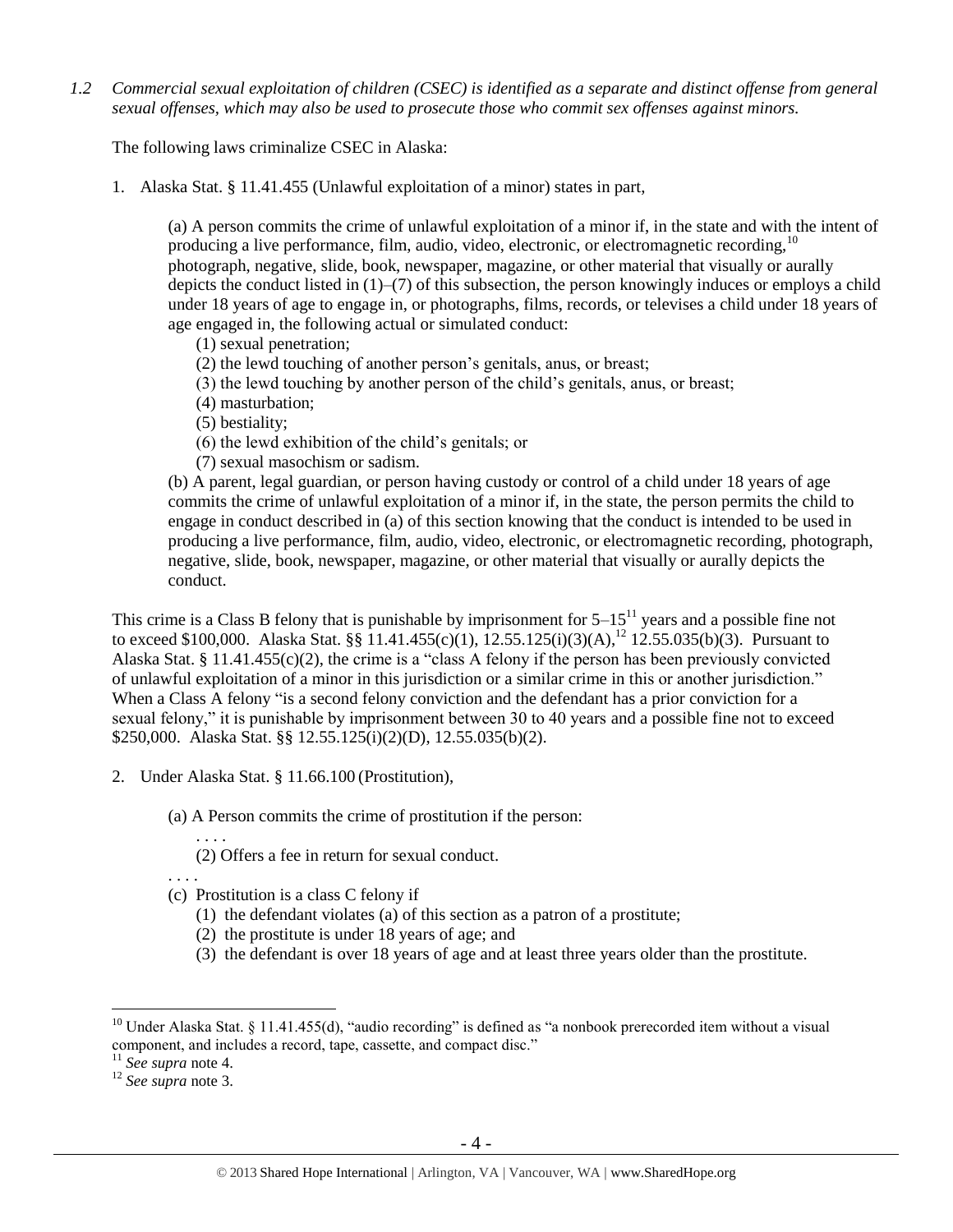*1.2 Commercial sexual exploitation of children (CSEC) is identified as a separate and distinct offense from general sexual offenses, which may also be used to prosecute those who commit sex offenses against minors.*

The following laws criminalize CSEC in Alaska:

1. Alaska Stat. § 11.41.455 (Unlawful exploitation of a minor) states in part,

> (a) A person commits the crime of unlawful exploitation of a minor if, in the state and with the intent of producing a live performance, film, audio, video, electronic, or electromagnetic recording,[10] photograph, negative, slide, book, newspaper, magazine, or other material that visually or aurally depicts the conduct listed in (1)–(7) of this subsection, the person knowingly induces or employs a child under 18 years of age to engage in, or photographs, films, records, or televises a child under 18 years of age engaged in, the following actual or simulated conduct:
>
> (1) sexual penetration;
> (2) the lewd touching of another person's genitals, anus, or breast;
> (3) the lewd touching by another person of the child's genitals, anus, or breast;
> (4) masturbation;
> (5) bestiality;
> (6) the lewd exhibition of the child's genitals; or
> (7) sexual masochism or sadism.
>
> (b) A parent, legal guardian, or person having custody or control of a child under 18 years of age commits the crime of unlawful exploitation of a minor if, in the state, the person permits the child to engage in conduct described in (a) of this section knowing that the conduct is intended to be used in producing a live performance, film, audio, video, electronic, or electromagnetic recording, photograph, negative, slide, book, newspaper, magazine, or other material that visually or aurally depicts the conduct.

This crime is a Class B felony that is punishable by imprisonment for 5–15[11] years and a possible fine not to exceed $100,000. Alaska Stat. §§ 11.41.455(c)(1), 12.55.125(i)(3)(A),[12] 12.55.035(b)(3). Pursuant to Alaska Stat. § 11.41.455(c)(2), the crime is a "class A felony if the person has been previously convicted of unlawful exploitation of a minor in this jurisdiction or a similar crime in this or another jurisdiction." When a Class A felony "is a second felony conviction and the defendant has a prior conviction for a sexual felony," it is punishable by imprisonment between 30 to 40 years and a possible fine not to exceed $250,000. Alaska Stat. §§ 12.55.125(i)(2)(D), 12.55.035(b)(2).

2. Under Alaska Stat. § 11.66.100 (Prostitution),

> (a) A Person commits the crime of prostitution if the person:
>
> . . . .
>
> (2) Offers a fee in return for sexual conduct.
>
> . . . .
>
> (c) Prostitution is a class C felony if
>
> (1) the defendant violates (a) of this section as a patron of a prostitute;
> (2) the prostitute is under 18 years of age; and
> (3) the defendant is over 18 years of age and at least three years older than the prostitute.

---

[10] Under Alaska Stat. § 11.41.455(d), "audio recording" is defined as "a nonbook prerecorded item without a visual component, and includes a record, tape, cassette, and compact disc."

[11] *See supra* note 4.

[12] *See supra* note 3.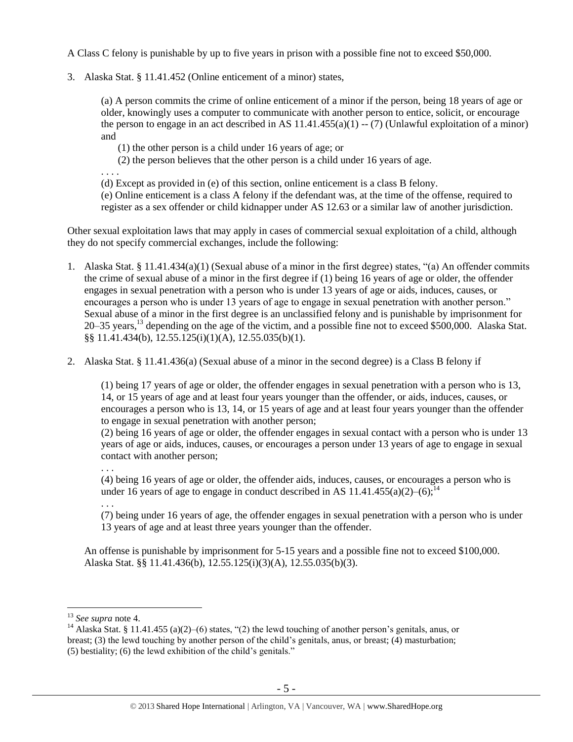A Class C felony is punishable by up to five years in prison with a possible fine not to exceed $50,000.

3. Alaska Stat. § 11.41.452 (Online enticement of a minor) states,

   (a) A person commits the crime of online enticement of a minor if the person, being 18 years of age or older, knowingly uses a computer to communicate with another person to entice, solicit, or encourage the person to engage in an act described in AS 11.41.455(a)(1) -- (7) (Unlawful exploitation of a minor) and

   (1) the other person is a child under 16 years of age; or

   (2) the person believes that the other person is a child under 16 years of age.

   . . . .

   (d) Except as provided in (e) of this section, online enticement is a class B felony.

   (e) Online enticement is a class A felony if the defendant was, at the time of the offense, required to register as a sex offender or child kidnapper under AS 12.63 or a similar law of another jurisdiction.

Other sexual exploitation laws that may apply in cases of commercial sexual exploitation of a child, although they do not specify commercial exchanges, include the following:

1. Alaska Stat. § 11.41.434(a)(1) (Sexual abuse of a minor in the first degree) states, "(a) An offender commits the crime of sexual abuse of a minor in the first degree if (1) being 16 years of age or older, the offender engages in sexual penetration with a person who is under 13 years of age or aids, induces, causes, or encourages a person who is under 13 years of age to engage in sexual penetration with another person." Sexual abuse of a minor in the first degree is an unclassified felony and is punishable by imprisonment for 20–35 years,[13] depending on the age of the victim, and a possible fine not to exceed $500,000. Alaska Stat. §§ 11.41.434(b), 12.55.125(i)(1)(A), 12.55.035(b)(1).

2. Alaska Stat. § 11.41.436(a) (Sexual abuse of a minor in the second degree) is a Class B felony if

   (1) being 17 years of age or older, the offender engages in sexual penetration with a person who is 13, 14, or 15 years of age and at least four years younger than the offender, or aids, induces, causes, or encourages a person who is 13, 14, or 15 years of age and at least four years younger than the offender to engage in sexual penetration with another person;

   (2) being 16 years of age or older, the offender engages in sexual contact with a person who is under 13 years of age or aids, induces, causes, or encourages a person under 13 years of age to engage in sexual contact with another person;

   . . .

   (4) being 16 years of age or older, the offender aids, induces, causes, or encourages a person who is under 16 years of age to engage in conduct described in AS 11.41.455(a)(2)–(6);[14]

   . . .

   (7) being under 16 years of age, the offender engages in sexual penetration with a person who is under 13 years of age and at least three years younger than the offender.

   An offense is punishable by imprisonment for 5-15 years and a possible fine not to exceed $100,000. Alaska Stat. §§ 11.41.436(b), 12.55.125(i)(3)(A), 12.55.035(b)(3).

---

[13] *See supra* note 4.

[14] Alaska Stat. § 11.41.455 (a)(2)–(6) states, "(2) the lewd touching of another person's genitals, anus, or breast; (3) the lewd touching by another person of the child's genitals, anus, or breast; (4) masturbation; (5) bestiality; (6) the lewd exhibition of the child's genitals."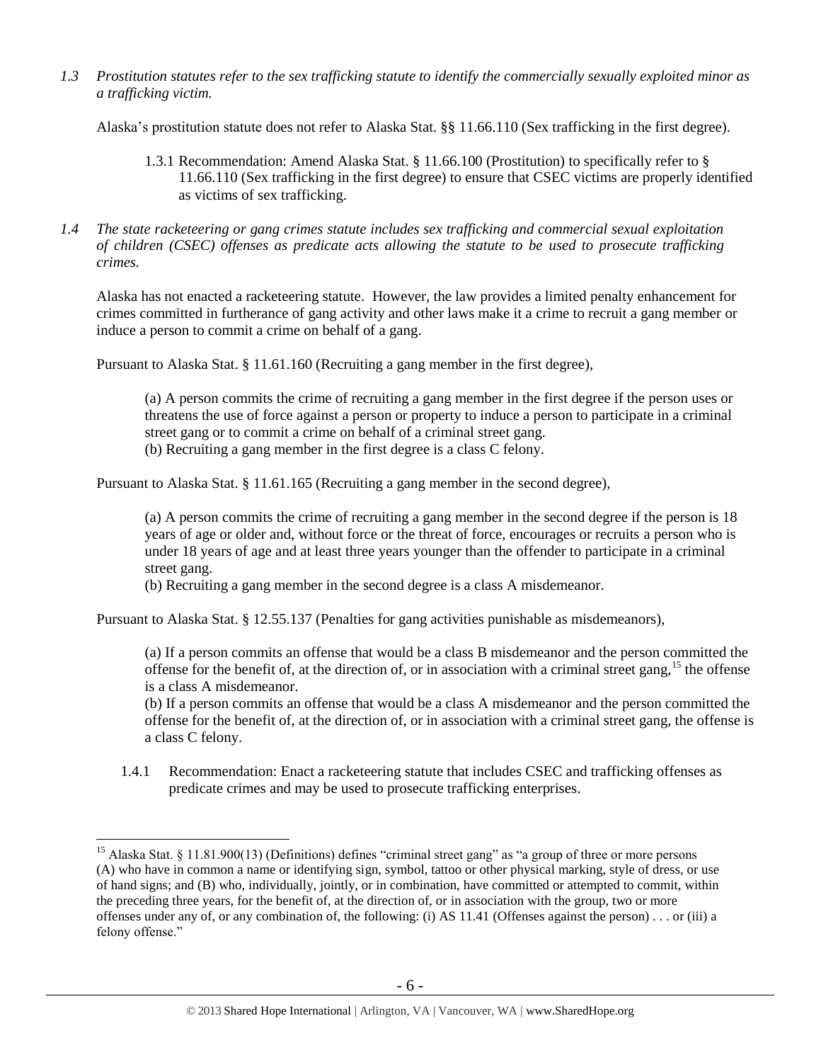*1.3 Prostitution statutes refer to the sex trafficking statute to identify the commercially sexually exploited minor as a trafficking victim.*

Alaska's prostitution statute does not refer to Alaska Stat. §§ 11.66.110 (Sex trafficking in the first degree).

> 1.3.1 Recommendation: Amend Alaska Stat. § 11.66.100 (Prostitution) to specifically refer to § 11.66.110 (Sex trafficking in the first degree) to ensure that CSEC victims are properly identified as victims of sex trafficking.

*1.4 The state racketeering or gang crimes statute includes sex trafficking and commercial sexual exploitation of children (CSEC) offenses as predicate acts allowing the statute to be used to prosecute trafficking crimes.*

Alaska has not enacted a racketeering statute. However, the law provides a limited penalty enhancement for crimes committed in furtherance of gang activity and other laws make it a crime to recruit a gang member or induce a person to commit a crime on behalf of a gang.

Pursuant to Alaska Stat. § 11.61.160 (Recruiting a gang member in the first degree),

> (a) A person commits the crime of recruiting a gang member in the first degree if the person uses or threatens the use of force against a person or property to induce a person to participate in a criminal street gang or to commit a crime on behalf of a criminal street gang.
> (b) Recruiting a gang member in the first degree is a class C felony.

Pursuant to Alaska Stat. § 11.61.165 (Recruiting a gang member in the second degree),

> (a) A person commits the crime of recruiting a gang member in the second degree if the person is 18 years of age or older and, without force or the threat of force, encourages or recruits a person who is under 18 years of age and at least three years younger than the offender to participate in a criminal street gang.
> (b) Recruiting a gang member in the second degree is a class A misdemeanor.

Pursuant to Alaska Stat. § 12.55.137 (Penalties for gang activities punishable as misdemeanors),

> (a) If a person commits an offense that would be a class B misdemeanor and the person committed the offense for the benefit of, at the direction of, or in association with a criminal street gang,[15] the offense is a class A misdemeanor.
> (b) If a person commits an offense that would be a class A misdemeanor and the person committed the offense for the benefit of, at the direction of, or in association with a criminal street gang, the offense is a class C felony.

> 1.4.1 Recommendation: Enact a racketeering statute that includes CSEC and trafficking offenses as predicate crimes and may be used to prosecute trafficking enterprises.

---

[15] Alaska Stat. § 11.81.900(13) (Definitions) defines "criminal street gang" as "a group of three or more persons (A) who have in common a name or identifying sign, symbol, tattoo or other physical marking, style of dress, or use of hand signs; and (B) who, individually, jointly, or in combination, have committed or attempted to commit, within the preceding three years, for the benefit of, at the direction of, or in association with the group, two or more offenses under any of, or any combination of, the following: (i) AS 11.41 (Offenses against the person) . . . or (iii) a felony offense."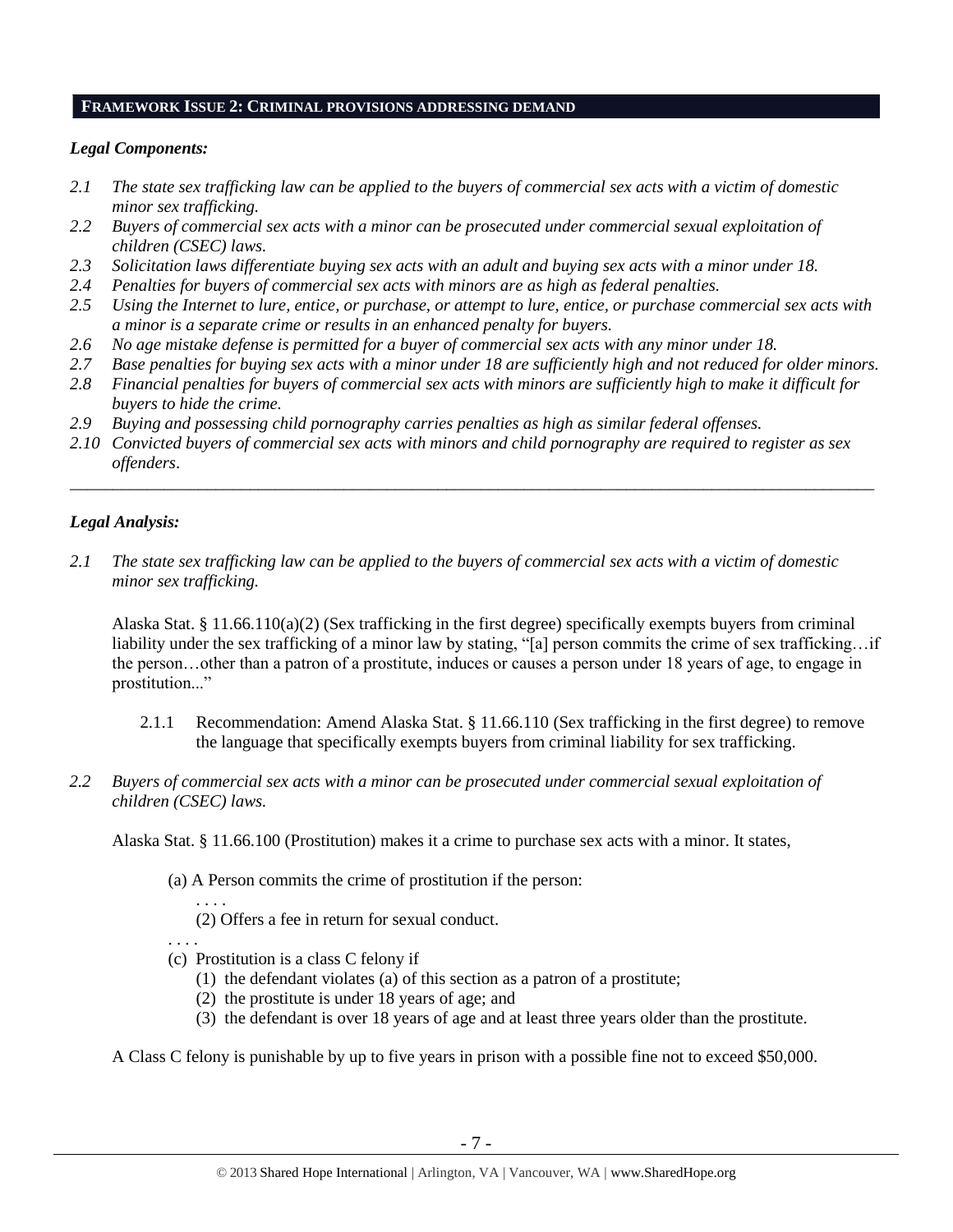## FRAMEWORK ISSUE 2: CRIMINAL PROVISIONS ADDRESSING DEMAND

### *Legal Components:*

- *2.1 The state sex trafficking law can be applied to the buyers of commercial sex acts with a victim of domestic minor sex trafficking.*
- *2.2 Buyers of commercial sex acts with a minor can be prosecuted under commercial sexual exploitation of children (CSEC) laws.*
- *2.3 Solicitation laws differentiate buying sex acts with an adult and buying sex acts with a minor under 18.*
- *2.4 Penalties for buyers of commercial sex acts with minors are as high as federal penalties.*
- *2.5 Using the Internet to lure, entice, or purchase, or attempt to lure, entice, or purchase commercial sex acts with a minor is a separate crime or results in an enhanced penalty for buyers.*
- *2.6 No age mistake defense is permitted for a buyer of commercial sex acts with any minor under 18.*
- *2.7 Base penalties for buying sex acts with a minor under 18 are sufficiently high and not reduced for older minors.*
- *2.8 Financial penalties for buyers of commercial sex acts with minors are sufficiently high to make it difficult for buyers to hide the crime.*
- *2.9 Buying and possessing child pornography carries penalties as high as similar federal offenses.*
- *2.10 Convicted buyers of commercial sex acts with minors and child pornography are required to register as sex offenders.*

---

### *Legal Analysis:*

*2.1 The state sex trafficking law can be applied to the buyers of commercial sex acts with a victim of domestic minor sex trafficking.*

Alaska Stat. § 11.66.110(a)(2) (Sex trafficking in the first degree) specifically exempts buyers from criminal liability under the sex trafficking of a minor law by stating, "[a] person commits the crime of sex trafficking…if the person…other than a patron of a prostitute, induces or causes a person under 18 years of age, to engage in prostitution..."

2.1.1 Recommendation: Amend Alaska Stat. § 11.66.110 (Sex trafficking in the first degree) to remove the language that specifically exempts buyers from criminal liability for sex trafficking.

*2.2 Buyers of commercial sex acts with a minor can be prosecuted under commercial sexual exploitation of children (CSEC) laws.*

Alaska Stat. § 11.66.100 (Prostitution) makes it a crime to purchase sex acts with a minor. It states,

> (a) A Person commits the crime of prostitution if the person:
>
> . . . .
>
> (2) Offers a fee in return for sexual conduct.
>
> . . . .
>
> (c) Prostitution is a class C felony if
>
> (1) the defendant violates (a) of this section as a patron of a prostitute;
>
> (2) the prostitute is under 18 years of age; and
>
> (3) the defendant is over 18 years of age and at least three years older than the prostitute.

A Class C felony is punishable by up to five years in prison with a possible fine not to exceed $50,000.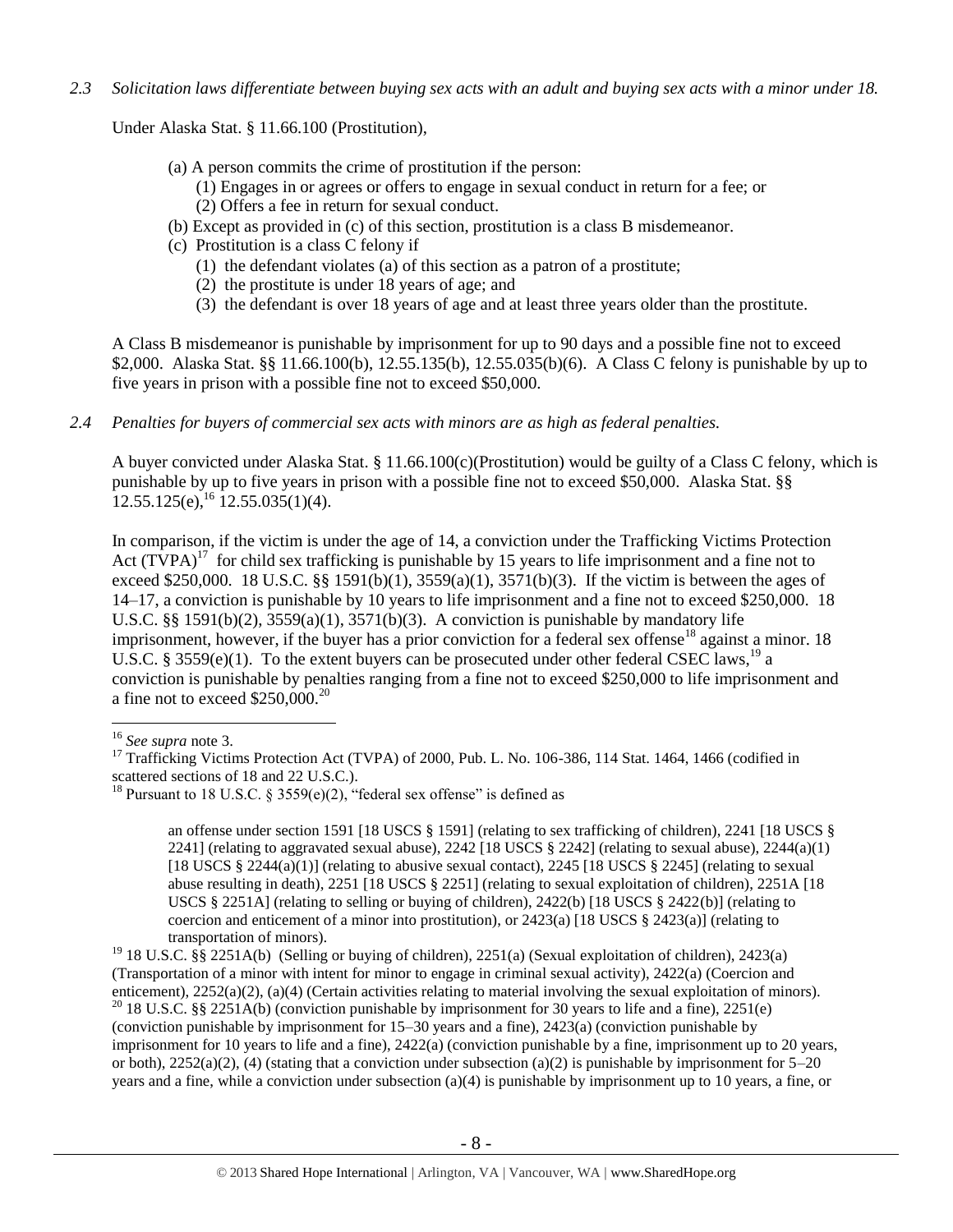*2.3 Solicitation laws differentiate between buying sex acts with an adult and buying sex acts with a minor under 18.*

Under Alaska Stat. § 11.66.100 (Prostitution),

> (a) A person commits the crime of prostitution if the person:
> (1) Engages in or agrees or offers to engage in sexual conduct in return for a fee; or
> (2) Offers a fee in return for sexual conduct.
> (b) Except as provided in (c) of this section, prostitution is a class B misdemeanor.
> (c) Prostitution is a class C felony if
> (1) the defendant violates (a) of this section as a patron of a prostitute;
> (2) the prostitute is under 18 years of age; and
> (3) the defendant is over 18 years of age and at least three years older than the prostitute.

A Class B misdemeanor is punishable by imprisonment for up to 90 days and a possible fine not to exceed $2,000. Alaska Stat. §§ 11.66.100(b), 12.55.135(b), 12.55.035(b)(6). A Class C felony is punishable by up to five years in prison with a possible fine not to exceed $50,000.

*2.4 Penalties for buyers of commercial sex acts with minors are as high as federal penalties.*

A buyer convicted under Alaska Stat. § 11.66.100(c)(Prostitution) would be guilty of a Class C felony, which is punishable by up to five years in prison with a possible fine not to exceed $50,000. Alaska Stat. §§ 12.55.125(e),[16] 12.55.035(1)(4).

In comparison, if the victim is under the age of 14, a conviction under the Trafficking Victims Protection Act (TVPA)[17] for child sex trafficking is punishable by 15 years to life imprisonment and a fine not to exceed $250,000. 18 U.S.C. §§ 1591(b)(1), 3559(a)(1), 3571(b)(3). If the victim is between the ages of 14–17, a conviction is punishable by 10 years to life imprisonment and a fine not to exceed $250,000. 18 U.S.C. §§ 1591(b)(2), 3559(a)(1), 3571(b)(3). A conviction is punishable by mandatory life imprisonment, however, if the buyer has a prior conviction for a federal sex offense[18] against a minor. 18 U.S.C. § 3559(e)(1). To the extent buyers can be prosecuted under other federal CSEC laws,[19] a conviction is punishable by penalties ranging from a fine not to exceed $250,000 to life imprisonment and a fine not to exceed $250,000.[20]

---

[16] *See supra* note 3.

[17] Trafficking Victims Protection Act (TVPA) of 2000, Pub. L. No. 106-386, 114 Stat. 1464, 1466 (codified in scattered sections of 18 and 22 U.S.C.).

[18] Pursuant to 18 U.S.C. § 3559(e)(2), "federal sex offense" is defined as

> an offense under section 1591 [18 USCS § 1591] (relating to sex trafficking of children), 2241 [18 USCS § 2241] (relating to aggravated sexual abuse), 2242 [18 USCS § 2242] (relating to sexual abuse), 2244(a)(1) [18 USCS § 2244(a)(1)] (relating to abusive sexual contact), 2245 [18 USCS § 2245] (relating to sexual abuse resulting in death), 2251 [18 USCS § 2251] (relating to sexual exploitation of children), 2251A [18 USCS § 2251A] (relating to selling or buying of children), 2422(b) [18 USCS § 2422(b)] (relating to coercion and enticement of a minor into prostitution), or 2423(a) [18 USCS § 2423(a)] (relating to transportation of minors).

[19] 18 U.S.C. §§ 2251A(b) (Selling or buying of children), 2251(a) (Sexual exploitation of children), 2423(a) (Transportation of a minor with intent for minor to engage in criminal sexual activity), 2422(a) (Coercion and enticement), 2252(a)(2), (a)(4) (Certain activities relating to material involving the sexual exploitation of minors).

[20] 18 U.S.C. §§ 2251A(b) (conviction punishable by imprisonment for 30 years to life and a fine), 2251(e) (conviction punishable by imprisonment for 15–30 years and a fine), 2423(a) (conviction punishable by imprisonment for 10 years to life and a fine), 2422(a) (conviction punishable by a fine, imprisonment up to 20 years, or both), 2252(a)(2), (4) (stating that a conviction under subsection (a)(2) is punishable by imprisonment for 5–20 years and a fine, while a conviction under subsection (a)(4) is punishable by imprisonment up to 10 years, a fine, or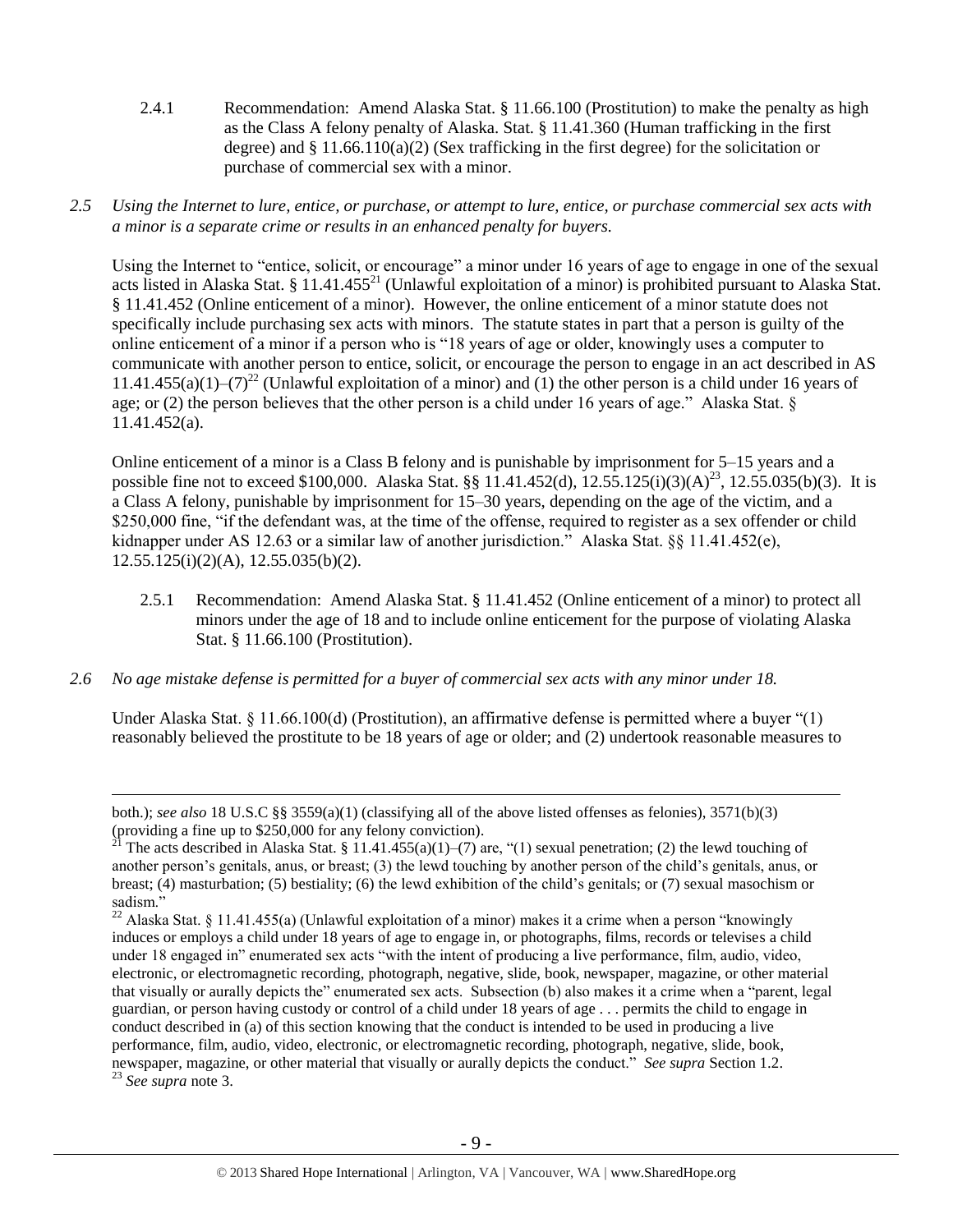2.4.1 Recommendation: Amend Alaska Stat. § 11.66.100 (Prostitution) to make the penalty as high as the Class A felony penalty of Alaska. Stat. § 11.41.360 (Human trafficking in the first degree) and § 11.66.110(a)(2) (Sex trafficking in the first degree) for the solicitation or purchase of commercial sex with a minor.

*2.5 Using the Internet to lure, entice, or purchase, or attempt to lure, entice, or purchase commercial sex acts with a minor is a separate crime or results in an enhanced penalty for buyers.*

Using the Internet to "entice, solicit, or encourage" a minor under 16 years of age to engage in one of the sexual acts listed in Alaska Stat. § 11.41.455[21] (Unlawful exploitation of a minor) is prohibited pursuant to Alaska Stat. § 11.41.452 (Online enticement of a minor). However, the online enticement of a minor statute does not specifically include purchasing sex acts with minors. The statute states in part that a person is guilty of the online enticement of a minor if a person who is "18 years of age or older, knowingly uses a computer to communicate with another person to entice, solicit, or encourage the person to engage in an act described in AS 11.41.455(a)(1)–(7)[22] (Unlawful exploitation of a minor) and (1) the other person is a child under 16 years of age; or (2) the person believes that the other person is a child under 16 years of age." Alaska Stat. § 11.41.452(a).

Online enticement of a minor is a Class B felony and is punishable by imprisonment for 5–15 years and a possible fine not to exceed $100,000. Alaska Stat. §§ 11.41.452(d), 12.55.125(i)(3)(A)[23], 12.55.035(b)(3). It is a Class A felony, punishable by imprisonment for 15–30 years, depending on the age of the victim, and a $250,000 fine, "if the defendant was, at the time of the offense, required to register as a sex offender or child kidnapper under AS 12.63 or a similar law of another jurisdiction." Alaska Stat. §§ 11.41.452(e), 12.55.125(i)(2)(A), 12.55.035(b)(2).

2.5.1 Recommendation: Amend Alaska Stat. § 11.41.452 (Online enticement of a minor) to protect all minors under the age of 18 and to include online enticement for the purpose of violating Alaska Stat. § 11.66.100 (Prostitution).

*2.6 No age mistake defense is permitted for a buyer of commercial sex acts with any minor under 18.*

Under Alaska Stat. § 11.66.100(d) (Prostitution), an affirmative defense is permitted where a buyer "(1) reasonably believed the prostitute to be 18 years of age or older; and (2) undertook reasonable measures to

---

both.); *see also* 18 U.S.C §§ 3559(a)(1) (classifying all of the above listed offenses as felonies), 3571(b)(3) (providing a fine up to $250,000 for any felony conviction).

[21] The acts described in Alaska Stat. § 11.41.455(a)(1)–(7) are, "(1) sexual penetration; (2) the lewd touching of another person's genitals, anus, or breast; (3) the lewd touching by another person of the child's genitals, anus, or breast; (4) masturbation; (5) bestiality; (6) the lewd exhibition of the child's genitals; or (7) sexual masochism or sadism."

[22] Alaska Stat. § 11.41.455(a) (Unlawful exploitation of a minor) makes it a crime when a person "knowingly induces or employs a child under 18 years of age to engage in, or photographs, films, records or televises a child under 18 engaged in" enumerated sex acts "with the intent of producing a live performance, film, audio, video, electronic, or electromagnetic recording, photograph, negative, slide, book, newspaper, magazine, or other material that visually or aurally depicts the" enumerated sex acts. Subsection (b) also makes it a crime when a "parent, legal guardian, or person having custody or control of a child under 18 years of age . . . permits the child to engage in conduct described in (a) of this section knowing that the conduct is intended to be used in producing a live performance, film, audio, video, electronic, or electromagnetic recording, photograph, negative, slide, book, newspaper, magazine, or other material that visually or aurally depicts the conduct." *See supra* Section 1.2.

[23] *See supra* note 3.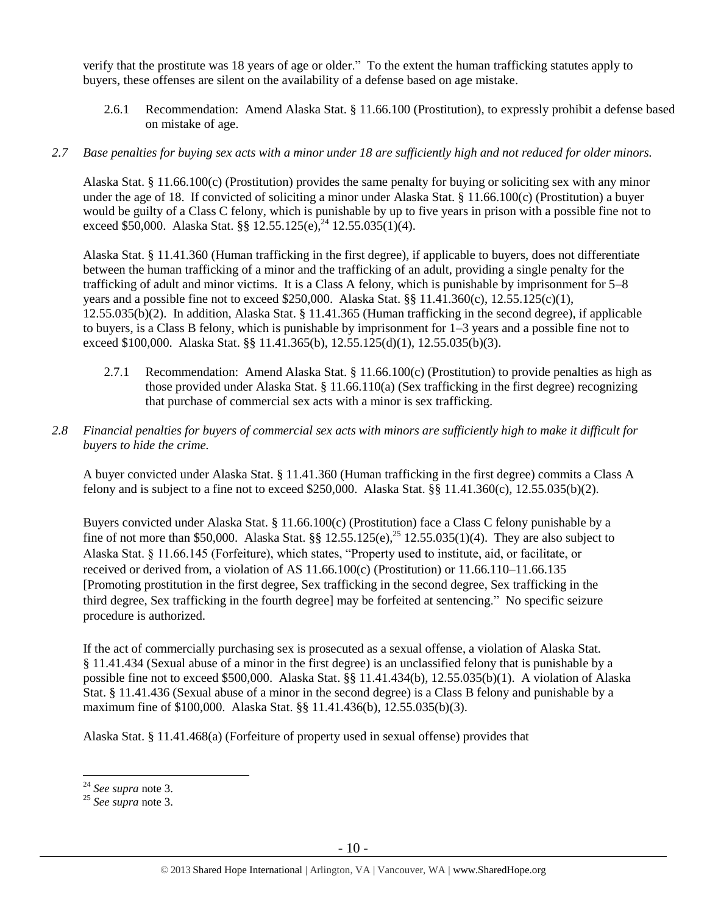verify that the prostitute was 18 years of age or older." To the extent the human trafficking statutes apply to buyers, these offenses are silent on the availability of a defense based on age mistake.

2.6.1 Recommendation: Amend Alaska Stat. § 11.66.100 (Prostitution), to expressly prohibit a defense based on mistake of age.

*2.7 Base penalties for buying sex acts with a minor under 18 are sufficiently high and not reduced for older minors.*

Alaska Stat. § 11.66.100(c) (Prostitution) provides the same penalty for buying or soliciting sex with any minor under the age of 18. If convicted of soliciting a minor under Alaska Stat. § 11.66.100(c) (Prostitution) a buyer would be guilty of a Class C felony, which is punishable by up to five years in prison with a possible fine not to exceed $50,000. Alaska Stat. §§ 12.55.125(e),[24] 12.55.035(1)(4).

Alaska Stat. § 11.41.360 (Human trafficking in the first degree), if applicable to buyers, does not differentiate between the human trafficking of a minor and the trafficking of an adult, providing a single penalty for the trafficking of adult and minor victims. It is a Class A felony, which is punishable by imprisonment for 5–8 years and a possible fine not to exceed $250,000. Alaska Stat. §§ 11.41.360(c), 12.55.125(c)(1), 12.55.035(b)(2). In addition, Alaska Stat. § 11.41.365 (Human trafficking in the second degree), if applicable to buyers, is a Class B felony, which is punishable by imprisonment for 1–3 years and a possible fine not to exceed $100,000. Alaska Stat. §§ 11.41.365(b), 12.55.125(d)(1), 12.55.035(b)(3).

2.7.1 Recommendation: Amend Alaska Stat. § 11.66.100(c) (Prostitution) to provide penalties as high as those provided under Alaska Stat. § 11.66.110(a) (Sex trafficking in the first degree) recognizing that purchase of commercial sex acts with a minor is sex trafficking.

*2.8 Financial penalties for buyers of commercial sex acts with minors are sufficiently high to make it difficult for buyers to hide the crime.*

A buyer convicted under Alaska Stat. § 11.41.360 (Human trafficking in the first degree) commits a Class A felony and is subject to a fine not to exceed $250,000. Alaska Stat. §§ 11.41.360(c), 12.55.035(b)(2).

Buyers convicted under Alaska Stat. § 11.66.100(c) (Prostitution) face a Class C felony punishable by a fine of not more than $50,000. Alaska Stat. §§ 12.55.125(e),[25] 12.55.035(1)(4). They are also subject to Alaska Stat. § 11.66.145 (Forfeiture), which states, "Property used to institute, aid, or facilitate, or received or derived from, a violation of AS 11.66.100(c) (Prostitution) or 11.66.110–11.66.135 [Promoting prostitution in the first degree, Sex trafficking in the second degree, Sex trafficking in the third degree, Sex trafficking in the fourth degree] may be forfeited at sentencing." No specific seizure procedure is authorized.

If the act of commercially purchasing sex is prosecuted as a sexual offense, a violation of Alaska Stat. § 11.41.434 (Sexual abuse of a minor in the first degree) is an unclassified felony that is punishable by a possible fine not to exceed $500,000. Alaska Stat. §§ 11.41.434(b), 12.55.035(b)(1). A violation of Alaska Stat. § 11.41.436 (Sexual abuse of a minor in the second degree) is a Class B felony and punishable by a maximum fine of $100,000. Alaska Stat. §§ 11.41.436(b), 12.55.035(b)(3).

Alaska Stat. § 11.41.468(a) (Forfeiture of property used in sexual offense) provides that

[24] *See supra* note 3.

[25] *See supra* note 3.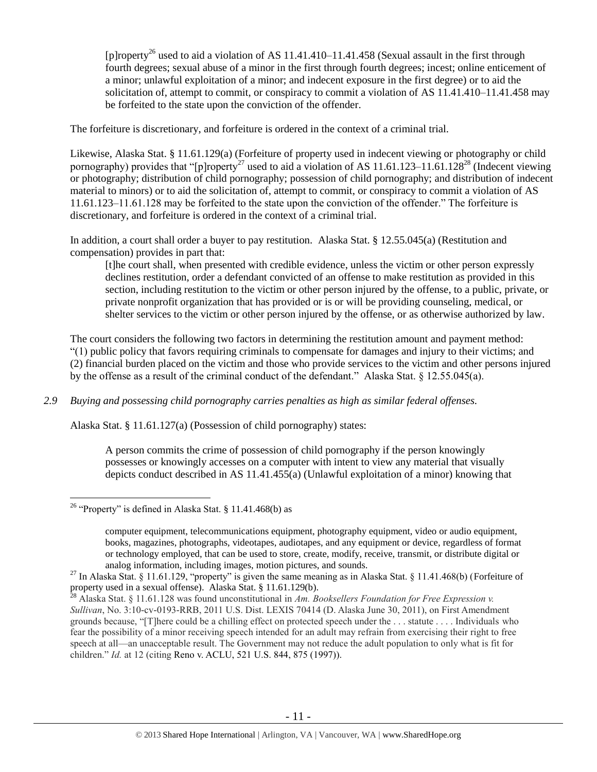[p]roperty[26] used to aid a violation of AS 11.41.410–11.41.458 (Sexual assault in the first through fourth degrees; sexual abuse of a minor in the first through fourth degrees; incest; online enticement of a minor; unlawful exploitation of a minor; and indecent exposure in the first degree) or to aid the solicitation of, attempt to commit, or conspiracy to commit a violation of AS 11.41.410–11.41.458 may be forfeited to the state upon the conviction of the offender.

The forfeiture is discretionary, and forfeiture is ordered in the context of a criminal trial.

Likewise, Alaska Stat. § 11.61.129(a) (Forfeiture of property used in indecent viewing or photography or child pornography) provides that "[p]roperty[27] used to aid a violation of AS 11.61.123–11.61.128[28] (Indecent viewing or photography; distribution of child pornography; possession of child pornography; and distribution of indecent material to minors) or to aid the solicitation of, attempt to commit, or conspiracy to commit a violation of AS 11.61.123–11.61.128 may be forfeited to the state upon the conviction of the offender." The forfeiture is discretionary, and forfeiture is ordered in the context of a criminal trial.

In addition, a court shall order a buyer to pay restitution. Alaska Stat. § 12.55.045(a) (Restitution and compensation) provides in part that:

> [t]he court shall, when presented with credible evidence, unless the victim or other person expressly declines restitution, order a defendant convicted of an offense to make restitution as provided in this section, including restitution to the victim or other person injured by the offense, to a public, private, or private nonprofit organization that has provided or is or will be providing counseling, medical, or shelter services to the victim or other person injured by the offense, or as otherwise authorized by law.

The court considers the following two factors in determining the restitution amount and payment method: "(1) public policy that favors requiring criminals to compensate for damages and injury to their victims; and (2) financial burden placed on the victim and those who provide services to the victim and other persons injured by the offense as a result of the criminal conduct of the defendant." Alaska Stat. § 12.55.045(a).

*2.9 Buying and possessing child pornography carries penalties as high as similar federal offenses.*

Alaska Stat. § 11.61.127(a) (Possession of child pornography) states:

> A person commits the crime of possession of child pornography if the person knowingly possesses or knowingly accesses on a computer with intent to view any material that visually depicts conduct described in AS 11.41.455(a) (Unlawful exploitation of a minor) knowing that

---

[26] "Property" is defined in Alaska Stat. § 11.41.468(b) as

> computer equipment, telecommunications equipment, photography equipment, video or audio equipment, books, magazines, photographs, videotapes, audiotapes, and any equipment or device, regardless of format or technology employed, that can be used to store, create, modify, receive, transmit, or distribute digital or analog information, including images, motion pictures, and sounds.

[27] In Alaska Stat. § 11.61.129, "property" is given the same meaning as in Alaska Stat. § 11.41.468(b) (Forfeiture of property used in a sexual offense). Alaska Stat. § 11.61.129(b).

[28] Alaska Stat. § 11.61.128 was found unconstitutional in *Am. Booksellers Foundation for Free Expression v. Sullivan*, No. 3:10-cv-0193-RRB, 2011 U.S. Dist. LEXIS 70414 (D. Alaska June 30, 2011), on First Amendment grounds because, "[T]here could be a chilling effect on protected speech under the . . . statute . . . . Individuals who fear the possibility of a minor receiving speech intended for an adult may refrain from exercising their right to free speech at all—an unacceptable result. The Government may not reduce the adult population to only what is fit for children." *Id.* at 12 (citing Reno v. ACLU, 521 U.S. 844, 875 (1997)).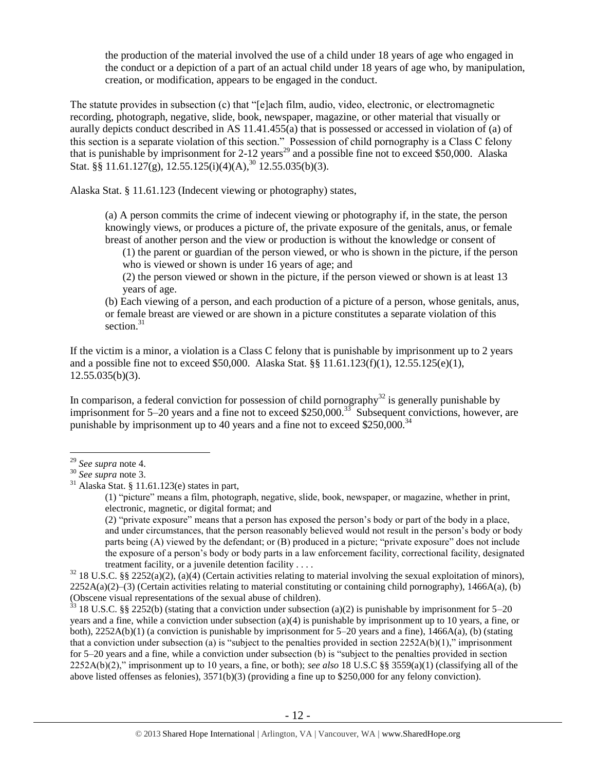> the production of the material involved the use of a child under 18 years of age who engaged in the conduct or a depiction of a part of an actual child under 18 years of age who, by manipulation, creation, or modification, appears to be engaged in the conduct.

The statute provides in subsection (c) that "[e]ach film, audio, video, electronic, or electromagnetic recording, photograph, negative, slide, book, newspaper, magazine, or other material that visually or aurally depicts conduct described in AS 11.41.455(a) that is possessed or accessed in violation of (a) of this section is a separate violation of this section." Possession of child pornography is a Class C felony that is punishable by imprisonment for 2-12 years[29] and a possible fine not to exceed $50,000. Alaska Stat. §§ 11.61.127(g), 12.55.125(i)(4)(A),[30] 12.55.035(b)(3).

Alaska Stat. § 11.61.123 (Indecent viewing or photography) states,

> (a) A person commits the crime of indecent viewing or photography if, in the state, the person knowingly views, or produces a picture of, the private exposure of the genitals, anus, or female breast of another person and the view or production is without the knowledge or consent of
>
> (1) the parent or guardian of the person viewed, or who is shown in the picture, if the person who is viewed or shown is under 16 years of age; and
>
> (2) the person viewed or shown in the picture, if the person viewed or shown is at least 13 years of age.
>
> (b) Each viewing of a person, and each production of a picture of a person, whose genitals, anus, or female breast are viewed or are shown in a picture constitutes a separate violation of this section.[31]

If the victim is a minor, a violation is a Class C felony that is punishable by imprisonment up to 2 years and a possible fine not to exceed $50,000. Alaska Stat. §§ 11.61.123(f)(1), 12.55.125(e)(1), 12.55.035(b)(3).

In comparison, a federal conviction for possession of child pornography[32] is generally punishable by imprisonment for 5–20 years and a fine not to exceed $250,000.[33] Subsequent convictions, however, are punishable by imprisonment up to 40 years and a fine not to exceed $250,000.[34]

---

[29] *See supra* note 4.

[30] *See supra* note 3.

[31] Alaska Stat. § 11.61.123(e) states in part,

> (1) "picture" means a film, photograph, negative, slide, book, newspaper, or magazine, whether in print, electronic, magnetic, or digital format; and
>
> (2) "private exposure" means that a person has exposed the person's body or part of the body in a place, and under circumstances, that the person reasonably believed would not result in the person's body or body parts being (A) viewed by the defendant; or (B) produced in a picture; "private exposure" does not include the exposure of a person's body or body parts in a law enforcement facility, correctional facility, designated treatment facility, or a juvenile detention facility . . . .

[32] 18 U.S.C. §§ 2252(a)(2), (a)(4) (Certain activities relating to material involving the sexual exploitation of minors), 2252A(a)(2)–(3) (Certain activities relating to material constituting or containing child pornography), 1466A(a), (b) (Obscene visual representations of the sexual abuse of children).

[33] 18 U.S.C. §§ 2252(b) (stating that a conviction under subsection (a)(2) is punishable by imprisonment for 5–20 years and a fine, while a conviction under subsection (a)(4) is punishable by imprisonment up to 10 years, a fine, or both), 2252A(b)(1) (a conviction is punishable by imprisonment for 5–20 years and a fine), 1466A(a), (b) (stating that a conviction under subsection (a) is "subject to the penalties provided in section 2252A(b)(1)," imprisonment for 5–20 years and a fine, while a conviction under subsection (b) is "subject to the penalties provided in section 2252A(b)(2)," imprisonment up to 10 years, a fine, or both); *see also* 18 U.S.C §§ 3559(a)(1) (classifying all of the above listed offenses as felonies), 3571(b)(3) (providing a fine up to $250,000 for any felony conviction).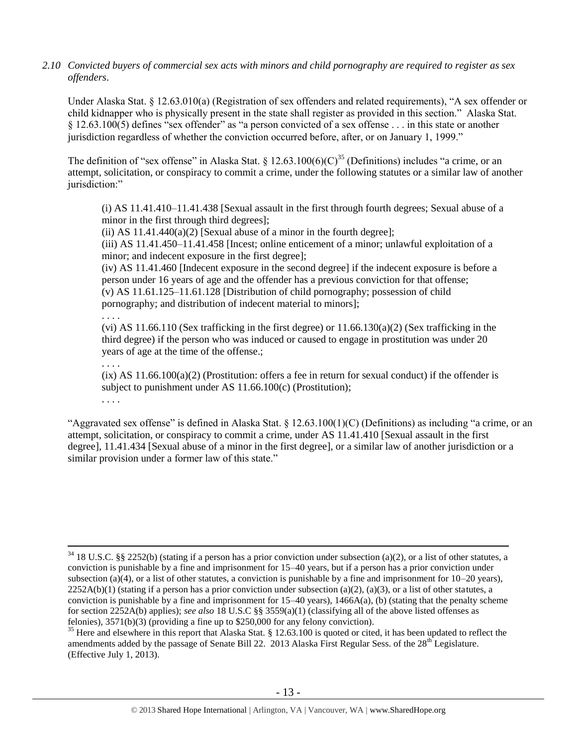*2.10 Convicted buyers of commercial sex acts with minors and child pornography are required to register as sex offenders.*

Under Alaska Stat. § 12.63.010(a) (Registration of sex offenders and related requirements), "A sex offender or child kidnapper who is physically present in the state shall register as provided in this section." Alaska Stat. § 12.63.100(5) defines "sex offender" as "a person convicted of a sex offense . . . in this state or another jurisdiction regardless of whether the conviction occurred before, after, or on January 1, 1999."

The definition of "sex offense" in Alaska Stat. § 12.63.100(6)(C)[35] (Definitions) includes "a crime, or an attempt, solicitation, or conspiracy to commit a crime, under the following statutes or a similar law of another jurisdiction:"

> (i) AS 11.41.410–11.41.438 [Sexual assault in the first through fourth degrees; Sexual abuse of a minor in the first through third degrees];
> (ii) AS 11.41.440(a)(2) [Sexual abuse of a minor in the fourth degree];
> (iii) AS 11.41.450–11.41.458 [Incest; online enticement of a minor; unlawful exploitation of a minor; and indecent exposure in the first degree];
> (iv) AS 11.41.460 [Indecent exposure in the second degree] if the indecent exposure is before a person under 16 years of age and the offender has a previous conviction for that offense;
> (v) AS 11.61.125–11.61.128 [Distribution of child pornography; possession of child pornography; and distribution of indecent material to minors];
> . . . .
> (vi) AS 11.66.110 (Sex trafficking in the first degree) or 11.66.130(a)(2) (Sex trafficking in the third degree) if the person who was induced or caused to engage in prostitution was under 20 years of age at the time of the offense.;
> . . . .
> (ix) AS 11.66.100(a)(2) (Prostitution: offers a fee in return for sexual conduct) if the offender is subject to punishment under AS 11.66.100(c) (Prostitution);
> . . . .

"Aggravated sex offense" is defined in Alaska Stat. § 12.63.100(1)(C) (Definitions) as including "a crime, or an attempt, solicitation, or conspiracy to commit a crime, under AS 11.41.410 [Sexual assault in the first degree], 11.41.434 [Sexual abuse of a minor in the first degree], or a similar law of another jurisdiction or a similar provision under a former law of this state."

---

[34] 18 U.S.C. §§ 2252(b) (stating if a person has a prior conviction under subsection (a)(2), or a list of other statutes, a conviction is punishable by a fine and imprisonment for 15–40 years, but if a person has a prior conviction under subsection (a)(4), or a list of other statutes, a conviction is punishable by a fine and imprisonment for 10–20 years), 2252A(b)(1) (stating if a person has a prior conviction under subsection (a)(2), (a)(3), or a list of other statutes, a conviction is punishable by a fine and imprisonment for 15–40 years), 1466A(a), (b) (stating that the penalty scheme for section 2252A(b) applies); *see also* 18 U.S.C §§ 3559(a)(1) (classifying all of the above listed offenses as felonies), 3571(b)(3) (providing a fine up to $250,000 for any felony conviction).

[35] Here and elsewhere in this report that Alaska Stat. § 12.63.100 is quoted or cited, it has been updated to reflect the amendments added by the passage of Senate Bill 22. 2013 Alaska First Regular Sess. of the 28th Legislature. (Effective July 1, 2013).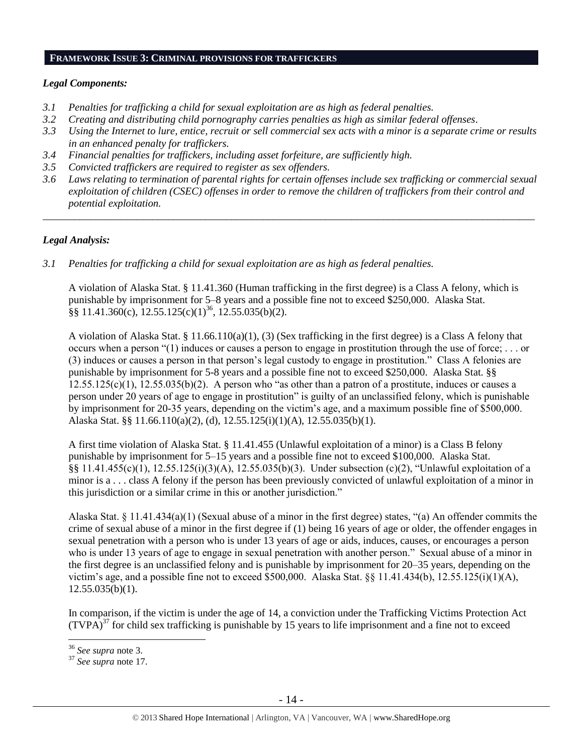## FRAMEWORK ISSUE 3: CRIMINAL PROVISIONS FOR TRAFFICKERS

### *Legal Components:*

*3.1 Penalties for trafficking a child for sexual exploitation are as high as federal penalties.*

*3.2 Creating and distributing child pornography carries penalties as high as similar federal offenses.*

*3.3 Using the Internet to lure, entice, recruit or sell commercial sex acts with a minor is a separate crime or results in an enhanced penalty for traffickers.*

*3.4 Financial penalties for traffickers, including asset forfeiture, are sufficiently high.*

*3.5 Convicted traffickers are required to register as sex offenders.*

*3.6 Laws relating to termination of parental rights for certain offenses include sex trafficking or commercial sexual exploitation of children (CSEC) offenses in order to remove the children of traffickers from their control and potential exploitation.*

---

### *Legal Analysis:*

*3.1 Penalties for trafficking a child for sexual exploitation are as high as federal penalties.*

A violation of Alaska Stat. § 11.41.360 (Human trafficking in the first degree) is a Class A felony, which is punishable by imprisonment for 5–8 years and a possible fine not to exceed $250,000. Alaska Stat. §§ 11.41.360(c), 12.55.125(c)(1)[36], 12.55.035(b)(2).

A violation of Alaska Stat. § 11.66.110(a)(1), (3) (Sex trafficking in the first degree) is a Class A felony that occurs when a person "(1) induces or causes a person to engage in prostitution through the use of force; . . . or (3) induces or causes a person in that person's legal custody to engage in prostitution." Class A felonies are punishable by imprisonment for 5-8 years and a possible fine not to exceed $250,000. Alaska Stat. §§ 12.55.125(c)(1), 12.55.035(b)(2). A person who "as other than a patron of a prostitute, induces or causes a person under 20 years of age to engage in prostitution" is guilty of an unclassified felony, which is punishable by imprisonment for 20-35 years, depending on the victim's age, and a maximum possible fine of $500,000. Alaska Stat. §§ 11.66.110(a)(2), (d), 12.55.125(i)(1)(A), 12.55.035(b)(1).

A first time violation of Alaska Stat. § 11.41.455 (Unlawful exploitation of a minor) is a Class B felony punishable by imprisonment for 5–15 years and a possible fine not to exceed $100,000. Alaska Stat. §§ 11.41.455(c)(1), 12.55.125(i)(3)(A), 12.55.035(b)(3). Under subsection (c)(2), "Unlawful exploitation of a minor is a . . . class A felony if the person has been previously convicted of unlawful exploitation of a minor in this jurisdiction or a similar crime in this or another jurisdiction."

Alaska Stat. § 11.41.434(a)(1) (Sexual abuse of a minor in the first degree) states, "(a) An offender commits the crime of sexual abuse of a minor in the first degree if (1) being 16 years of age or older, the offender engages in sexual penetration with a person who is under 13 years of age or aids, induces, causes, or encourages a person who is under 13 years of age to engage in sexual penetration with another person." Sexual abuse of a minor in the first degree is an unclassified felony and is punishable by imprisonment for 20–35 years, depending on the victim's age, and a possible fine not to exceed $500,000. Alaska Stat. §§ 11.41.434(b), 12.55.125(i)(1)(A), 12.55.035(b)(1).

In comparison, if the victim is under the age of 14, a conviction under the Trafficking Victims Protection Act (TVPA)[37] for child sex trafficking is punishable by 15 years to life imprisonment and a fine not to exceed

---

[36] *See supra* note 3.

[37] *See supra* note 17.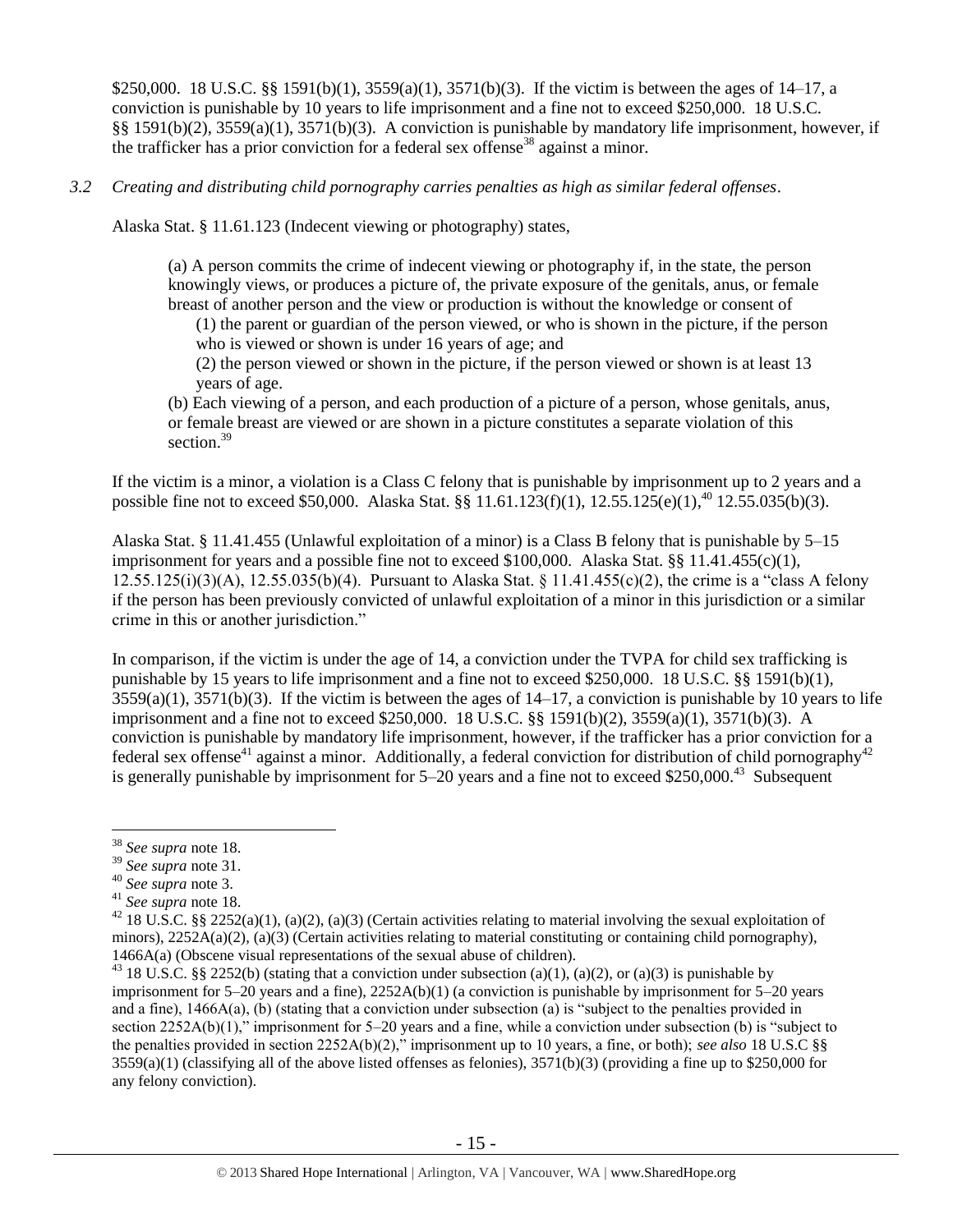$250,000. 18 U.S.C. §§ 1591(b)(1), 3559(a)(1), 3571(b)(3). If the victim is between the ages of 14–17, a conviction is punishable by 10 years to life imprisonment and a fine not to exceed $250,000. 18 U.S.C. §§ 1591(b)(2), 3559(a)(1), 3571(b)(3). A conviction is punishable by mandatory life imprisonment, however, if the trafficker has a prior conviction for a federal sex offense[38] against a minor.

*3.2 Creating and distributing child pornography carries penalties as high as similar federal offenses.*

Alaska Stat. § 11.61.123 (Indecent viewing or photography) states,

> (a) A person commits the crime of indecent viewing or photography if, in the state, the person knowingly views, or produces a picture of, the private exposure of the genitals, anus, or female breast of another person and the view or production is without the knowledge or consent of
>
> (1) the parent or guardian of the person viewed, or who is shown in the picture, if the person who is viewed or shown is under 16 years of age; and
>
> (2) the person viewed or shown in the picture, if the person viewed or shown is at least 13 years of age.
>
> (b) Each viewing of a person, and each production of a picture of a person, whose genitals, anus, or female breast are viewed or are shown in a picture constitutes a separate violation of this section.[39]

If the victim is a minor, a violation is a Class C felony that is punishable by imprisonment up to 2 years and a possible fine not to exceed $50,000. Alaska Stat. §§ 11.61.123(f)(1), 12.55.125(e)(1),[40] 12.55.035(b)(3).

Alaska Stat. § 11.41.455 (Unlawful exploitation of a minor) is a Class B felony that is punishable by 5–15 imprisonment for years and a possible fine not to exceed $100,000. Alaska Stat. §§ 11.41.455(c)(1), 12.55.125(i)(3)(A), 12.55.035(b)(4). Pursuant to Alaska Stat. § 11.41.455(c)(2), the crime is a "class A felony if the person has been previously convicted of unlawful exploitation of a minor in this jurisdiction or a similar crime in this or another jurisdiction."

In comparison, if the victim is under the age of 14, a conviction under the TVPA for child sex trafficking is punishable by 15 years to life imprisonment and a fine not to exceed $250,000. 18 U.S.C. §§ 1591(b)(1), 3559(a)(1), 3571(b)(3). If the victim is between the ages of 14–17, a conviction is punishable by 10 years to life imprisonment and a fine not to exceed $250,000. 18 U.S.C. §§ 1591(b)(2), 3559(a)(1), 3571(b)(3). A conviction is punishable by mandatory life imprisonment, however, if the trafficker has a prior conviction for a federal sex offense[41] against a minor. Additionally, a federal conviction for distribution of child pornography[42] is generally punishable by imprisonment for 5–20 years and a fine not to exceed $250,000.[43] Subsequent

---

[38] *See supra* note 18.

[39] *See supra* note 31.

[40] *See supra* note 3.

[41] *See supra* note 18.

[42] 18 U.S.C. §§ 2252(a)(1), (a)(2), (a)(3) (Certain activities relating to material involving the sexual exploitation of minors), 2252A(a)(2), (a)(3) (Certain activities relating to material constituting or containing child pornography), 1466A(a) (Obscene visual representations of the sexual abuse of children).

[43] 18 U.S.C. §§ 2252(b) (stating that a conviction under subsection (a)(1), (a)(2), or (a)(3) is punishable by imprisonment for 5–20 years and a fine), 2252A(b)(1) (a conviction is punishable by imprisonment for 5–20 years and a fine), 1466A(a), (b) (stating that a conviction under subsection (a) is "subject to the penalties provided in section 2252A(b)(1)," imprisonment for 5–20 years and a fine, while a conviction under subsection (b) is "subject to the penalties provided in section 2252A(b)(2)," imprisonment up to 10 years, a fine, or both); *see also* 18 U.S.C §§ 3559(a)(1) (classifying all of the above listed offenses as felonies), 3571(b)(3) (providing a fine up to $250,000 for any felony conviction).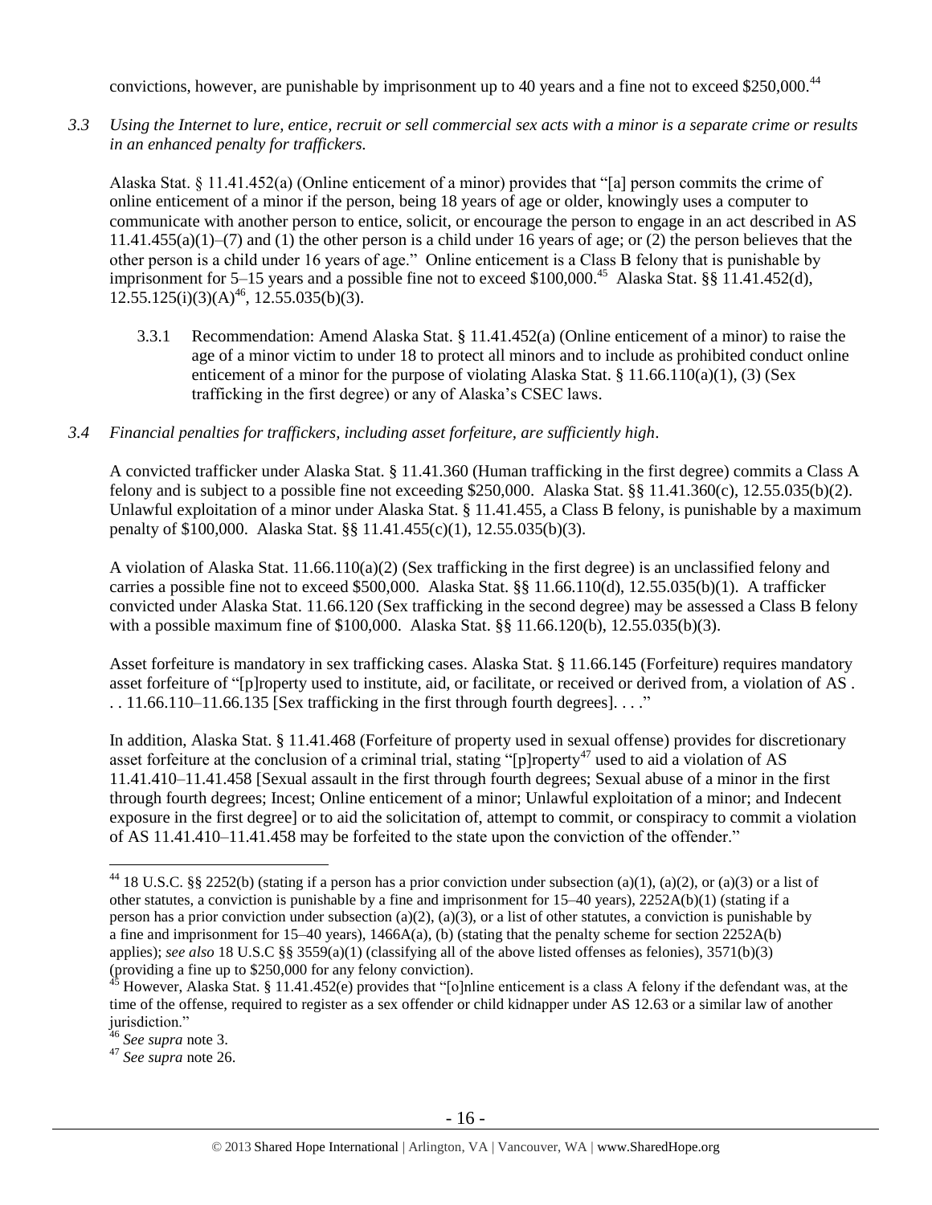convictions, however, are punishable by imprisonment up to 40 years and a fine not to exceed $250,000.[44]

*3.3 Using the Internet to lure, entice, recruit or sell commercial sex acts with a minor is a separate crime or results in an enhanced penalty for traffickers.*

Alaska Stat. § 11.41.452(a) (Online enticement of a minor) provides that "[a] person commits the crime of online enticement of a minor if the person, being 18 years of age or older, knowingly uses a computer to communicate with another person to entice, solicit, or encourage the person to engage in an act described in AS 11.41.455(a)(1)–(7) and (1) the other person is a child under 16 years of age; or (2) the person believes that the other person is a child under 16 years of age." Online enticement is a Class B felony that is punishable by imprisonment for 5–15 years and a possible fine not to exceed $100,000.[45] Alaska Stat. §§ 11.41.452(d), 12.55.125(i)(3)(A)[46], 12.55.035(b)(3).

3.3.1 Recommendation: Amend Alaska Stat. § 11.41.452(a) (Online enticement of a minor) to raise the age of a minor victim to under 18 to protect all minors and to include as prohibited conduct online enticement of a minor for the purpose of violating Alaska Stat. § 11.66.110(a)(1), (3) (Sex trafficking in the first degree) or any of Alaska's CSEC laws.

*3.4 Financial penalties for traffickers, including asset forfeiture, are sufficiently high.*

A convicted trafficker under Alaska Stat. § 11.41.360 (Human trafficking in the first degree) commits a Class A felony and is subject to a possible fine not exceeding $250,000. Alaska Stat. §§ 11.41.360(c), 12.55.035(b)(2). Unlawful exploitation of a minor under Alaska Stat. § 11.41.455, a Class B felony, is punishable by a maximum penalty of $100,000. Alaska Stat. §§ 11.41.455(c)(1), 12.55.035(b)(3).

A violation of Alaska Stat. 11.66.110(a)(2) (Sex trafficking in the first degree) is an unclassified felony and carries a possible fine not to exceed $500,000. Alaska Stat. §§ 11.66.110(d), 12.55.035(b)(1). A trafficker convicted under Alaska Stat. 11.66.120 (Sex trafficking in the second degree) may be assessed a Class B felony with a possible maximum fine of $100,000. Alaska Stat. §§ 11.66.120(b), 12.55.035(b)(3).

Asset forfeiture is mandatory in sex trafficking cases. Alaska Stat. § 11.66.145 (Forfeiture) requires mandatory asset forfeiture of "[p]roperty used to institute, aid, or facilitate, or received or derived from, a violation of AS . . . 11.66.110–11.66.135 [Sex trafficking in the first through fourth degrees]. . . ."

In addition, Alaska Stat. § 11.41.468 (Forfeiture of property used in sexual offense) provides for discretionary asset forfeiture at the conclusion of a criminal trial, stating "[p]roperty[47] used to aid a violation of AS 11.41.410–11.41.458 [Sexual assault in the first through fourth degrees; Sexual abuse of a minor in the first through fourth degrees; Incest; Online enticement of a minor; Unlawful exploitation of a minor; and Indecent exposure in the first degree] or to aid the solicitation of, attempt to commit, or conspiracy to commit a violation of AS 11.41.410–11.41.458 may be forfeited to the state upon the conviction of the offender."

---

[44] 18 U.S.C. §§ 2252(b) (stating if a person has a prior conviction under subsection (a)(1), (a)(2), or (a)(3) or a list of other statutes, a conviction is punishable by a fine and imprisonment for 15–40 years), 2252A(b)(1) (stating if a person has a prior conviction under subsection (a)(2), (a)(3), or a list of other statutes, a conviction is punishable by a fine and imprisonment for 15–40 years), 1466A(a), (b) (stating that the penalty scheme for section 2252A(b) applies); *see also* 18 U.S.C §§ 3559(a)(1) (classifying all of the above listed offenses as felonies), 3571(b)(3) (providing a fine up to $250,000 for any felony conviction).

[45] However, Alaska Stat. § 11.41.452(e) provides that "[o]nline enticement is a class A felony if the defendant was, at the time of the offense, required to register as a sex offender or child kidnapper under AS 12.63 or a similar law of another jurisdiction."

[46] *See supra* note 3.

[47] *See supra* note 26.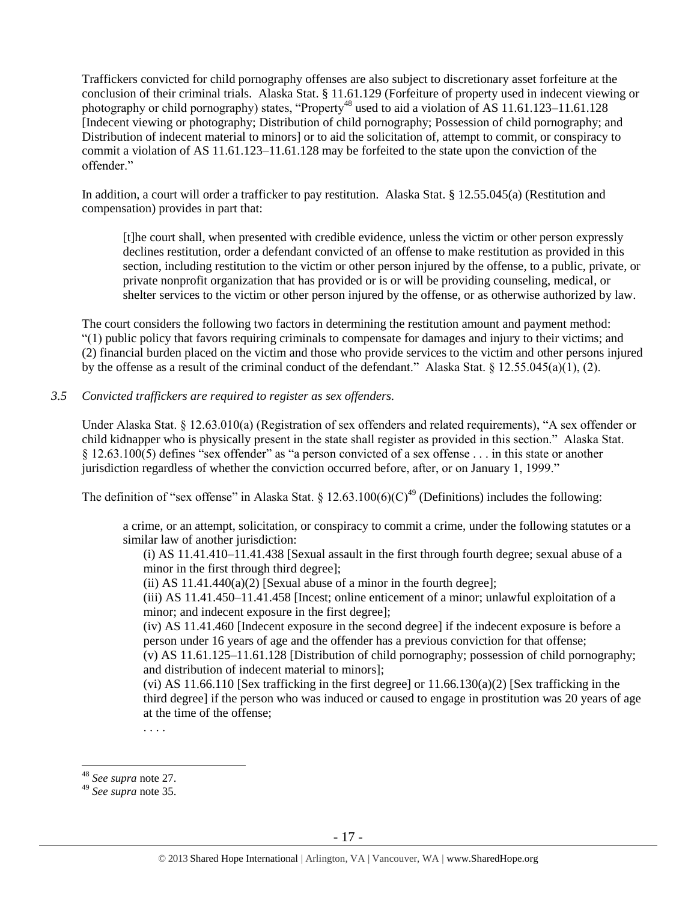Traffickers convicted for child pornography offenses are also subject to discretionary asset forfeiture at the conclusion of their criminal trials. Alaska Stat. § 11.61.129 (Forfeiture of property used in indecent viewing or photography or child pornography) states, "Property[48] used to aid a violation of AS 11.61.123–11.61.128 [Indecent viewing or photography; Distribution of child pornography; Possession of child pornography; and Distribution of indecent material to minors] or to aid the solicitation of, attempt to commit, or conspiracy to commit a violation of AS 11.61.123–11.61.128 may be forfeited to the state upon the conviction of the offender."

In addition, a court will order a trafficker to pay restitution. Alaska Stat. § 12.55.045(a) (Restitution and compensation) provides in part that:

> [t]he court shall, when presented with credible evidence, unless the victim or other person expressly declines restitution, order a defendant convicted of an offense to make restitution as provided in this section, including restitution to the victim or other person injured by the offense, to a public, private, or private nonprofit organization that has provided or is or will be providing counseling, medical, or shelter services to the victim or other person injured by the offense, or as otherwise authorized by law.

The court considers the following two factors in determining the restitution amount and payment method: "(1) public policy that favors requiring criminals to compensate for damages and injury to their victims; and (2) financial burden placed on the victim and those who provide services to the victim and other persons injured by the offense as a result of the criminal conduct of the defendant." Alaska Stat. § 12.55.045(a)(1), (2).

*3.5 Convicted traffickers are required to register as sex offenders.*

Under Alaska Stat. § 12.63.010(a) (Registration of sex offenders and related requirements), "A sex offender or child kidnapper who is physically present in the state shall register as provided in this section." Alaska Stat. § 12.63.100(5) defines "sex offender" as "a person convicted of a sex offense . . . in this state or another jurisdiction regardless of whether the conviction occurred before, after, or on January 1, 1999."

The definition of "sex offense" in Alaska Stat. § 12.63.100(6)(C)[49] (Definitions) includes the following:

> a crime, or an attempt, solicitation, or conspiracy to commit a crime, under the following statutes or a similar law of another jurisdiction:
>
> (i) AS 11.41.410–11.41.438 [Sexual assault in the first through fourth degree; sexual abuse of a minor in the first through third degree];
>
> (ii) AS 11.41.440(a)(2) [Sexual abuse of a minor in the fourth degree];
>
> (iii) AS 11.41.450–11.41.458 [Incest; online enticement of a minor; unlawful exploitation of a minor; and indecent exposure in the first degree];
>
> (iv) AS 11.41.460 [Indecent exposure in the second degree] if the indecent exposure is before a person under 16 years of age and the offender has a previous conviction for that offense;
>
> (v) AS 11.61.125–11.61.128 [Distribution of child pornography; possession of child pornography; and distribution of indecent material to minors];
>
> (vi) AS 11.66.110 [Sex trafficking in the first degree] or 11.66.130(a)(2) [Sex trafficking in the third degree] if the person who was induced or caused to engage in prostitution was 20 years of age at the time of the offense;
>
> . . . .

---

[48] *See supra* note 27.

[49] *See supra* note 35.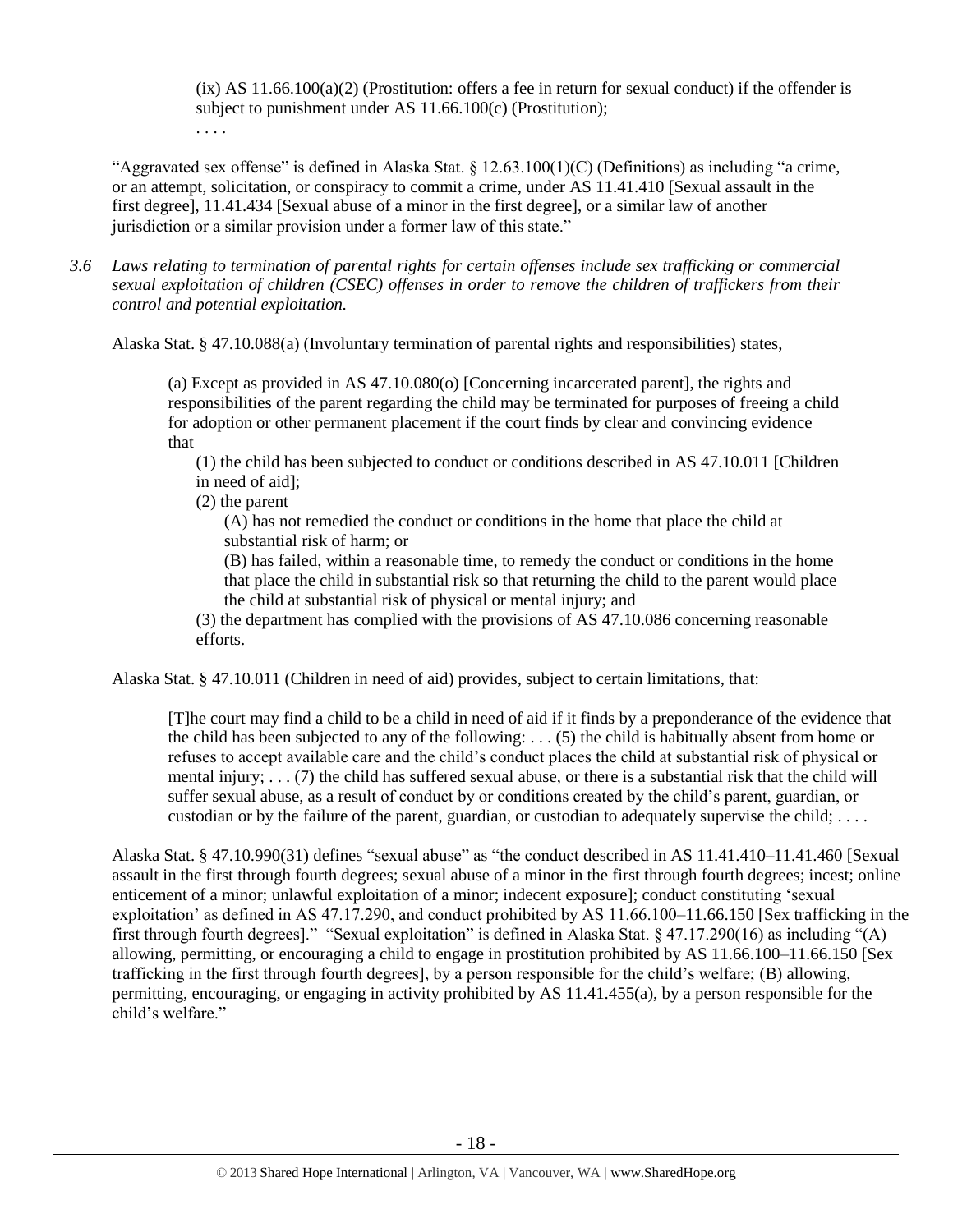> (ix) AS 11.66.100(a)(2) (Prostitution: offers a fee in return for sexual conduct) if the offender is subject to punishment under AS 11.66.100(c) (Prostitution);
>
> . . . .

"Aggravated sex offense" is defined in Alaska Stat. § 12.63.100(1)(C) (Definitions) as including "a crime, or an attempt, solicitation, or conspiracy to commit a crime, under AS 11.41.410 [Sexual assault in the first degree], 11.41.434 [Sexual abuse of a minor in the first degree], or a similar law of another jurisdiction or a similar provision under a former law of this state."

*3.6 Laws relating to termination of parental rights for certain offenses include sex trafficking or commercial sexual exploitation of children (CSEC) offenses in order to remove the children of traffickers from their control and potential exploitation.*

Alaska Stat. § 47.10.088(a) (Involuntary termination of parental rights and responsibilities) states,

> (a) Except as provided in AS 47.10.080(o) [Concerning incarcerated parent], the rights and responsibilities of the parent regarding the child may be terminated for purposes of freeing a child for adoption or other permanent placement if the court finds by clear and convincing evidence that
>
> (1) the child has been subjected to conduct or conditions described in AS 47.10.011 [Children in need of aid];
>
> (2) the parent
>
> (A) has not remedied the conduct or conditions in the home that place the child at substantial risk of harm; or
>
> (B) has failed, within a reasonable time, to remedy the conduct or conditions in the home that place the child in substantial risk so that returning the child to the parent would place the child at substantial risk of physical or mental injury; and
>
> (3) the department has complied with the provisions of AS 47.10.086 concerning reasonable efforts.

Alaska Stat. § 47.10.011 (Children in need of aid) provides, subject to certain limitations, that:

> [T]he court may find a child to be a child in need of aid if it finds by a preponderance of the evidence that the child has been subjected to any of the following: . . . (5) the child is habitually absent from home or refuses to accept available care and the child's conduct places the child at substantial risk of physical or mental injury; . . . (7) the child has suffered sexual abuse, or there is a substantial risk that the child will suffer sexual abuse, as a result of conduct by or conditions created by the child's parent, guardian, or custodian or by the failure of the parent, guardian, or custodian to adequately supervise the child; . . . .

Alaska Stat. § 47.10.990(31) defines "sexual abuse" as "the conduct described in AS 11.41.410–11.41.460 [Sexual assault in the first through fourth degrees; sexual abuse of a minor in the first through fourth degrees; incest; online enticement of a minor; unlawful exploitation of a minor; indecent exposure]; conduct constituting 'sexual exploitation' as defined in AS 47.17.290, and conduct prohibited by AS 11.66.100–11.66.150 [Sex trafficking in the first through fourth degrees]." "Sexual exploitation" is defined in Alaska Stat. § 47.17.290(16) as including "(A) allowing, permitting, or encouraging a child to engage in prostitution prohibited by AS 11.66.100–11.66.150 [Sex trafficking in the first through fourth degrees], by a person responsible for the child's welfare; (B) allowing, permitting, encouraging, or engaging in activity prohibited by AS 11.41.455(a), by a person responsible for the child's welfare."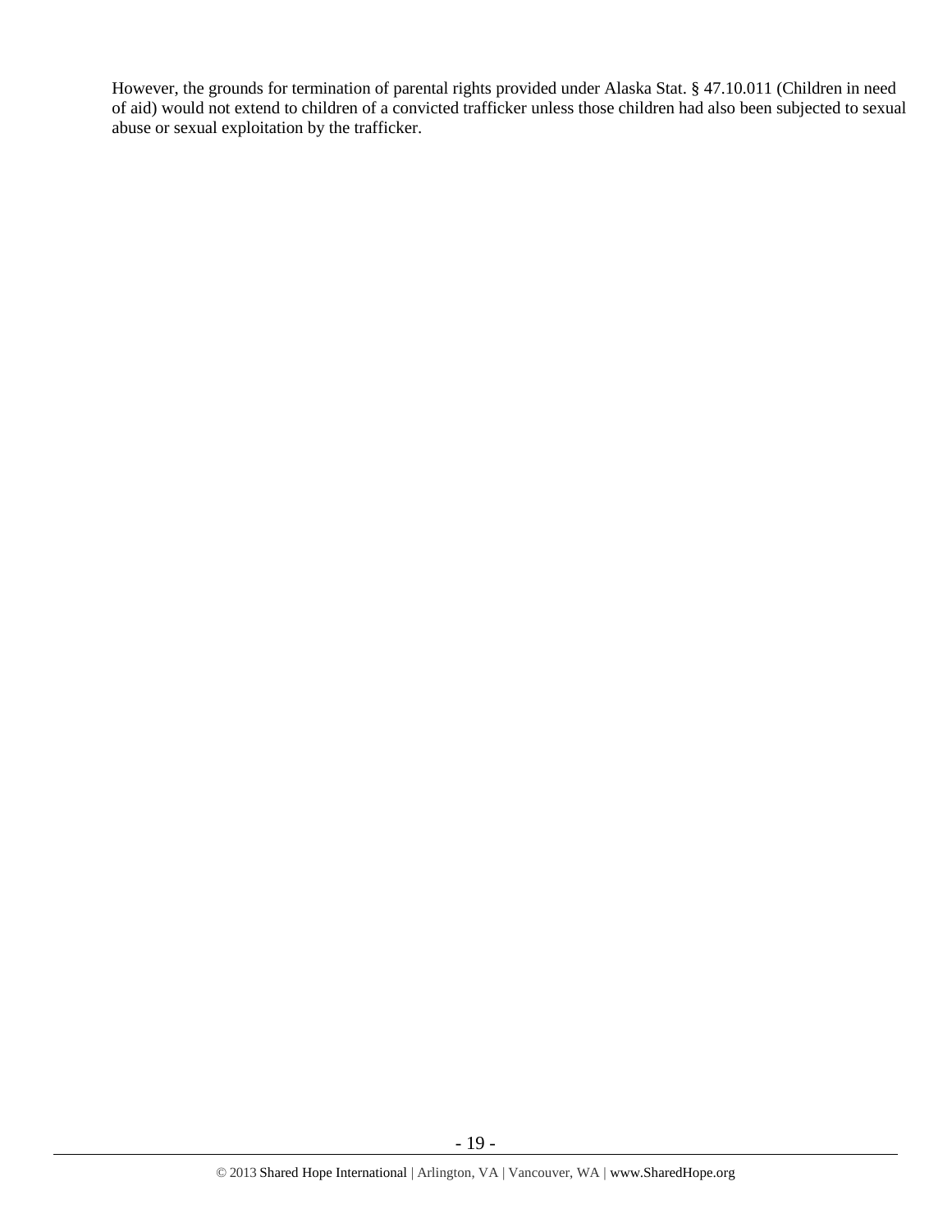However, the grounds for termination of parental rights provided under Alaska Stat. § 47.10.011 (Children in need of aid) would not extend to children of a convicted trafficker unless those children had also been subjected to sexual abuse or sexual exploitation by the trafficker.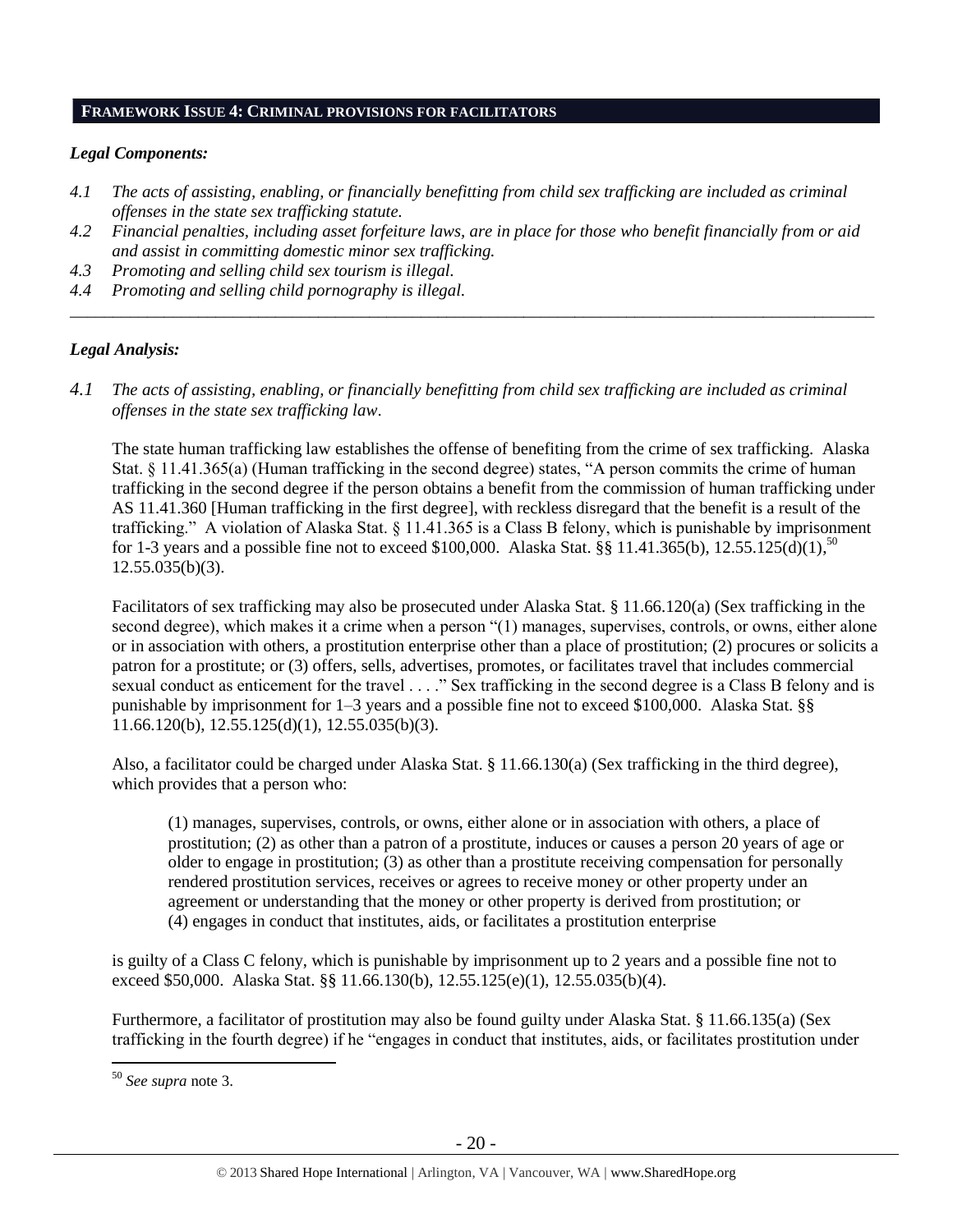## FRAMEWORK ISSUE 4: CRIMINAL PROVISIONS FOR FACILITATORS

### *Legal Components:*

*4.1 The acts of assisting, enabling, or financially benefitting from child sex trafficking are included as criminal offenses in the state sex trafficking statute.*

*4.2 Financial penalties, including asset forfeiture laws, are in place for those who benefit financially from or aid and assist in committing domestic minor sex trafficking.*

*4.3 Promoting and selling child sex tourism is illegal.*

*4.4 Promoting and selling child pornography is illegal.*

---

### *Legal Analysis:*

*4.1 The acts of assisting, enabling, or financially benefitting from child sex trafficking are included as criminal offenses in the state sex trafficking law.*

The state human trafficking law establishes the offense of benefiting from the crime of sex trafficking. Alaska Stat. § 11.41.365(a) (Human trafficking in the second degree) states, "A person commits the crime of human trafficking in the second degree if the person obtains a benefit from the commission of human trafficking under AS 11.41.360 [Human trafficking in the first degree], with reckless disregard that the benefit is a result of the trafficking." A violation of Alaska Stat. § 11.41.365 is a Class B felony, which is punishable by imprisonment for 1-3 years and a possible fine not to exceed $100,000. Alaska Stat. §§ 11.41.365(b), 12.55.125(d)(1),[50] 12.55.035(b)(3).

Facilitators of sex trafficking may also be prosecuted under Alaska Stat. § 11.66.120(a) (Sex trafficking in the second degree), which makes it a crime when a person "(1) manages, supervises, controls, or owns, either alone or in association with others, a prostitution enterprise other than a place of prostitution; (2) procures or solicits a patron for a prostitute; or (3) offers, sells, advertises, promotes, or facilitates travel that includes commercial sexual conduct as enticement for the travel . . . ." Sex trafficking in the second degree is a Class B felony and is punishable by imprisonment for 1–3 years and a possible fine not to exceed $100,000. Alaska Stat. §§ 11.66.120(b), 12.55.125(d)(1), 12.55.035(b)(3).

Also, a facilitator could be charged under Alaska Stat. § 11.66.130(a) (Sex trafficking in the third degree), which provides that a person who:

> (1) manages, supervises, controls, or owns, either alone or in association with others, a place of prostitution; (2) as other than a patron of a prostitute, induces or causes a person 20 years of age or older to engage in prostitution; (3) as other than a prostitute receiving compensation for personally rendered prostitution services, receives or agrees to receive money or other property under an agreement or understanding that the money or other property is derived from prostitution; or (4) engages in conduct that institutes, aids, or facilitates a prostitution enterprise

is guilty of a Class C felony, which is punishable by imprisonment up to 2 years and a possible fine not to exceed $50,000. Alaska Stat. §§ 11.66.130(b), 12.55.125(e)(1), 12.55.035(b)(4).

Furthermore, a facilitator of prostitution may also be found guilty under Alaska Stat. § 11.66.135(a) (Sex trafficking in the fourth degree) if he "engages in conduct that institutes, aids, or facilitates prostitution under

---

[50] *See supra* note 3.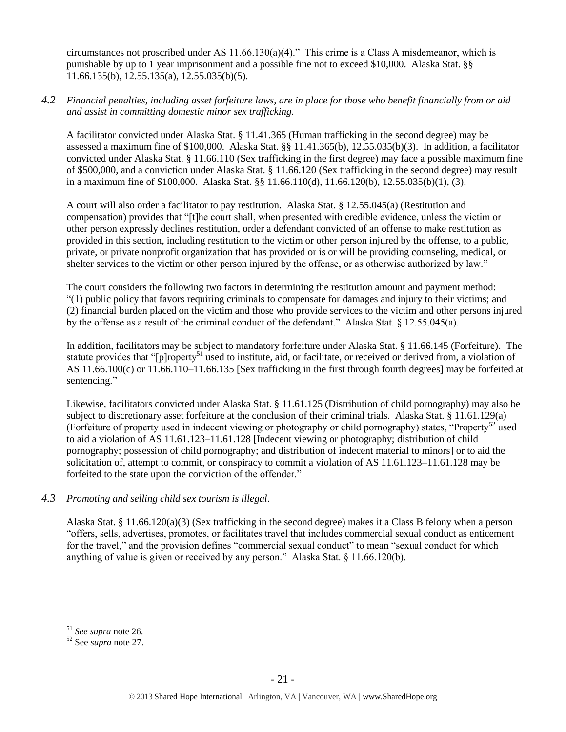circumstances not proscribed under AS 11.66.130(a)(4)." This crime is a Class A misdemeanor, which is punishable by up to 1 year imprisonment and a possible fine not to exceed $10,000. Alaska Stat. §§ 11.66.135(b), 12.55.135(a), 12.55.035(b)(5).

*4.2 Financial penalties, including asset forfeiture laws, are in place for those who benefit financially from or aid and assist in committing domestic minor sex trafficking.*

A facilitator convicted under Alaska Stat. § 11.41.365 (Human trafficking in the second degree) may be assessed a maximum fine of $100,000. Alaska Stat. §§ 11.41.365(b), 12.55.035(b)(3). In addition, a facilitator convicted under Alaska Stat. § 11.66.110 (Sex trafficking in the first degree) may face a possible maximum fine of $500,000, and a conviction under Alaska Stat. § 11.66.120 (Sex trafficking in the second degree) may result in a maximum fine of $100,000. Alaska Stat. §§ 11.66.110(d), 11.66.120(b), 12.55.035(b)(1), (3).

A court will also order a facilitator to pay restitution. Alaska Stat. § 12.55.045(a) (Restitution and compensation) provides that "[t]he court shall, when presented with credible evidence, unless the victim or other person expressly declines restitution, order a defendant convicted of an offense to make restitution as provided in this section, including restitution to the victim or other person injured by the offense, to a public, private, or private nonprofit organization that has provided or is or will be providing counseling, medical, or shelter services to the victim or other person injured by the offense, or as otherwise authorized by law."

The court considers the following two factors in determining the restitution amount and payment method: "(1) public policy that favors requiring criminals to compensate for damages and injury to their victims; and (2) financial burden placed on the victim and those who provide services to the victim and other persons injured by the offense as a result of the criminal conduct of the defendant." Alaska Stat. § 12.55.045(a).

In addition, facilitators may be subject to mandatory forfeiture under Alaska Stat. § 11.66.145 (Forfeiture). The statute provides that "[p]roperty[51] used to institute, aid, or facilitate, or received or derived from, a violation of AS 11.66.100(c) or 11.66.110–11.66.135 [Sex trafficking in the first through fourth degrees] may be forfeited at sentencing."

Likewise, facilitators convicted under Alaska Stat. § 11.61.125 (Distribution of child pornography) may also be subject to discretionary asset forfeiture at the conclusion of their criminal trials. Alaska Stat. § 11.61.129(a) (Forfeiture of property used in indecent viewing or photography or child pornography) states, "Property[52] used to aid a violation of AS 11.61.123–11.61.128 [Indecent viewing or photography; distribution of child pornography; possession of child pornography; and distribution of indecent material to minors] or to aid the solicitation of, attempt to commit, or conspiracy to commit a violation of AS 11.61.123–11.61.128 may be forfeited to the state upon the conviction of the offender."

*4.3 Promoting and selling child sex tourism is illegal.*

Alaska Stat. § 11.66.120(a)(3) (Sex trafficking in the second degree) makes it a Class B felony when a person "offers, sells, advertises, promotes, or facilitates travel that includes commercial sexual conduct as enticement for the travel," and the provision defines "commercial sexual conduct" to mean "sexual conduct for which anything of value is given or received by any person." Alaska Stat. § 11.66.120(b).

---

[51] *See supra* note 26.

[52] See *supra* note 27.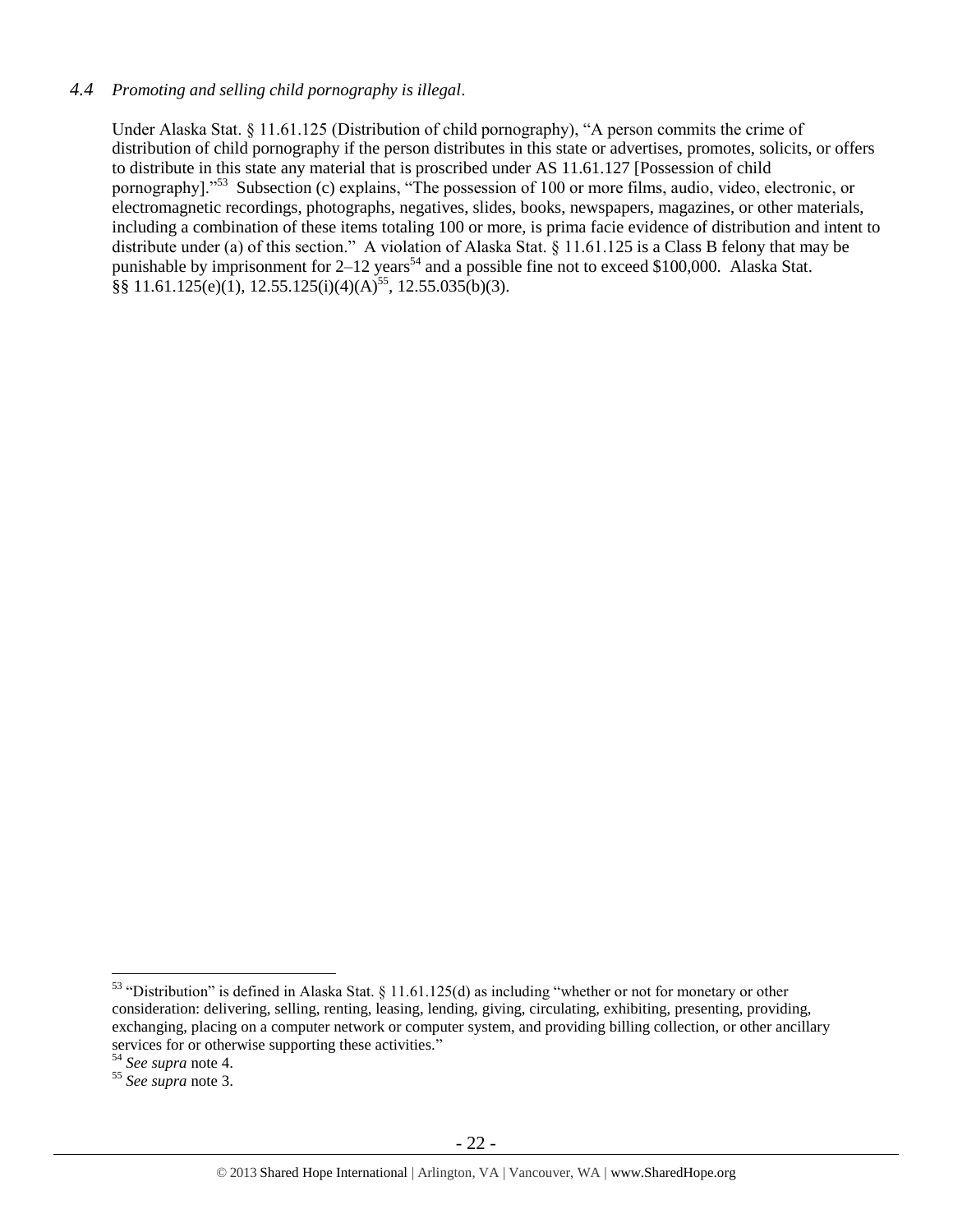### *4.4 Promoting and selling child pornography is illegal.*

Under Alaska Stat. § 11.61.125 (Distribution of child pornography), "A person commits the crime of distribution of child pornography if the person distributes in this state or advertises, promotes, solicits, or offers to distribute in this state any material that is proscribed under AS 11.61.127 [Possession of child pornography]."[53] Subsection (c) explains, "The possession of 100 or more films, audio, video, electronic, or electromagnetic recordings, photographs, negatives, slides, books, newspapers, magazines, or other materials, including a combination of these items totaling 100 or more, is prima facie evidence of distribution and intent to distribute under (a) of this section." A violation of Alaska Stat. § 11.61.125 is a Class B felony that may be punishable by imprisonment for 2–12 years[54] and a possible fine not to exceed $100,000. Alaska Stat. §§ 11.61.125(e)(1), 12.55.125(i)(4)(A)[55], 12.55.035(b)(3).

---

[53] "Distribution" is defined in Alaska Stat. § 11.61.125(d) as including "whether or not for monetary or other consideration: delivering, selling, renting, leasing, lending, giving, circulating, exhibiting, presenting, providing, exchanging, placing on a computer network or computer system, and providing billing collection, or other ancillary services for or otherwise supporting these activities."

[54] *See supra* note 4.

[55] *See supra* note 3.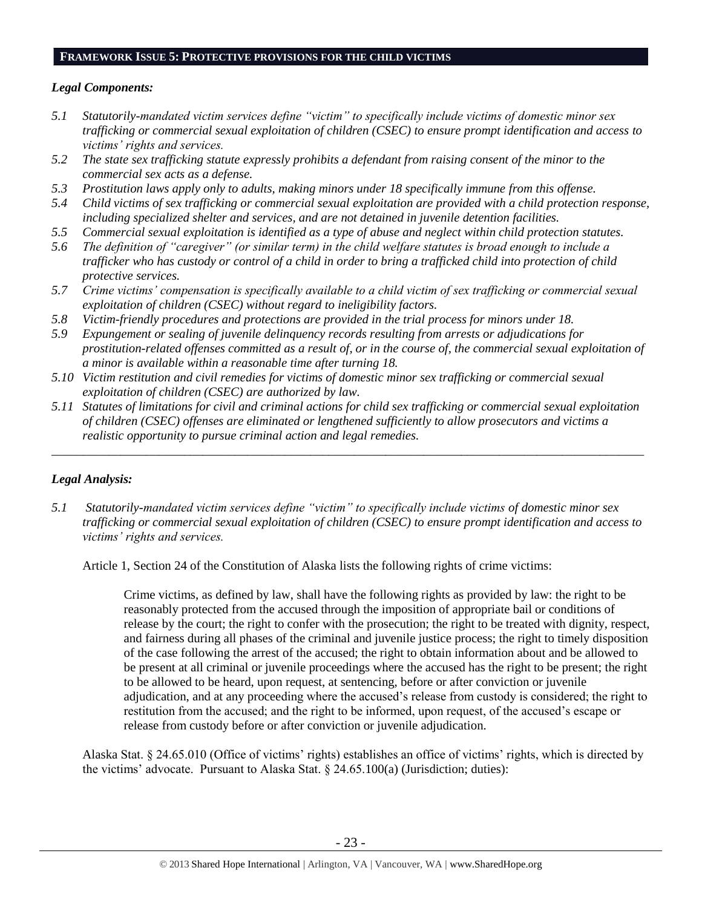## FRAMEWORK ISSUE 5: PROTECTIVE PROVISIONS FOR THE CHILD VICTIMS

### *Legal Components:*

*5.1 Statutorily-mandated victim services define "victim" to specifically include victims of domestic minor sex trafficking or commercial sexual exploitation of children (CSEC) to ensure prompt identification and access to victims' rights and services.*

*5.2 The state sex trafficking statute expressly prohibits a defendant from raising consent of the minor to the commercial sex acts as a defense.*

*5.3 Prostitution laws apply only to adults, making minors under 18 specifically immune from this offense.*

*5.4 Child victims of sex trafficking or commercial sexual exploitation are provided with a child protection response, including specialized shelter and services, and are not detained in juvenile detention facilities.*

*5.5 Commercial sexual exploitation is identified as a type of abuse and neglect within child protection statutes.*

*5.6 The definition of "caregiver" (or similar term) in the child welfare statutes is broad enough to include a trafficker who has custody or control of a child in order to bring a trafficked child into protection of child protective services.*

*5.7 Crime victims' compensation is specifically available to a child victim of sex trafficking or commercial sexual exploitation of children (CSEC) without regard to ineligibility factors.*

*5.8 Victim-friendly procedures and protections are provided in the trial process for minors under 18.*

*5.9 Expungement or sealing of juvenile delinquency records resulting from arrests or adjudications for prostitution-related offenses committed as a result of, or in the course of, the commercial sexual exploitation of a minor is available within a reasonable time after turning 18.*

*5.10 Victim restitution and civil remedies for victims of domestic minor sex trafficking or commercial sexual exploitation of children (CSEC) are authorized by law.*

*5.11 Statutes of limitations for civil and criminal actions for child sex trafficking or commercial sexual exploitation of children (CSEC) offenses are eliminated or lengthened sufficiently to allow prosecutors and victims a realistic opportunity to pursue criminal action and legal remedies.*

---

### *Legal Analysis:*

*5.1 Statutorily-mandated victim services define "victim" to specifically include victims of domestic minor sex trafficking or commercial sexual exploitation of children (CSEC) to ensure prompt identification and access to victims' rights and services.*

Article 1, Section 24 of the Constitution of Alaska lists the following rights of crime victims:

> Crime victims, as defined by law, shall have the following rights as provided by law: the right to be reasonably protected from the accused through the imposition of appropriate bail or conditions of release by the court; the right to confer with the prosecution; the right to be treated with dignity, respect, and fairness during all phases of the criminal and juvenile justice process; the right to timely disposition of the case following the arrest of the accused; the right to obtain information about and be allowed to be present at all criminal or juvenile proceedings where the accused has the right to be present; the right to be allowed to be heard, upon request, at sentencing, before or after conviction or juvenile adjudication, and at any proceeding where the accused's release from custody is considered; the right to restitution from the accused; and the right to be informed, upon request, of the accused's escape or release from custody before or after conviction or juvenile adjudication.

Alaska Stat. § 24.65.010 (Office of victims' rights) establishes an office of victims' rights, which is directed by the victims' advocate. Pursuant to Alaska Stat. § 24.65.100(a) (Jurisdiction; duties):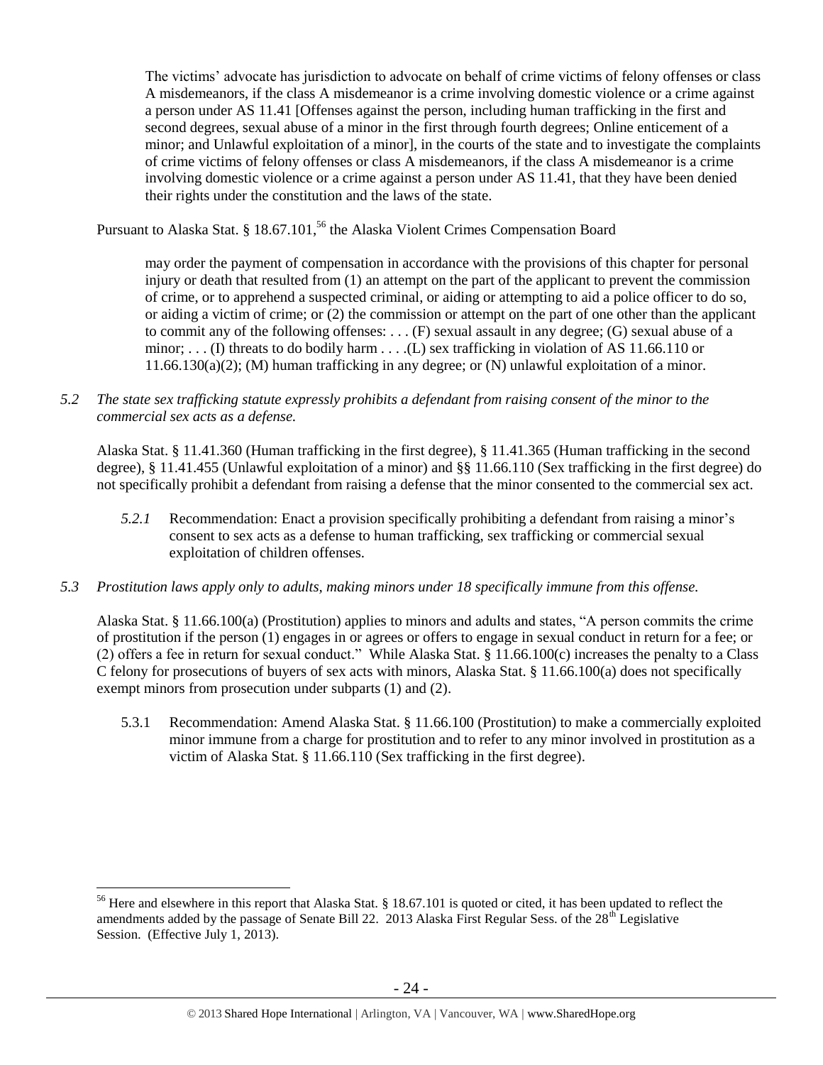> The victims' advocate has jurisdiction to advocate on behalf of crime victims of felony offenses or class A misdemeanors, if the class A misdemeanor is a crime involving domestic violence or a crime against a person under AS 11.41 [Offenses against the person, including human trafficking in the first and second degrees, sexual abuse of a minor in the first through fourth degrees; Online enticement of a minor; and Unlawful exploitation of a minor], in the courts of the state and to investigate the complaints of crime victims of felony offenses or class A misdemeanors, if the class A misdemeanor is a crime involving domestic violence or a crime against a person under AS 11.41, that they have been denied their rights under the constitution and the laws of the state.

Pursuant to Alaska Stat. § 18.67.101,[56] the Alaska Violent Crimes Compensation Board

> may order the payment of compensation in accordance with the provisions of this chapter for personal injury or death that resulted from (1) an attempt on the part of the applicant to prevent the commission of crime, or to apprehend a suspected criminal, or aiding or attempting to aid a police officer to do so, or aiding a victim of crime; or (2) the commission or attempt on the part of one other than the applicant to commit any of the following offenses: . . . (F) sexual assault in any degree; (G) sexual abuse of a minor; . . . (I) threats to do bodily harm . . . .(L) sex trafficking in violation of AS 11.66.110 or 11.66.130(a)(2); (M) human trafficking in any degree; or (N) unlawful exploitation of a minor.

*5.2 The state sex trafficking statute expressly prohibits a defendant from raising consent of the minor to the commercial sex acts as a defense.*

Alaska Stat. § 11.41.360 (Human trafficking in the first degree), § 11.41.365 (Human trafficking in the second degree), § 11.41.455 (Unlawful exploitation of a minor) and §§ 11.66.110 (Sex trafficking in the first degree) do not specifically prohibit a defendant from raising a defense that the minor consented to the commercial sex act.

*5.2.1* Recommendation: Enact a provision specifically prohibiting a defendant from raising a minor's consent to sex acts as a defense to human trafficking, sex trafficking or commercial sexual exploitation of children offenses.

*5.3 Prostitution laws apply only to adults, making minors under 18 specifically immune from this offense.*

Alaska Stat. § 11.66.100(a) (Prostitution) applies to minors and adults and states, "A person commits the crime of prostitution if the person (1) engages in or agrees or offers to engage in sexual conduct in return for a fee; or (2) offers a fee in return for sexual conduct." While Alaska Stat. § 11.66.100(c) increases the penalty to a Class C felony for prosecutions of buyers of sex acts with minors, Alaska Stat. § 11.66.100(a) does not specifically exempt minors from prosecution under subparts (1) and (2).

5.3.1 Recommendation: Amend Alaska Stat. § 11.66.100 (Prostitution) to make a commercially exploited minor immune from a charge for prostitution and to refer to any minor involved in prostitution as a victim of Alaska Stat. § 11.66.110 (Sex trafficking in the first degree).

---

[56] Here and elsewhere in this report that Alaska Stat. § 18.67.101 is quoted or cited, it has been updated to reflect the amendments added by the passage of Senate Bill 22. 2013 Alaska First Regular Sess. of the 28th Legislative Session. (Effective July 1, 2013).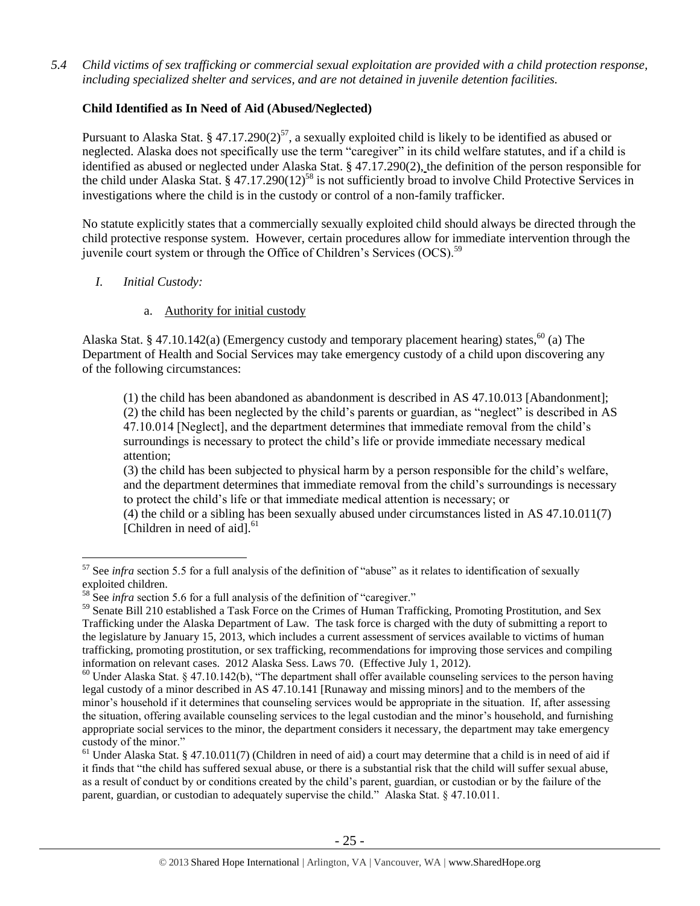*5.4 Child victims of sex trafficking or commercial sexual exploitation are provided with a child protection response, including specialized shelter and services, and are not detained in juvenile detention facilities.*

**Child Identified as In Need of Aid (Abused/Neglected)**

Pursuant to Alaska Stat. § 47.17.290(2)[57], a sexually exploited child is likely to be identified as abused or neglected. Alaska does not specifically use the term "caregiver" in its child welfare statutes, and if a child is identified as abused or neglected under Alaska Stat. § 47.17.290(2), the definition of the person responsible for the child under Alaska Stat. § 47.17.290(12)[58] is not sufficiently broad to involve Child Protective Services in investigations where the child is in the custody or control of a non-family trafficker.

No statute explicitly states that a commercially sexually exploited child should always be directed through the child protective response system. However, certain procedures allow for immediate intervention through the juvenile court system or through the Office of Children's Services (OCS).[59]

*I. Initial Custody:*

a. Authority for initial custody

Alaska Stat. § 47.10.142(a) (Emergency custody and temporary placement hearing) states,[60] (a) The Department of Health and Social Services may take emergency custody of a child upon discovering any of the following circumstances:

(1) the child has been abandoned as abandonment is described in AS 47.10.013 [Abandonment];
(2) the child has been neglected by the child's parents or guardian, as "neglect" is described in AS 47.10.014 [Neglect], and the department determines that immediate removal from the child's surroundings is necessary to protect the child's life or provide immediate necessary medical attention;
(3) the child has been subjected to physical harm by a person responsible for the child's welfare, and the department determines that immediate removal from the child's surroundings is necessary to protect the child's life or that immediate medical attention is necessary; or
(4) the child or a sibling has been sexually abused under circumstances listed in AS 47.10.011(7) [Children in need of aid].[61]

---

[57] See *infra* section 5.5 for a full analysis of the definition of "abuse" as it relates to identification of sexually exploited children.

[58] See *infra* section 5.6 for a full analysis of the definition of "caregiver."

[59] Senate Bill 210 established a Task Force on the Crimes of Human Trafficking, Promoting Prostitution, and Sex Trafficking under the Alaska Department of Law. The task force is charged with the duty of submitting a report to the legislature by January 15, 2013, which includes a current assessment of services available to victims of human trafficking, promoting prostitution, or sex trafficking, recommendations for improving those services and compiling information on relevant cases. 2012 Alaska Sess. Laws 70. (Effective July 1, 2012).

[60] Under Alaska Stat. § 47.10.142(b), "The department shall offer available counseling services to the person having legal custody of a minor described in AS 47.10.141 [Runaway and missing minors] and to the members of the minor's household if it determines that counseling services would be appropriate in the situation. If, after assessing the situation, offering available counseling services to the legal custodian and the minor's household, and furnishing appropriate social services to the minor, the department considers it necessary, the department may take emergency custody of the minor."

[61] Under Alaska Stat. § 47.10.011(7) (Children in need of aid) a court may determine that a child is in need of aid if it finds that "the child has suffered sexual abuse, or there is a substantial risk that the child will suffer sexual abuse, as a result of conduct by or conditions created by the child's parent, guardian, or custodian or by the failure of the parent, guardian, or custodian to adequately supervise the child." Alaska Stat. § 47.10.011.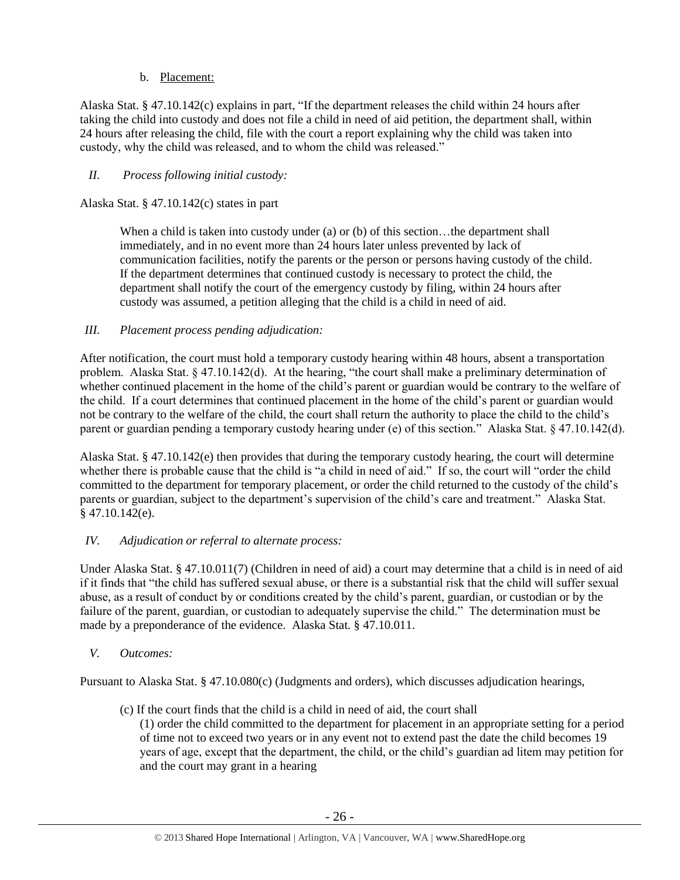b. Placement:

Alaska Stat. § 47.10.142(c) explains in part, "If the department releases the child within 24 hours after taking the child into custody and does not file a child in need of aid petition, the department shall, within 24 hours after releasing the child, file with the court a report explaining why the child was taken into custody, why the child was released, and to whom the child was released."

*II. Process following initial custody:*

Alaska Stat. § 47.10.142(c) states in part

> When a child is taken into custody under (a) or (b) of this section…the department shall immediately, and in no event more than 24 hours later unless prevented by lack of communication facilities, notify the parents or the person or persons having custody of the child. If the department determines that continued custody is necessary to protect the child, the department shall notify the court of the emergency custody by filing, within 24 hours after custody was assumed, a petition alleging that the child is a child in need of aid.

*III. Placement process pending adjudication:*

After notification, the court must hold a temporary custody hearing within 48 hours, absent a transportation problem. Alaska Stat. § 47.10.142(d). At the hearing, "the court shall make a preliminary determination of whether continued placement in the home of the child's parent or guardian would be contrary to the welfare of the child. If a court determines that continued placement in the home of the child's parent or guardian would not be contrary to the welfare of the child, the court shall return the authority to place the child to the child's parent or guardian pending a temporary custody hearing under (e) of this section." Alaska Stat. § 47.10.142(d).

Alaska Stat. § 47.10.142(e) then provides that during the temporary custody hearing, the court will determine whether there is probable cause that the child is "a child in need of aid." If so, the court will "order the child committed to the department for temporary placement, or order the child returned to the custody of the child's parents or guardian, subject to the department's supervision of the child's care and treatment." Alaska Stat. § 47.10.142(e).

*IV. Adjudication or referral to alternate process:*

Under Alaska Stat. § 47.10.011(7) (Children in need of aid) a court may determine that a child is in need of aid if it finds that "the child has suffered sexual abuse, or there is a substantial risk that the child will suffer sexual abuse, as a result of conduct by or conditions created by the child's parent, guardian, or custodian or by the failure of the parent, guardian, or custodian to adequately supervise the child." The determination must be made by a preponderance of the evidence. Alaska Stat. § 47.10.011.

*V. Outcomes:*

Pursuant to Alaska Stat. § 47.10.080(c) (Judgments and orders), which discusses adjudication hearings,

> (c) If the court finds that the child is a child in need of aid, the court shall
>
> (1) order the child committed to the department for placement in an appropriate setting for a period of time not to exceed two years or in any event not to extend past the date the child becomes 19 years of age, except that the department, the child, or the child's guardian ad litem may petition for and the court may grant in a hearing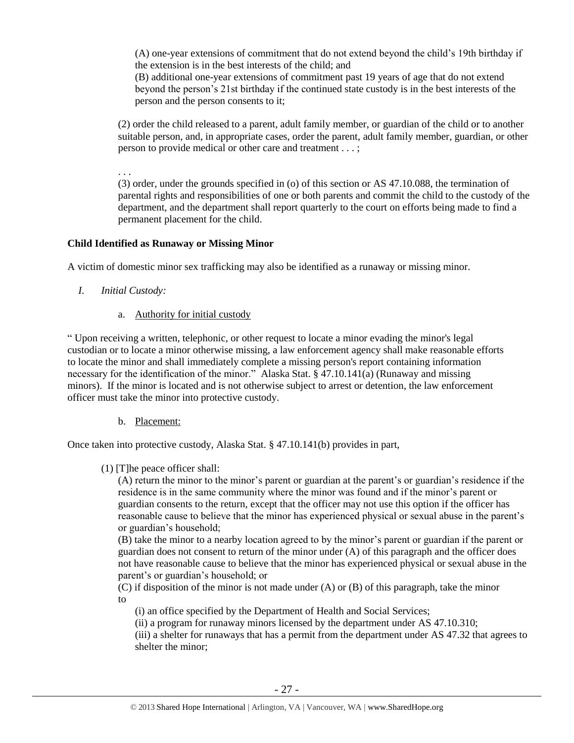(A) one-year extensions of commitment that do not extend beyond the child's 19th birthday if the extension is in the best interests of the child; and
(B) additional one-year extensions of commitment past 19 years of age that do not extend beyond the person's 21st birthday if the continued state custody is in the best interests of the person and the person consents to it;

(2) order the child released to a parent, adult family member, or guardian of the child or to another suitable person, and, in appropriate cases, order the parent, adult family member, guardian, or other person to provide medical or other care and treatment . . . ;

. . .
(3) order, under the grounds specified in (o) of this section or AS 47.10.088, the termination of parental rights and responsibilities of one or both parents and commit the child to the custody of the department, and the department shall report quarterly to the court on efforts being made to find a permanent placement for the child.

**Child Identified as Runaway or Missing Minor**

A victim of domestic minor sex trafficking may also be identified as a runaway or missing minor.

I. *Initial Custody:*

   a. Authority for initial custody

" Upon receiving a written, telephonic, or other request to locate a minor evading the minor's legal custodian or to locate a minor otherwise missing, a law enforcement agency shall make reasonable efforts to locate the minor and shall immediately complete a missing person's report containing information necessary for the identification of the minor." Alaska Stat. § 47.10.141(a) (Runaway and missing minors). If the minor is located and is not otherwise subject to arrest or detention, the law enforcement officer must take the minor into protective custody.

   b. Placement:

Once taken into protective custody, Alaska Stat. § 47.10.141(b) provides in part,

(1) [T]he peace officer shall:
(A) return the minor to the minor's parent or guardian at the parent's or guardian's residence if the residence is in the same community where the minor was found and if the minor's parent or guardian consents to the return, except that the officer may not use this option if the officer has reasonable cause to believe that the minor has experienced physical or sexual abuse in the parent's or guardian's household;
(B) take the minor to a nearby location agreed to by the minor's parent or guardian if the parent or guardian does not consent to return of the minor under (A) of this paragraph and the officer does not have reasonable cause to believe that the minor has experienced physical or sexual abuse in the parent's or guardian's household; or
(C) if disposition of the minor is not made under (A) or (B) of this paragraph, take the minor to
(i) an office specified by the Department of Health and Social Services;
(ii) a program for runaway minors licensed by the department under AS 47.10.310;
(iii) a shelter for runaways that has a permit from the department under AS 47.32 that agrees to shelter the minor;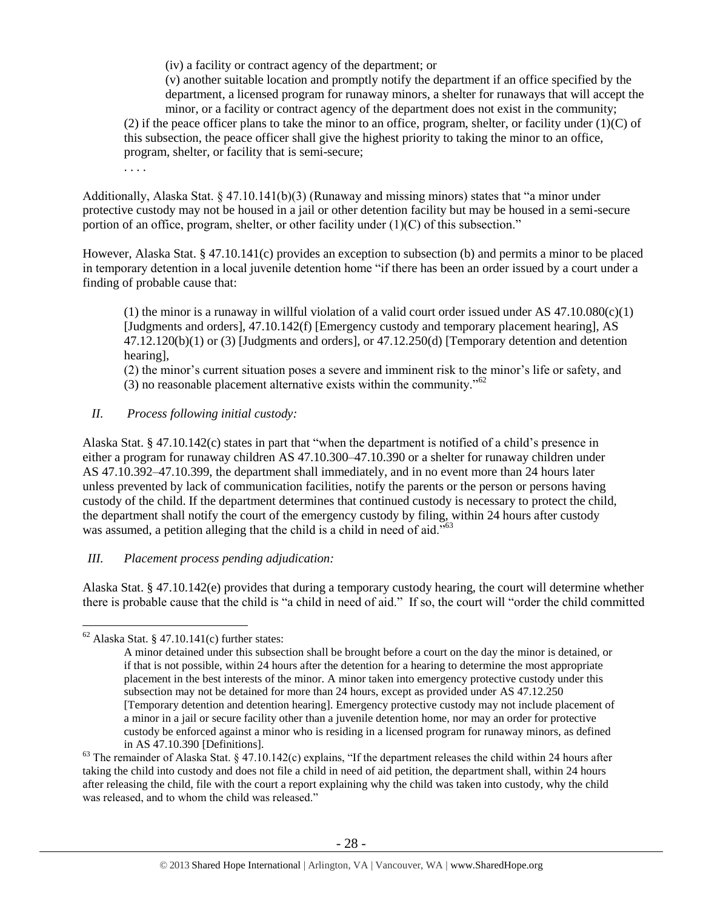(iv) a facility or contract agency of the department; or

(v) another suitable location and promptly notify the department if an office specified by the department, a licensed program for runaway minors, a shelter for runaways that will accept the minor, or a facility or contract agency of the department does not exist in the community;

(2) if the peace officer plans to take the minor to an office, program, shelter, or facility under (1)(C) of this subsection, the peace officer shall give the highest priority to taking the minor to an office, program, shelter, or facility that is semi-secure;

. . . .

Additionally, Alaska Stat. § 47.10.141(b)(3) (Runaway and missing minors) states that "a minor under protective custody may not be housed in a jail or other detention facility but may be housed in a semi-secure portion of an office, program, shelter, or other facility under (1)(C) of this subsection."

However, Alaska Stat. § 47.10.141(c) provides an exception to subsection (b) and permits a minor to be placed in temporary detention in a local juvenile detention home "if there has been an order issued by a court under a finding of probable cause that:

(1) the minor is a runaway in willful violation of a valid court order issued under AS 47.10.080(c)(1) [Judgments and orders], 47.10.142(f) [Emergency custody and temporary placement hearing], AS 47.12.120(b)(1) or (3) [Judgments and orders], or 47.12.250(d) [Temporary detention and detention hearing],

(2) the minor's current situation poses a severe and imminent risk to the minor's life or safety, and

(3) no reasonable placement alternative exists within the community."[62]

*II. Process following initial custody:*

Alaska Stat. § 47.10.142(c) states in part that "when the department is notified of a child's presence in either a program for runaway children AS 47.10.300–47.10.390 or a shelter for runaway children under AS 47.10.392–47.10.399, the department shall immediately, and in no event more than 24 hours later unless prevented by lack of communication facilities, notify the parents or the person or persons having custody of the child. If the department determines that continued custody is necessary to protect the child, the department shall notify the court of the emergency custody by filing, within 24 hours after custody was assumed, a petition alleging that the child is a child in need of aid."[63]

*III. Placement process pending adjudication:*

Alaska Stat. § 47.10.142(e) provides that during a temporary custody hearing, the court will determine whether there is probable cause that the child is "a child in need of aid." If so, the court will "order the child committed

---

[62] Alaska Stat. § 47.10.141(c) further states:

A minor detained under this subsection shall be brought before a court on the day the minor is detained, or if that is not possible, within 24 hours after the detention for a hearing to determine the most appropriate placement in the best interests of the minor. A minor taken into emergency protective custody under this subsection may not be detained for more than 24 hours, except as provided under AS 47.12.250 [Temporary detention and detention hearing]. Emergency protective custody may not include placement of a minor in a jail or secure facility other than a juvenile detention home, nor may an order for protective custody be enforced against a minor who is residing in a licensed program for runaway minors, as defined in AS 47.10.390 [Definitions].

[63] The remainder of Alaska Stat. § 47.10.142(c) explains, "If the department releases the child within 24 hours after taking the child into custody and does not file a child in need of aid petition, the department shall, within 24 hours after releasing the child, file with the court a report explaining why the child was taken into custody, why the child was released, and to whom the child was released."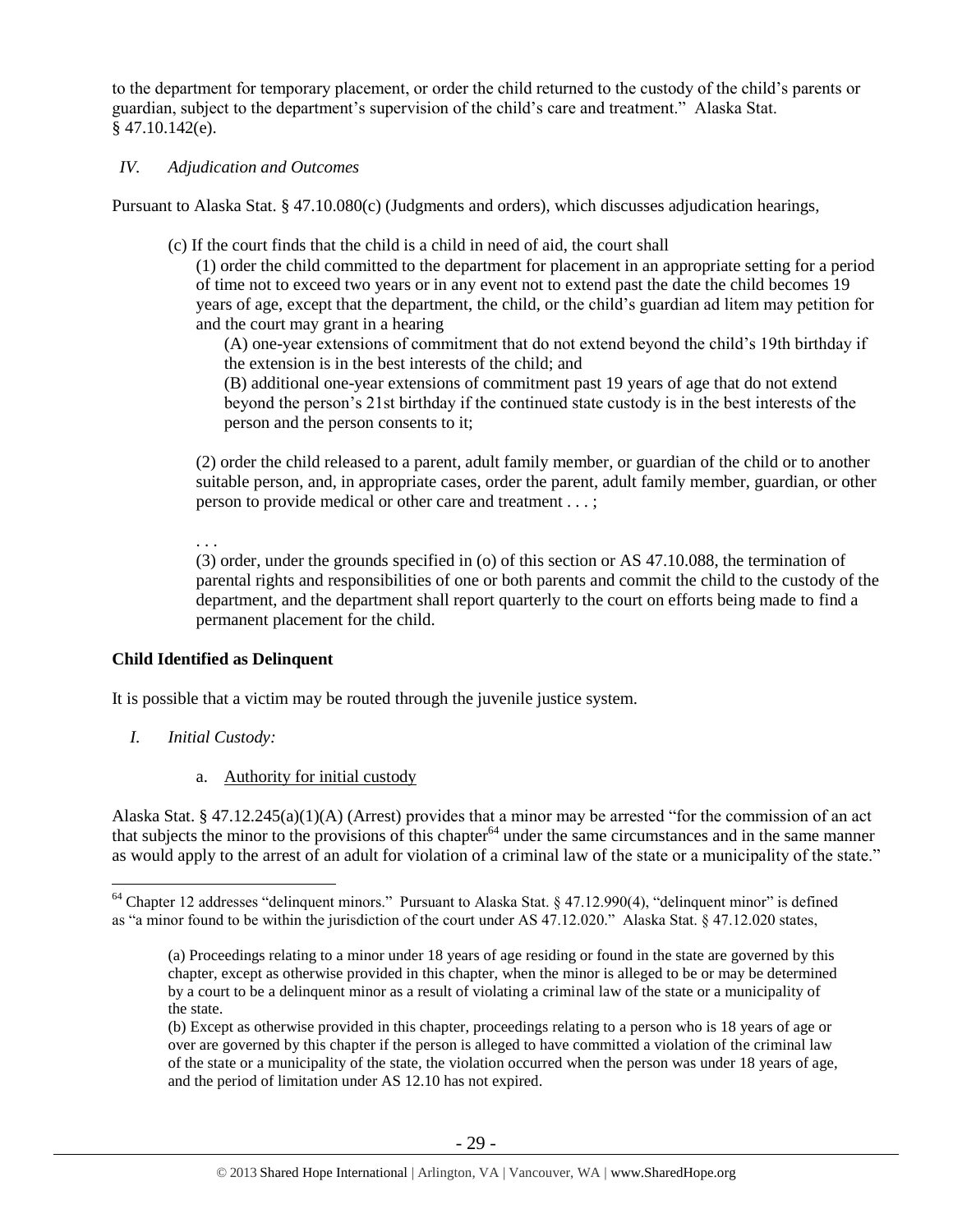to the department for temporary placement, or order the child returned to the custody of the child's parents or guardian, subject to the department's supervision of the child's care and treatment." Alaska Stat. § 47.10.142(e).

*IV. Adjudication and Outcomes*

Pursuant to Alaska Stat. § 47.10.080(c) (Judgments and orders), which discusses adjudication hearings,

> (c) If the court finds that the child is a child in need of aid, the court shall
>
> > (1) order the child committed to the department for placement in an appropriate setting for a period of time not to exceed two years or in any event not to extend past the date the child becomes 19 years of age, except that the department, the child, or the child's guardian ad litem may petition for and the court may grant in a hearing
> >
> > > (A) one-year extensions of commitment that do not extend beyond the child's 19th birthday if the extension is in the best interests of the child; and
> > >
> > > (B) additional one-year extensions of commitment past 19 years of age that do not extend beyond the person's 21st birthday if the continued state custody is in the best interests of the person and the person consents to it;
> >
> > (2) order the child released to a parent, adult family member, or guardian of the child or to another suitable person, and, in appropriate cases, order the parent, adult family member, guardian, or other person to provide medical or other care and treatment . . . ;
> >
> > . . .
> >
> > (3) order, under the grounds specified in (o) of this section or AS 47.10.088, the termination of parental rights and responsibilities of one or both parents and commit the child to the custody of the department, and the department shall report quarterly to the court on efforts being made to find a permanent placement for the child.

**Child Identified as Delinquent**

It is possible that a victim may be routed through the juvenile justice system.

*I. Initial Custody:*

a. Authority for initial custody

Alaska Stat. § 47.12.245(a)(1)(A) (Arrest) provides that a minor may be arrested "for the commission of an act that subjects the minor to the provisions of this chapter[64] under the same circumstances and in the same manner as would apply to the arrest of an adult for violation of a criminal law of the state or a municipality of the state."

---

[64] Chapter 12 addresses "delinquent minors." Pursuant to Alaska Stat. § 47.12.990(4), "delinquent minor" is defined as "a minor found to be within the jurisdiction of the court under AS 47.12.020." Alaska Stat. § 47.12.020 states,

> (a) Proceedings relating to a minor under 18 years of age residing or found in the state are governed by this chapter, except as otherwise provided in this chapter, when the minor is alleged to be or may be determined by a court to be a delinquent minor as a result of violating a criminal law of the state or a municipality of the state.
>
> (b) Except as otherwise provided in this chapter, proceedings relating to a person who is 18 years of age or over are governed by this chapter if the person is alleged to have committed a violation of the criminal law of the state or a municipality of the state, the violation occurred when the person was under 18 years of age, and the period of limitation under AS 12.10 has not expired.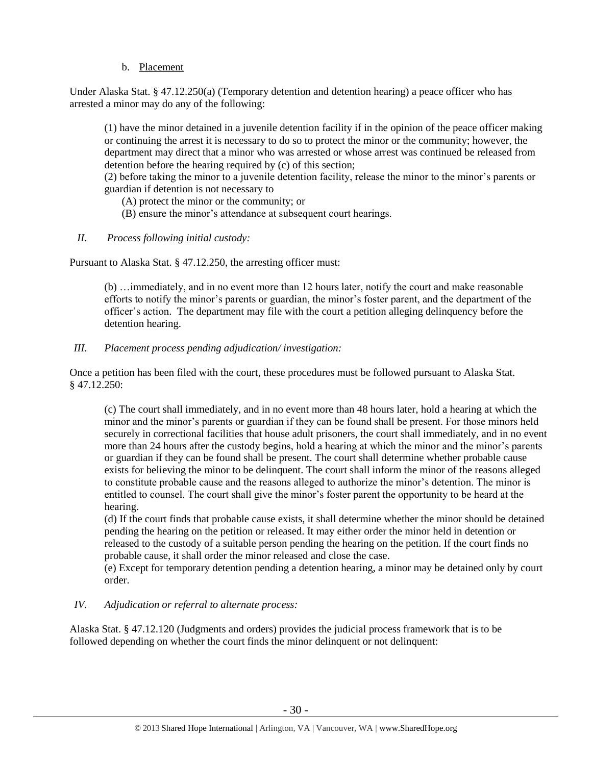b. Placement

Under Alaska Stat. § 47.12.250(a) (Temporary detention and detention hearing) a peace officer who has arrested a minor may do any of the following:

> (1) have the minor detained in a juvenile detention facility if in the opinion of the peace officer making or continuing the arrest it is necessary to do so to protect the minor or the community; however, the department may direct that a minor who was arrested or whose arrest was continued be released from detention before the hearing required by (c) of this section;
> (2) before taking the minor to a juvenile detention facility, release the minor to the minor's parents or guardian if detention is not necessary to
> (A) protect the minor or the community; or
> (B) ensure the minor's attendance at subsequent court hearings.

*II. Process following initial custody:*

Pursuant to Alaska Stat. § 47.12.250, the arresting officer must:

> (b) …immediately, and in no event more than 12 hours later, notify the court and make reasonable efforts to notify the minor's parents or guardian, the minor's foster parent, and the department of the officer's action. The department may file with the court a petition alleging delinquency before the detention hearing.

*III. Placement process pending adjudication/ investigation:*

Once a petition has been filed with the court, these procedures must be followed pursuant to Alaska Stat. § 47.12.250:

> (c) The court shall immediately, and in no event more than 48 hours later, hold a hearing at which the minor and the minor's parents or guardian if they can be found shall be present. For those minors held securely in correctional facilities that house adult prisoners, the court shall immediately, and in no event more than 24 hours after the custody begins, hold a hearing at which the minor and the minor's parents or guardian if they can be found shall be present. The court shall determine whether probable cause exists for believing the minor to be delinquent. The court shall inform the minor of the reasons alleged to constitute probable cause and the reasons alleged to authorize the minor's detention. The minor is entitled to counsel. The court shall give the minor's foster parent the opportunity to be heard at the hearing.
> (d) If the court finds that probable cause exists, it shall determine whether the minor should be detained pending the hearing on the petition or released. It may either order the minor held in detention or released to the custody of a suitable person pending the hearing on the petition. If the court finds no probable cause, it shall order the minor released and close the case.
> (e) Except for temporary detention pending a detention hearing, a minor may be detained only by court order.

*IV. Adjudication or referral to alternate process:*

Alaska Stat. § 47.12.120 (Judgments and orders) provides the judicial process framework that is to be followed depending on whether the court finds the minor delinquent or not delinquent: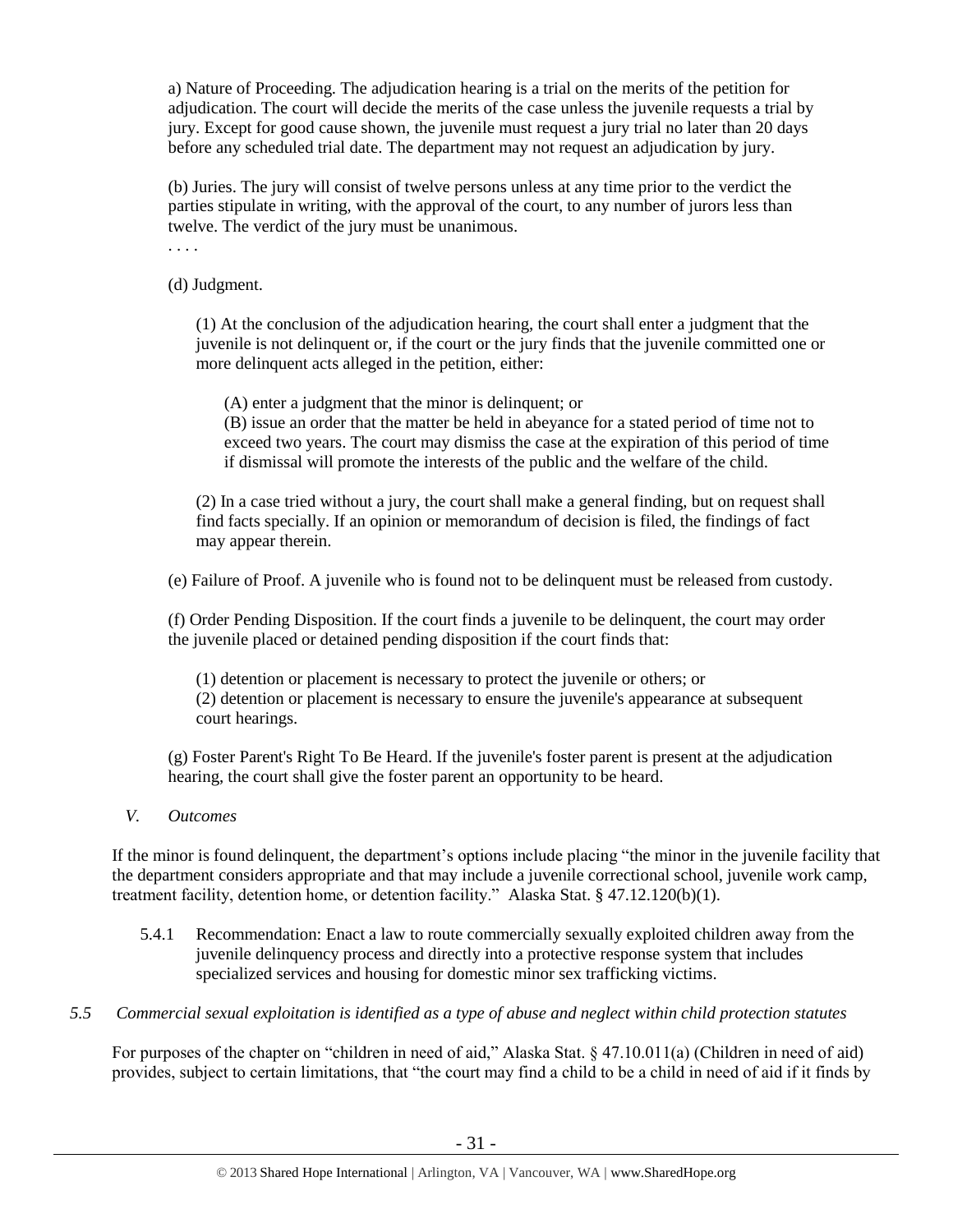a) Nature of Proceeding. The adjudication hearing is a trial on the merits of the petition for adjudication. The court will decide the merits of the case unless the juvenile requests a trial by jury. Except for good cause shown, the juvenile must request a jury trial no later than 20 days before any scheduled trial date. The department may not request an adjudication by jury.

(b) Juries. The jury will consist of twelve persons unless at any time prior to the verdict the parties stipulate in writing, with the approval of the court, to any number of jurors less than twelve. The verdict of the jury must be unanimous.

. . . .

(d) Judgment.

(1) At the conclusion of the adjudication hearing, the court shall enter a judgment that the juvenile is not delinquent or, if the court or the jury finds that the juvenile committed one or more delinquent acts alleged in the petition, either:

(A) enter a judgment that the minor is delinquent; or
(B) issue an order that the matter be held in abeyance for a stated period of time not to exceed two years. The court may dismiss the case at the expiration of this period of time if dismissal will promote the interests of the public and the welfare of the child.

(2) In a case tried without a jury, the court shall make a general finding, but on request shall find facts specially. If an opinion or memorandum of decision is filed, the findings of fact may appear therein.

(e) Failure of Proof. A juvenile who is found not to be delinquent must be released from custody.

(f) Order Pending Disposition. If the court finds a juvenile to be delinquent, the court may order the juvenile placed or detained pending disposition if the court finds that:

(1) detention or placement is necessary to protect the juvenile or others; or
(2) detention or placement is necessary to ensure the juvenile's appearance at subsequent court hearings.

(g) Foster Parent's Right To Be Heard. If the juvenile's foster parent is present at the adjudication hearing, the court shall give the foster parent an opportunity to be heard.

*V. Outcomes*

If the minor is found delinquent, the department's options include placing "the minor in the juvenile facility that the department considers appropriate and that may include a juvenile correctional school, juvenile work camp, treatment facility, detention home, or detention facility." Alaska Stat. § 47.12.120(b)(1).

5.4.1 Recommendation: Enact a law to route commercially sexually exploited children away from the juvenile delinquency process and directly into a protective response system that includes specialized services and housing for domestic minor sex trafficking victims.

*5.5 Commercial sexual exploitation is identified as a type of abuse and neglect within child protection statutes*

For purposes of the chapter on "children in need of aid," Alaska Stat. § 47.10.011(a) (Children in need of aid) provides, subject to certain limitations, that "the court may find a child to be a child in need of aid if it finds by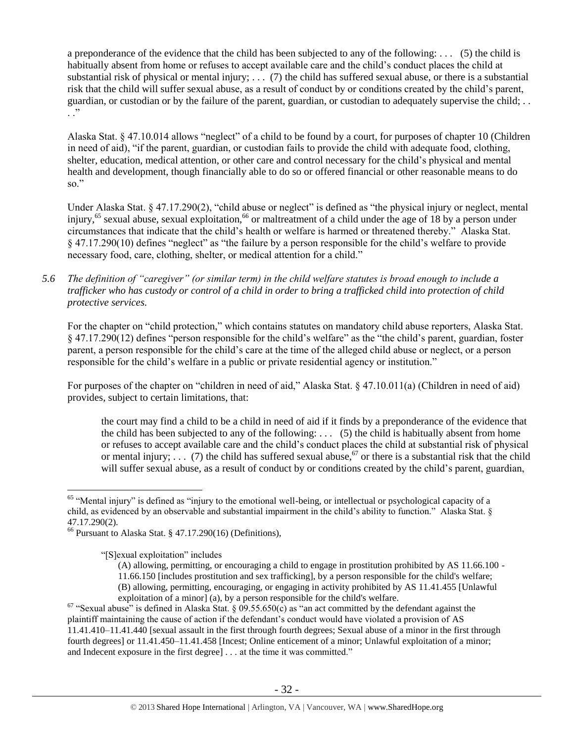a preponderance of the evidence that the child has been subjected to any of the following: . . . (5) the child is habitually absent from home or refuses to accept available care and the child's conduct places the child at substantial risk of physical or mental injury; . . . (7) the child has suffered sexual abuse, or there is a substantial risk that the child will suffer sexual abuse, as a result of conduct by or conditions created by the child's parent, guardian, or custodian or by the failure of the parent, guardian, or custodian to adequately supervise the child; . . . ."

Alaska Stat. § 47.10.014 allows "neglect" of a child to be found by a court, for purposes of chapter 10 (Children in need of aid), "if the parent, guardian, or custodian fails to provide the child with adequate food, clothing, shelter, education, medical attention, or other care and control necessary for the child's physical and mental health and development, though financially able to do so or offered financial or other reasonable means to do so."

Under Alaska Stat. § 47.17.290(2), "child abuse or neglect" is defined as "the physical injury or neglect, mental injury,[65] sexual abuse, sexual exploitation,[66] or maltreatment of a child under the age of 18 by a person under circumstances that indicate that the child's health or welfare is harmed or threatened thereby." Alaska Stat. § 47.17.290(10) defines "neglect" as "the failure by a person responsible for the child's welfare to provide necessary food, care, clothing, shelter, or medical attention for a child."

*5.6 The definition of "caregiver" (or similar term) in the child welfare statutes is broad enough to include a trafficker who has custody or control of a child in order to bring a trafficked child into protection of child protective services.*

For the chapter on "child protection," which contains statutes on mandatory child abuse reporters, Alaska Stat. § 47.17.290(12) defines "person responsible for the child's welfare" as the "the child's parent, guardian, foster parent, a person responsible for the child's care at the time of the alleged child abuse or neglect, or a person responsible for the child's welfare in a public or private residential agency or institution."

For purposes of the chapter on "children in need of aid," Alaska Stat. § 47.10.011(a) (Children in need of aid) provides, subject to certain limitations, that:

> the court may find a child to be a child in need of aid if it finds by a preponderance of the evidence that the child has been subjected to any of the following: . . . (5) the child is habitually absent from home or refuses to accept available care and the child's conduct places the child at substantial risk of physical or mental injury; . . . (7) the child has suffered sexual abuse,[67] or there is a substantial risk that the child will suffer sexual abuse, as a result of conduct by or conditions created by the child's parent, guardian,

---

[65] "Mental injury" is defined as "injury to the emotional well-being, or intellectual or psychological capacity of a child, as evidenced by an observable and substantial impairment in the child's ability to function." Alaska Stat. § 47.17.290(2).

[66] Pursuant to Alaska Stat. § 47.17.290(16) (Definitions),

> "[S]exual exploitation" includes
>
> (A) allowing, permitting, or encouraging a child to engage in prostitution prohibited by AS 11.66.100 - 11.66.150 [includes prostitution and sex trafficking], by a person responsible for the child's welfare;
> (B) allowing, permitting, encouraging, or engaging in activity prohibited by AS 11.41.455 [Unlawful exploitation of a minor] (a), by a person responsible for the child's welfare.

[67] "Sexual abuse" is defined in Alaska Stat. § 09.55.650(c) as "an act committed by the defendant against the plaintiff maintaining the cause of action if the defendant's conduct would have violated a provision of AS 11.41.410–11.41.440 [sexual assault in the first through fourth degrees; Sexual abuse of a minor in the first through fourth degrees] or 11.41.450–11.41.458 [Incest; Online enticement of a minor; Unlawful exploitation of a minor; and Indecent exposure in the first degree] . . . at the time it was committed."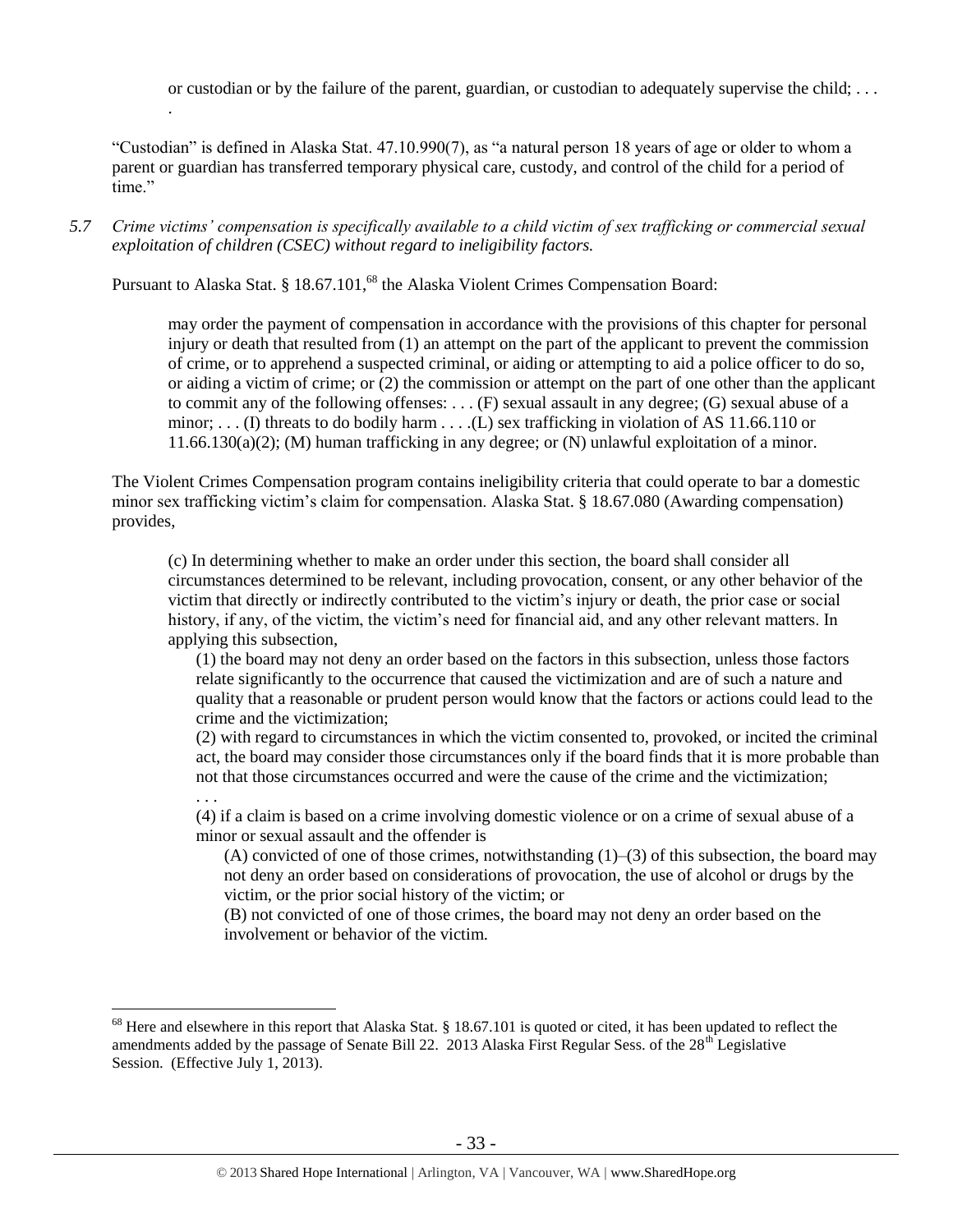or custodian or by the failure of the parent, guardian, or custodian to adequately supervise the child; . . . .

"Custodian" is defined in Alaska Stat. 47.10.990(7), as "a natural person 18 years of age or older to whom a parent or guardian has transferred temporary physical care, custody, and control of the child for a period of time."

*5.7 Crime victims' compensation is specifically available to a child victim of sex trafficking or commercial sexual exploitation of children (CSEC) without regard to ineligibility factors.*

Pursuant to Alaska Stat. § 18.67.101,[68] the Alaska Violent Crimes Compensation Board:

> may order the payment of compensation in accordance with the provisions of this chapter for personal injury or death that resulted from (1) an attempt on the part of the applicant to prevent the commission of crime, or to apprehend a suspected criminal, or aiding or attempting to aid a police officer to do so, or aiding a victim of crime; or (2) the commission or attempt on the part of one other than the applicant to commit any of the following offenses: . . . (F) sexual assault in any degree; (G) sexual abuse of a minor; . . . (I) threats to do bodily harm . . . .(L) sex trafficking in violation of AS 11.66.110 or 11.66.130(a)(2); (M) human trafficking in any degree; or (N) unlawful exploitation of a minor.

The Violent Crimes Compensation program contains ineligibility criteria that could operate to bar a domestic minor sex trafficking victim's claim for compensation. Alaska Stat. § 18.67.080 (Awarding compensation) provides,

> (c) In determining whether to make an order under this section, the board shall consider all circumstances determined to be relevant, including provocation, consent, or any other behavior of the victim that directly or indirectly contributed to the victim's injury or death, the prior case or social history, if any, of the victim, the victim's need for financial aid, and any other relevant matters. In applying this subsection,
>
> (1) the board may not deny an order based on the factors in this subsection, unless those factors relate significantly to the occurrence that caused the victimization and are of such a nature and quality that a reasonable or prudent person would know that the factors or actions could lead to the crime and the victimization;
>
> (2) with regard to circumstances in which the victim consented to, provoked, or incited the criminal act, the board may consider those circumstances only if the board finds that it is more probable than not that those circumstances occurred and were the cause of the crime and the victimization;
>
> . . .
>
> (4) if a claim is based on a crime involving domestic violence or on a crime of sexual abuse of a minor or sexual assault and the offender is
>
> (A) convicted of one of those crimes, notwithstanding (1)–(3) of this subsection, the board may not deny an order based on considerations of provocation, the use of alcohol or drugs by the victim, or the prior social history of the victim; or
>
> (B) not convicted of one of those crimes, the board may not deny an order based on the involvement or behavior of the victim.

---

[68] Here and elsewhere in this report that Alaska Stat. § 18.67.101 is quoted or cited, it has been updated to reflect the amendments added by the passage of Senate Bill 22. 2013 Alaska First Regular Sess. of the 28th Legislative Session. (Effective July 1, 2013).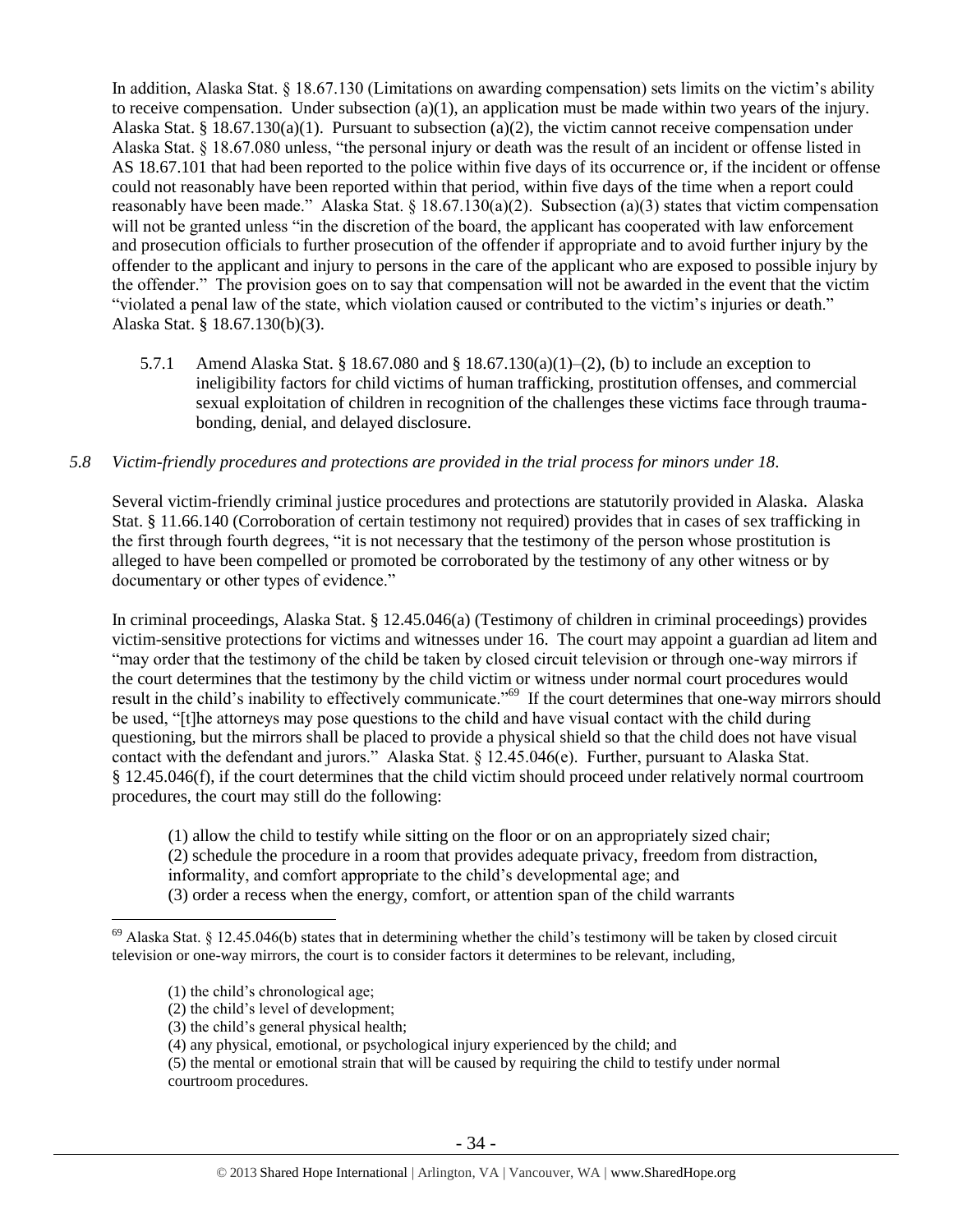In addition, Alaska Stat. § 18.67.130 (Limitations on awarding compensation) sets limits on the victim's ability to receive compensation. Under subsection (a)(1), an application must be made within two years of the injury. Alaska Stat. § 18.67.130(a)(1). Pursuant to subsection (a)(2), the victim cannot receive compensation under Alaska Stat. § 18.67.080 unless, "the personal injury or death was the result of an incident or offense listed in AS 18.67.101 that had been reported to the police within five days of its occurrence or, if the incident or offense could not reasonably have been reported within that period, within five days of the time when a report could reasonably have been made." Alaska Stat. § 18.67.130(a)(2). Subsection (a)(3) states that victim compensation will not be granted unless "in the discretion of the board, the applicant has cooperated with law enforcement and prosecution officials to further prosecution of the offender if appropriate and to avoid further injury by the offender to the applicant and injury to persons in the care of the applicant who are exposed to possible injury by the offender." The provision goes on to say that compensation will not be awarded in the event that the victim "violated a penal law of the state, which violation caused or contributed to the victim's injuries or death." Alaska Stat. § 18.67.130(b)(3).

5.7.1 Amend Alaska Stat. § 18.67.080 and § 18.67.130(a)(1)–(2), (b) to include an exception to ineligibility factors for child victims of human trafficking, prostitution offenses, and commercial sexual exploitation of children in recognition of the challenges these victims face through trauma-bonding, denial, and delayed disclosure.

### *5.8 Victim-friendly procedures and protections are provided in the trial process for minors under 18.*

Several victim-friendly criminal justice procedures and protections are statutorily provided in Alaska. Alaska Stat. § 11.66.140 (Corroboration of certain testimony not required) provides that in cases of sex trafficking in the first through fourth degrees, "it is not necessary that the testimony of the person whose prostitution is alleged to have been compelled or promoted be corroborated by the testimony of any other witness or by documentary or other types of evidence."

In criminal proceedings, Alaska Stat. § 12.45.046(a) (Testimony of children in criminal proceedings) provides victim-sensitive protections for victims and witnesses under 16. The court may appoint a guardian ad litem and "may order that the testimony of the child be taken by closed circuit television or through one-way mirrors if the court determines that the testimony by the child victim or witness under normal court procedures would result in the child's inability to effectively communicate."[69] If the court determines that one-way mirrors should be used, "[t]he attorneys may pose questions to the child and have visual contact with the child during questioning, but the mirrors shall be placed to provide a physical shield so that the child does not have visual contact with the defendant and jurors." Alaska Stat. § 12.45.046(e). Further, pursuant to Alaska Stat. § 12.45.046(f), if the court determines that the child victim should proceed under relatively normal courtroom procedures, the court may still do the following:

> (1) allow the child to testify while sitting on the floor or on an appropriately sized chair;
> (2) schedule the procedure in a room that provides adequate privacy, freedom from distraction, informality, and comfort appropriate to the child's developmental age; and
> (3) order a recess when the energy, comfort, or attention span of the child warrants

---

[69] Alaska Stat. § 12.45.046(b) states that in determining whether the child's testimony will be taken by closed circuit television or one-way mirrors, the court is to consider factors it determines to be relevant, including,

> (1) the child's chronological age;
> (2) the child's level of development;
> (3) the child's general physical health;
> (4) any physical, emotional, or psychological injury experienced by the child; and
> (5) the mental or emotional strain that will be caused by requiring the child to testify under normal courtroom procedures.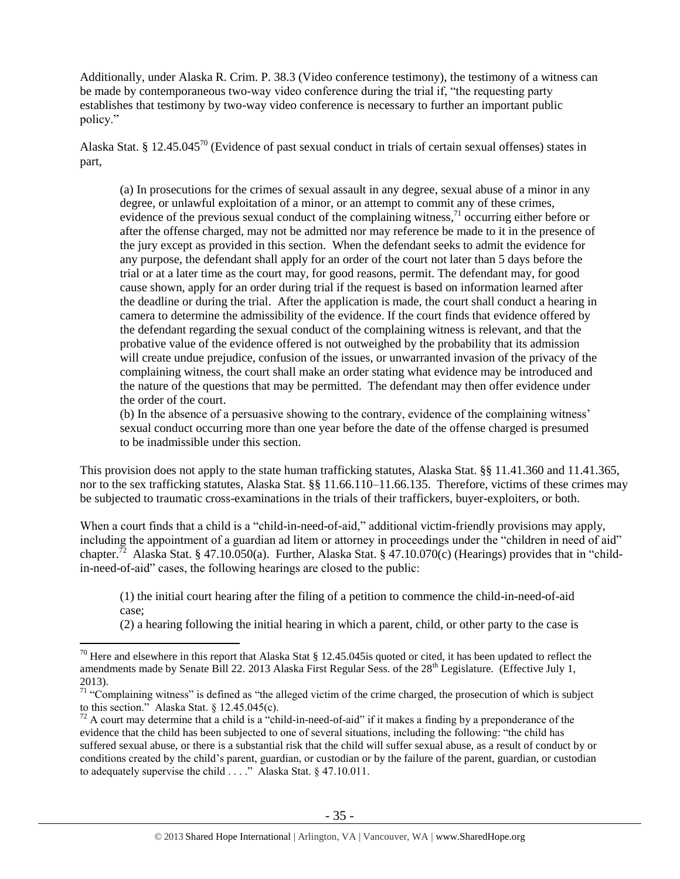Additionally, under Alaska R. Crim. P. 38.3 (Video conference testimony), the testimony of a witness can be made by contemporaneous two-way video conference during the trial if, "the requesting party establishes that testimony by two-way video conference is necessary to further an important public policy."

Alaska Stat. § 12.45.045[70] (Evidence of past sexual conduct in trials of certain sexual offenses) states in part,

> (a) In prosecutions for the crimes of sexual assault in any degree, sexual abuse of a minor in any degree, or unlawful exploitation of a minor, or an attempt to commit any of these crimes, evidence of the previous sexual conduct of the complaining witness,[71] occurring either before or after the offense charged, may not be admitted nor may reference be made to it in the presence of the jury except as provided in this section. When the defendant seeks to admit the evidence for any purpose, the defendant shall apply for an order of the court not later than 5 days before the trial or at a later time as the court may, for good reasons, permit. The defendant may, for good cause shown, apply for an order during trial if the request is based on information learned after the deadline or during the trial. After the application is made, the court shall conduct a hearing in camera to determine the admissibility of the evidence. If the court finds that evidence offered by the defendant regarding the sexual conduct of the complaining witness is relevant, and that the probative value of the evidence offered is not outweighed by the probability that its admission will create undue prejudice, confusion of the issues, or unwarranted invasion of the privacy of the complaining witness, the court shall make an order stating what evidence may be introduced and the nature of the questions that may be permitted. The defendant may then offer evidence under the order of the court.
>
> (b) In the absence of a persuasive showing to the contrary, evidence of the complaining witness' sexual conduct occurring more than one year before the date of the offense charged is presumed to be inadmissible under this section.

This provision does not apply to the state human trafficking statutes, Alaska Stat. §§ 11.41.360 and 11.41.365, nor to the sex trafficking statutes, Alaska Stat. §§ 11.66.110–11.66.135. Therefore, victims of these crimes may be subjected to traumatic cross-examinations in the trials of their traffickers, buyer-exploiters, or both.

When a court finds that a child is a "child-in-need-of-aid," additional victim-friendly provisions may apply, including the appointment of a guardian ad litem or attorney in proceedings under the "children in need of aid" chapter.[72] Alaska Stat. § 47.10.050(a). Further, Alaska Stat. § 47.10.070(c) (Hearings) provides that in "child-in-need-of-aid" cases, the following hearings are closed to the public:

> (1) the initial court hearing after the filing of a petition to commence the child-in-need-of-aid case;
>
> (2) a hearing following the initial hearing in which a parent, child, or other party to the case is

---

[70] Here and elsewhere in this report that Alaska Stat § 12.45.045is quoted or cited, it has been updated to reflect the amendments made by Senate Bill 22. 2013 Alaska First Regular Sess. of the 28th Legislature. (Effective July 1, 2013).

[71] "Complaining witness" is defined as "the alleged victim of the crime charged, the prosecution of which is subject to this section." Alaska Stat. § 12.45.045(c).

[72] A court may determine that a child is a "child-in-need-of-aid" if it makes a finding by a preponderance of the evidence that the child has been subjected to one of several situations, including the following: "the child has suffered sexual abuse, or there is a substantial risk that the child will suffer sexual abuse, as a result of conduct by or conditions created by the child's parent, guardian, or custodian or by the failure of the parent, guardian, or custodian to adequately supervise the child . . . ." Alaska Stat. § 47.10.011.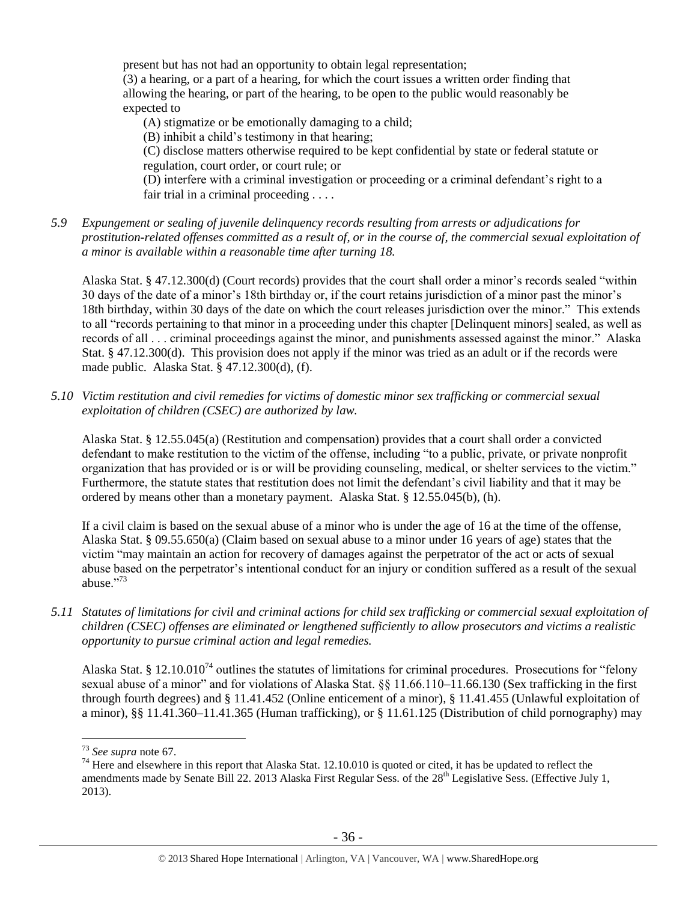present but has not had an opportunity to obtain legal representation;

(3) a hearing, or a part of a hearing, for which the court issues a written order finding that allowing the hearing, or part of the hearing, to be open to the public would reasonably be expected to

(A) stigmatize or be emotionally damaging to a child;

(B) inhibit a child's testimony in that hearing;

(C) disclose matters otherwise required to be kept confidential by state or federal statute or regulation, court order, or court rule; or

(D) interfere with a criminal investigation or proceeding or a criminal defendant's right to a fair trial in a criminal proceeding . . . .

*5.9 Expungement or sealing of juvenile delinquency records resulting from arrests or adjudications for prostitution-related offenses committed as a result of, or in the course of, the commercial sexual exploitation of a minor is available within a reasonable time after turning 18.*

Alaska Stat. § 47.12.300(d) (Court records) provides that the court shall order a minor's records sealed "within 30 days of the date of a minor's 18th birthday or, if the court retains jurisdiction of a minor past the minor's 18th birthday, within 30 days of the date on which the court releases jurisdiction over the minor." This extends to all "records pertaining to that minor in a proceeding under this chapter [Delinquent minors] sealed, as well as records of all . . . criminal proceedings against the minor, and punishments assessed against the minor." Alaska Stat. § 47.12.300(d). This provision does not apply if the minor was tried as an adult or if the records were made public. Alaska Stat. § 47.12.300(d), (f).

*5.10 Victim restitution and civil remedies for victims of domestic minor sex trafficking or commercial sexual exploitation of children (CSEC) are authorized by law.*

Alaska Stat. § 12.55.045(a) (Restitution and compensation) provides that a court shall order a convicted defendant to make restitution to the victim of the offense, including "to a public, private, or private nonprofit organization that has provided or is or will be providing counseling, medical, or shelter services to the victim." Furthermore, the statute states that restitution does not limit the defendant's civil liability and that it may be ordered by means other than a monetary payment. Alaska Stat. § 12.55.045(b), (h).

If a civil claim is based on the sexual abuse of a minor who is under the age of 16 at the time of the offense, Alaska Stat. § 09.55.650(a) (Claim based on sexual abuse to a minor under 16 years of age) states that the victim "may maintain an action for recovery of damages against the perpetrator of the act or acts of sexual abuse based on the perpetrator's intentional conduct for an injury or condition suffered as a result of the sexual abuse."[73]

*5.11 Statutes of limitations for civil and criminal actions for child sex trafficking or commercial sexual exploitation of children (CSEC) offenses are eliminated or lengthened sufficiently to allow prosecutors and victims a realistic opportunity to pursue criminal action and legal remedies.*

Alaska Stat. § 12.10.010[74] outlines the statutes of limitations for criminal procedures. Prosecutions for "felony sexual abuse of a minor" and for violations of Alaska Stat. §§ 11.66.110–11.66.130 (Sex trafficking in the first through fourth degrees) and § 11.41.452 (Online enticement of a minor), § 11.41.455 (Unlawful exploitation of a minor), §§ 11.41.360–11.41.365 (Human trafficking), or § 11.61.125 (Distribution of child pornography) may

---

[73] *See supra* note 67.

[74] Here and elsewhere in this report that Alaska Stat. 12.10.010 is quoted or cited, it has be updated to reflect the amendments made by Senate Bill 22. 2013 Alaska First Regular Sess. of the 28th Legislative Sess. (Effective July 1, 2013).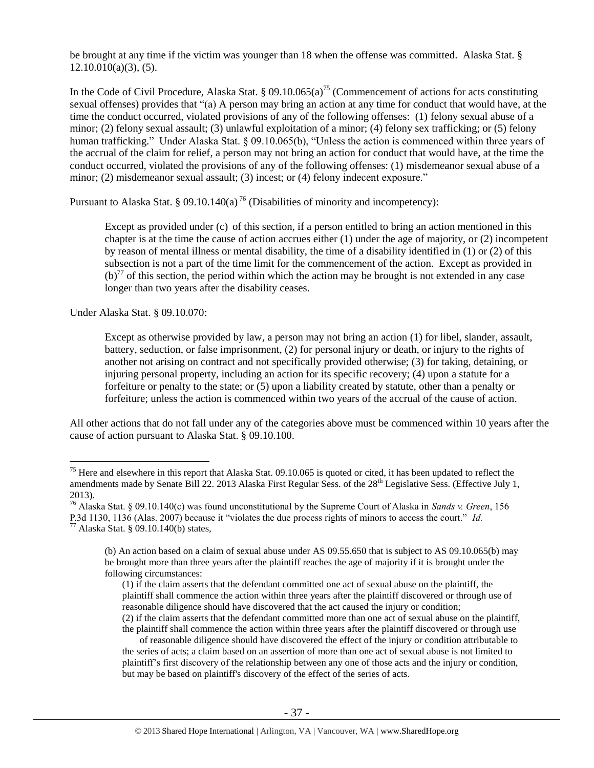be brought at any time if the victim was younger than 18 when the offense was committed. Alaska Stat. § 12.10.010(a)(3), (5).

In the Code of Civil Procedure, Alaska Stat. § 09.10.065(a)[75] (Commencement of actions for acts constituting sexual offenses) provides that "(a) A person may bring an action at any time for conduct that would have, at the time the conduct occurred, violated provisions of any of the following offenses: (1) felony sexual abuse of a minor; (2) felony sexual assault; (3) unlawful exploitation of a minor; (4) felony sex trafficking; or (5) felony human trafficking." Under Alaska Stat. § 09.10.065(b), "Unless the action is commenced within three years of the accrual of the claim for relief, a person may not bring an action for conduct that would have, at the time the conduct occurred, violated the provisions of any of the following offenses: (1) misdemeanor sexual abuse of a minor; (2) misdemeanor sexual assault; (3) incest; or (4) felony indecent exposure."

Pursuant to Alaska Stat. § 09.10.140(a)[76] (Disabilities of minority and incompetency):

> Except as provided under (c) of this section, if a person entitled to bring an action mentioned in this chapter is at the time the cause of action accrues either (1) under the age of majority, or (2) incompetent by reason of mental illness or mental disability, the time of a disability identified in (1) or (2) of this subsection is not a part of the time limit for the commencement of the action. Except as provided in (b)[77] of this section, the period within which the action may be brought is not extended in any case longer than two years after the disability ceases.

Under Alaska Stat. § 09.10.070:

> Except as otherwise provided by law, a person may not bring an action (1) for libel, slander, assault, battery, seduction, or false imprisonment, (2) for personal injury or death, or injury to the rights of another not arising on contract and not specifically provided otherwise; (3) for taking, detaining, or injuring personal property, including an action for its specific recovery; (4) upon a statute for a forfeiture or penalty to the state; or (5) upon a liability created by statute, other than a penalty or forfeiture; unless the action is commenced within two years of the accrual of the cause of action.

All other actions that do not fall under any of the categories above must be commenced within 10 years after the cause of action pursuant to Alaska Stat. § 09.10.100.

---

[75] Here and elsewhere in this report that Alaska Stat. 09.10.065 is quoted or cited, it has been updated to reflect the amendments made by Senate Bill 22. 2013 Alaska First Regular Sess. of the 28th Legislative Sess. (Effective July 1, 2013).

[76] Alaska Stat. § 09.10.140(c) was found unconstitutional by the Supreme Court of Alaska in *Sands v. Green*, 156 P.3d 1130, 1136 (Alas. 2007) because it "violates the due process rights of minors to access the court." *Id.*

[77] Alaska Stat. § 09.10.140(b) states,

> (b) An action based on a claim of sexual abuse under AS 09.55.650 that is subject to AS 09.10.065(b) may be brought more than three years after the plaintiff reaches the age of majority if it is brought under the following circumstances:
>
> (1) if the claim asserts that the defendant committed one act of sexual abuse on the plaintiff, the plaintiff shall commence the action within three years after the plaintiff discovered or through use of reasonable diligence should have discovered that the act caused the injury or condition;
>
> (2) if the claim asserts that the defendant committed more than one act of sexual abuse on the plaintiff, the plaintiff shall commence the action within three years after the plaintiff discovered or through use of reasonable diligence should have discovered the effect of the injury or condition attributable to the series of acts; a claim based on an assertion of more than one act of sexual abuse is not limited to plaintiff's first discovery of the relationship between any one of those acts and the injury or condition, but may be based on plaintiff's discovery of the effect of the series of acts.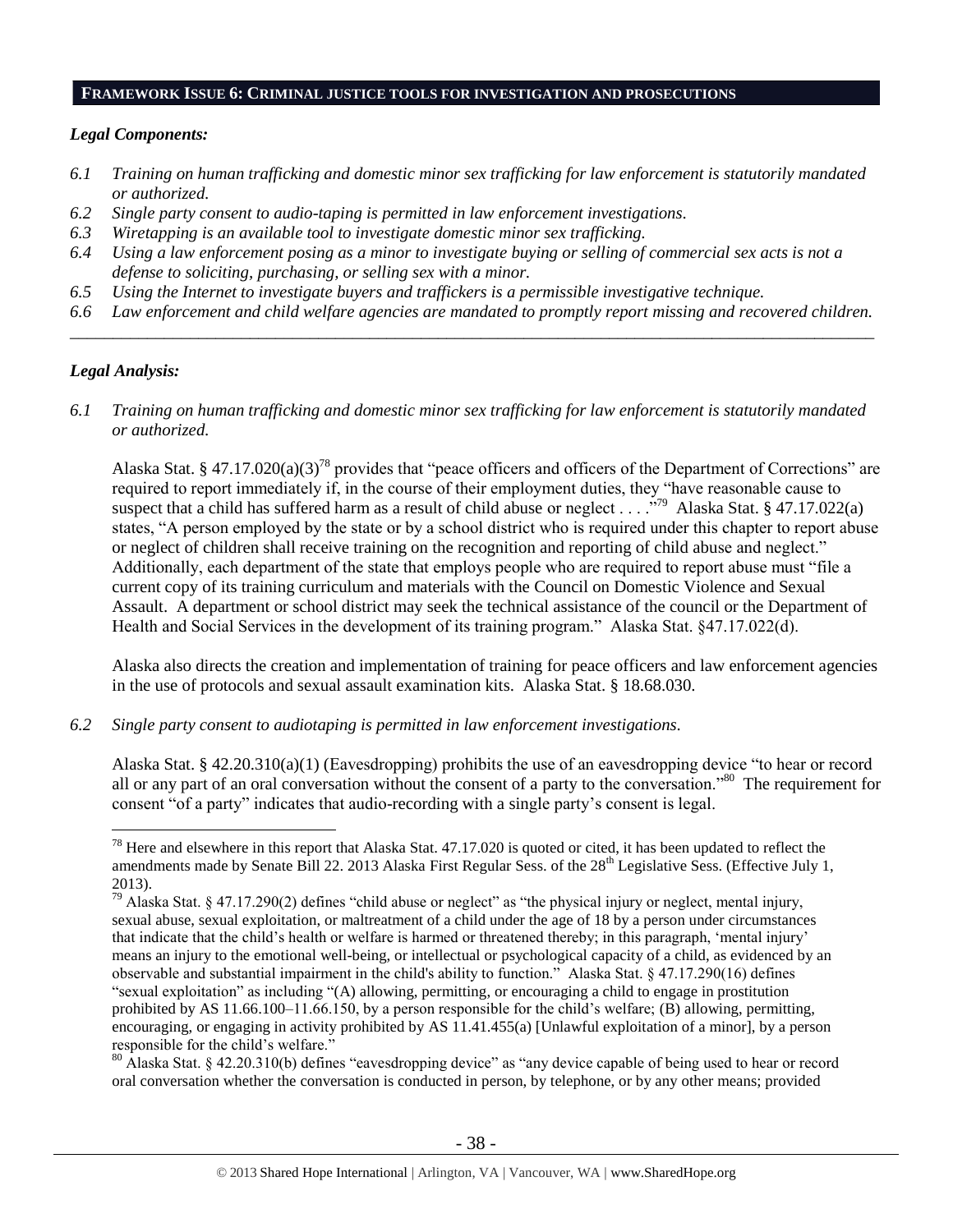## FRAMEWORK ISSUE 6: CRIMINAL JUSTICE TOOLS FOR INVESTIGATION AND PROSECUTIONS

### *Legal Components:*

- *6.1 Training on human trafficking and domestic minor sex trafficking for law enforcement is statutorily mandated or authorized.*
- *6.2 Single party consent to audio-taping is permitted in law enforcement investigations.*
- *6.3 Wiretapping is an available tool to investigate domestic minor sex trafficking.*
- *6.4 Using a law enforcement posing as a minor to investigate buying or selling of commercial sex acts is not a defense to soliciting, purchasing, or selling sex with a minor.*
- *6.5 Using the Internet to investigate buyers and traffickers is a permissible investigative technique.*
- *6.6 Law enforcement and child welfare agencies are mandated to promptly report missing and recovered children.*

---

### *Legal Analysis:*

*6.1 Training on human trafficking and domestic minor sex trafficking for law enforcement is statutorily mandated or authorized.*

Alaska Stat. § 47.17.020(a)(3)[78] provides that "peace officers and officers of the Department of Corrections" are required to report immediately if, in the course of their employment duties, they "have reasonable cause to suspect that a child has suffered harm as a result of child abuse or neglect . . . ."[79] Alaska Stat. § 47.17.022(a) states, "A person employed by the state or by a school district who is required under this chapter to report abuse or neglect of children shall receive training on the recognition and reporting of child abuse and neglect." Additionally, each department of the state that employs people who are required to report abuse must "file a current copy of its training curriculum and materials with the Council on Domestic Violence and Sexual Assault. A department or school district may seek the technical assistance of the council or the Department of Health and Social Services in the development of its training program." Alaska Stat. §47.17.022(d).

Alaska also directs the creation and implementation of training for peace officers and law enforcement agencies in the use of protocols and sexual assault examination kits. Alaska Stat. § 18.68.030.

*6.2 Single party consent to audiotaping is permitted in law enforcement investigations.*

Alaska Stat. § 42.20.310(a)(1) (Eavesdropping) prohibits the use of an eavesdropping device "to hear or record all or any part of an oral conversation without the consent of a party to the conversation."[80] The requirement for consent "of a party" indicates that audio-recording with a single party's consent is legal.

---

[78] Here and elsewhere in this report that Alaska Stat. 47.17.020 is quoted or cited, it has been updated to reflect the amendments made by Senate Bill 22. 2013 Alaska First Regular Sess. of the 28th Legislative Sess. (Effective July 1, 2013).

[79] Alaska Stat. § 47.17.290(2) defines "child abuse or neglect" as "the physical injury or neglect, mental injury, sexual abuse, sexual exploitation, or maltreatment of a child under the age of 18 by a person under circumstances that indicate that the child's health or welfare is harmed or threatened thereby; in this paragraph, 'mental injury' means an injury to the emotional well-being, or intellectual or psychological capacity of a child, as evidenced by an observable and substantial impairment in the child's ability to function." Alaska Stat. § 47.17.290(16) defines "sexual exploitation" as including "(A) allowing, permitting, or encouraging a child to engage in prostitution prohibited by AS 11.66.100–11.66.150, by a person responsible for the child's welfare; (B) allowing, permitting, encouraging, or engaging in activity prohibited by AS 11.41.455(a) [Unlawful exploitation of a minor], by a person responsible for the child's welfare."

[80] Alaska Stat. § 42.20.310(b) defines "eavesdropping device" as "any device capable of being used to hear or record oral conversation whether the conversation is conducted in person, by telephone, or by any other means; provided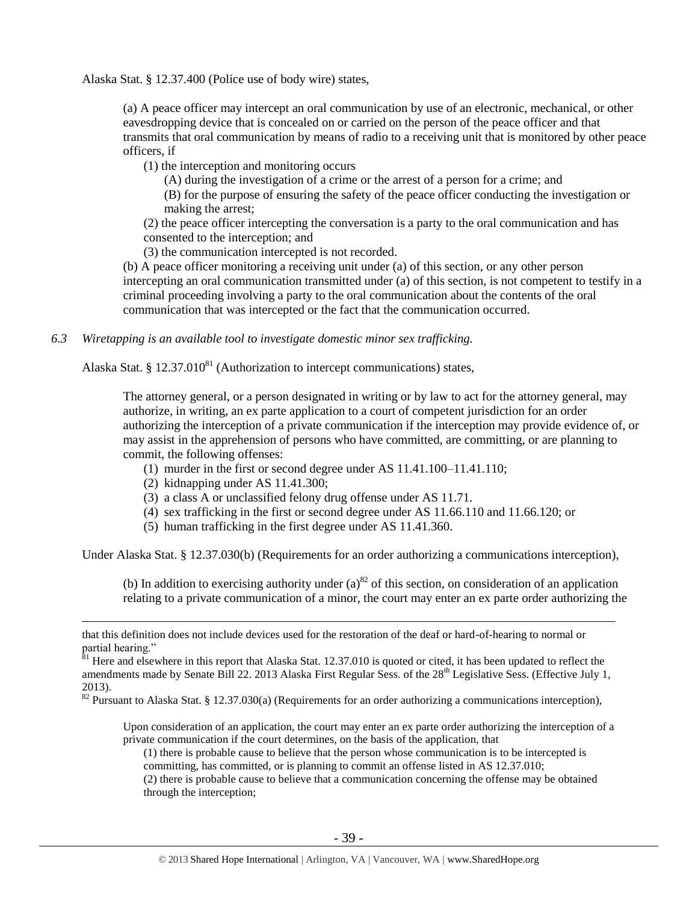Alaska Stat. § 12.37.400 (Police use of body wire) states,

> (a) A peace officer may intercept an oral communication by use of an electronic, mechanical, or other eavesdropping device that is concealed on or carried on the person of the peace officer and that transmits that oral communication by means of radio to a receiving unit that is monitored by other peace officers, if
>
> (1) the interception and monitoring occurs
>
> (A) during the investigation of a crime or the arrest of a person for a crime; and
>
> (B) for the purpose of ensuring the safety of the peace officer conducting the investigation or making the arrest;
>
> (2) the peace officer intercepting the conversation is a party to the oral communication and has consented to the interception; and
>
> (3) the communication intercepted is not recorded.
>
> (b) A peace officer monitoring a receiving unit under (a) of this section, or any other person intercepting an oral communication transmitted under (a) of this section, is not competent to testify in a criminal proceeding involving a party to the oral communication about the contents of the oral communication that was intercepted or the fact that the communication occurred.

*6.3 Wiretapping is an available tool to investigate domestic minor sex trafficking.*

Alaska Stat. § 12.37.010[81] (Authorization to intercept communications) states,

> The attorney general, or a person designated in writing or by law to act for the attorney general, may authorize, in writing, an ex parte application to a court of competent jurisdiction for an order authorizing the interception of a private communication if the interception may provide evidence of, or may assist in the apprehension of persons who have committed, are committing, or are planning to commit, the following offenses:
>
> (1) murder in the first or second degree under AS 11.41.100–11.41.110;
>
> (2) kidnapping under AS 11.41.300;
>
> (3) a class A or unclassified felony drug offense under AS 11.71.
>
> (4) sex trafficking in the first or second degree under AS 11.66.110 and 11.66.120; or
>
> (5) human trafficking in the first degree under AS 11.41.360.

Under Alaska Stat. § 12.37.030(b) (Requirements for an order authorizing a communications interception),

> (b) In addition to exercising authority under (a)[82] of this section, on consideration of an application relating to a private communication of a minor, the court may enter an ex parte order authorizing the

---

that this definition does not include devices used for the restoration of the deaf or hard-of-hearing to normal or partial hearing."

[81] Here and elsewhere in this report that Alaska Stat. 12.37.010 is quoted or cited, it has been updated to reflect the amendments made by Senate Bill 22. 2013 Alaska First Regular Sess. of the 28th Legislative Sess. (Effective July 1, 2013).

[82] Pursuant to Alaska Stat. § 12.37.030(a) (Requirements for an order authorizing a communications interception),

> Upon consideration of an application, the court may enter an ex parte order authorizing the interception of a private communication if the court determines, on the basis of the application, that
>
> (1) there is probable cause to believe that the person whose communication is to be intercepted is committing, has committed, or is planning to commit an offense listed in AS 12.37.010;
>
> (2) there is probable cause to believe that a communication concerning the offense may be obtained through the interception;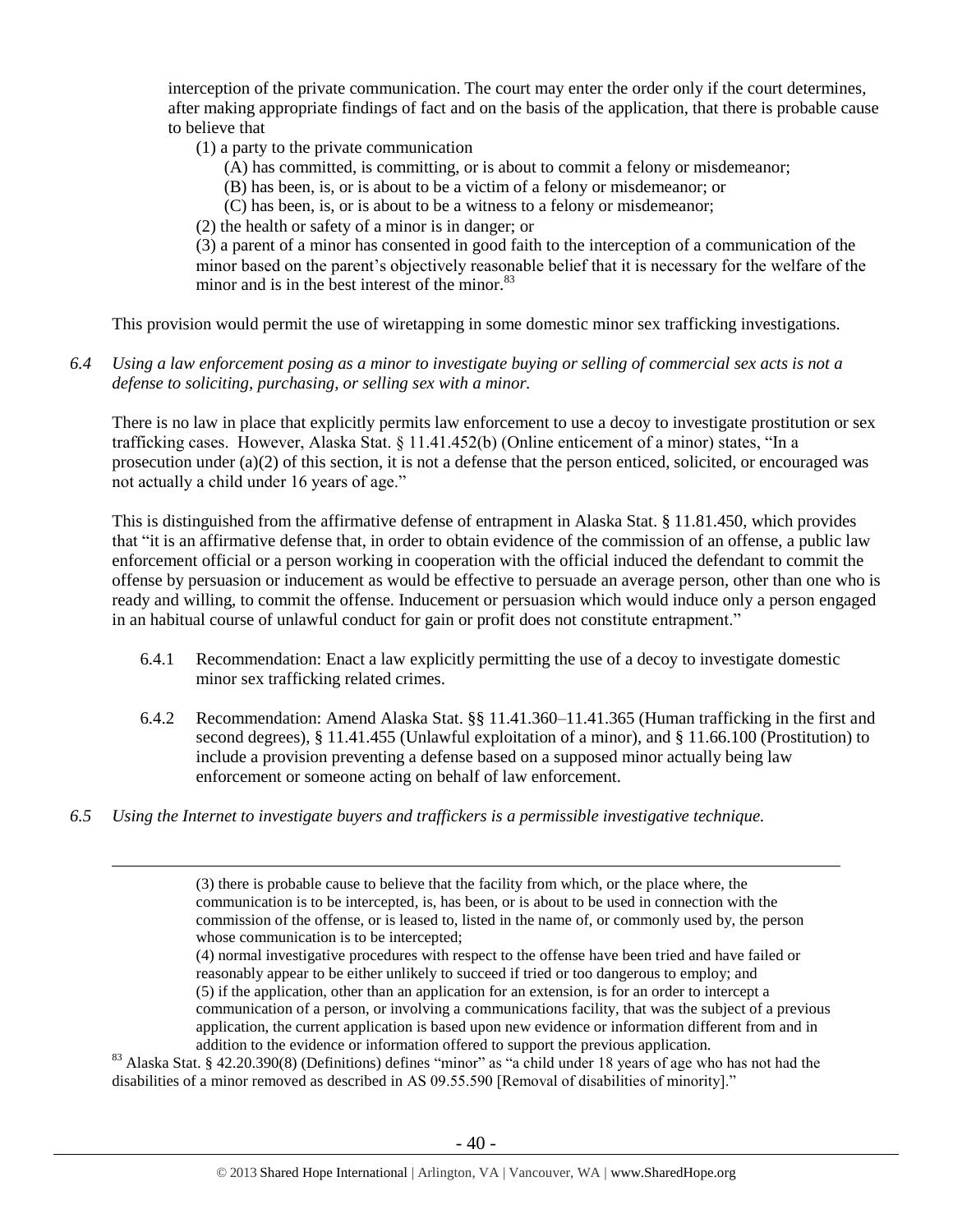interception of the private communication. The court may enter the order only if the court determines, after making appropriate findings of fact and on the basis of the application, that there is probable cause to believe that

(1) a party to the private communication

(A) has committed, is committing, or is about to commit a felony or misdemeanor;

(B) has been, is, or is about to be a victim of a felony or misdemeanor; or

(C) has been, is, or is about to be a witness to a felony or misdemeanor;

(2) the health or safety of a minor is in danger; or

(3) a parent of a minor has consented in good faith to the interception of a communication of the minor based on the parent's objectively reasonable belief that it is necessary for the welfare of the minor and is in the best interest of the minor.[83]

This provision would permit the use of wiretapping in some domestic minor sex trafficking investigations.

*6.4 Using a law enforcement posing as a minor to investigate buying or selling of commercial sex acts is not a defense to soliciting, purchasing, or selling sex with a minor.*

There is no law in place that explicitly permits law enforcement to use a decoy to investigate prostitution or sex trafficking cases. However, Alaska Stat. § 11.41.452(b) (Online enticement of a minor) states, "In a prosecution under (a)(2) of this section, it is not a defense that the person enticed, solicited, or encouraged was not actually a child under 16 years of age."

This is distinguished from the affirmative defense of entrapment in Alaska Stat. § 11.81.450, which provides that "it is an affirmative defense that, in order to obtain evidence of the commission of an offense, a public law enforcement official or a person working in cooperation with the official induced the defendant to commit the offense by persuasion or inducement as would be effective to persuade an average person, other than one who is ready and willing, to commit the offense. Inducement or persuasion which would induce only a person engaged in an habitual course of unlawful conduct for gain or profit does not constitute entrapment."

6.4.1 Recommendation: Enact a law explicitly permitting the use of a decoy to investigate domestic minor sex trafficking related crimes.

6.4.2 Recommendation: Amend Alaska Stat. §§ 11.41.360–11.41.365 (Human trafficking in the first and second degrees), § 11.41.455 (Unlawful exploitation of a minor), and § 11.66.100 (Prostitution) to include a provision preventing a defense based on a supposed minor actually being law enforcement or someone acting on behalf of law enforcement.

*6.5 Using the Internet to investigate buyers and traffickers is a permissible investigative technique.*

---

(3) there is probable cause to believe that the facility from which, or the place where, the communication is to be intercepted, is, has been, or is about to be used in connection with the commission of the offense, or is leased to, listed in the name of, or commonly used by, the person whose communication is to be intercepted;

(4) normal investigative procedures with respect to the offense have been tried and have failed or reasonably appear to be either unlikely to succeed if tried or too dangerous to employ; and

(5) if the application, other than an application for an extension, is for an order to intercept a communication of a person, or involving a communications facility, that was the subject of a previous application, the current application is based upon new evidence or information different from and in addition to the evidence or information offered to support the previous application.

[83] Alaska Stat. § 42.20.390(8) (Definitions) defines "minor" as "a child under 18 years of age who has not had the disabilities of a minor removed as described in AS 09.55.590 [Removal of disabilities of minority]."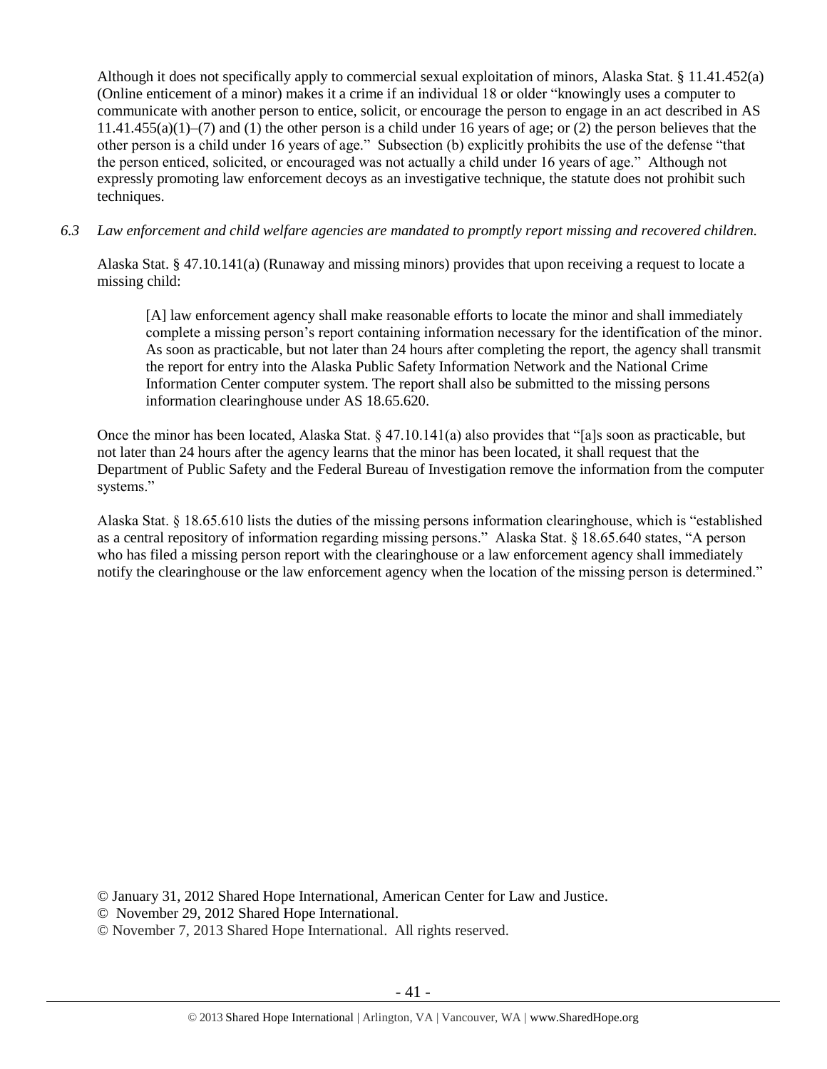Although it does not specifically apply to commercial sexual exploitation of minors, Alaska Stat. § 11.41.452(a) (Online enticement of a minor) makes it a crime if an individual 18 or older "knowingly uses a computer to communicate with another person to entice, solicit, or encourage the person to engage in an act described in AS 11.41.455(a)(1)–(7) and (1) the other person is a child under 16 years of age; or (2) the person believes that the other person is a child under 16 years of age." Subsection (b) explicitly prohibits the use of the defense "that the person enticed, solicited, or encouraged was not actually a child under 16 years of age." Although not expressly promoting law enforcement decoys as an investigative technique, the statute does not prohibit such techniques.

*6.3 Law enforcement and child welfare agencies are mandated to promptly report missing and recovered children.*

Alaska Stat. § 47.10.141(a) (Runaway and missing minors) provides that upon receiving a request to locate a missing child:

> [A] law enforcement agency shall make reasonable efforts to locate the minor and shall immediately complete a missing person's report containing information necessary for the identification of the minor. As soon as practicable, but not later than 24 hours after completing the report, the agency shall transmit the report for entry into the Alaska Public Safety Information Network and the National Crime Information Center computer system. The report shall also be submitted to the missing persons information clearinghouse under AS 18.65.620.

Once the minor has been located, Alaska Stat. § 47.10.141(a) also provides that "[a]s soon as practicable, but not later than 24 hours after the agency learns that the minor has been located, it shall request that the Department of Public Safety and the Federal Bureau of Investigation remove the information from the computer systems."

Alaska Stat. § 18.65.610 lists the duties of the missing persons information clearinghouse, which is "established as a central repository of information regarding missing persons." Alaska Stat. § 18.65.640 states, "A person who has filed a missing person report with the clearinghouse or a law enforcement agency shall immediately notify the clearinghouse or the law enforcement agency when the location of the missing person is determined."

© January 31, 2012 Shared Hope International, American Center for Law and Justice.
© November 29, 2012 Shared Hope International.
© November 7, 2013 Shared Hope International. All rights reserved.